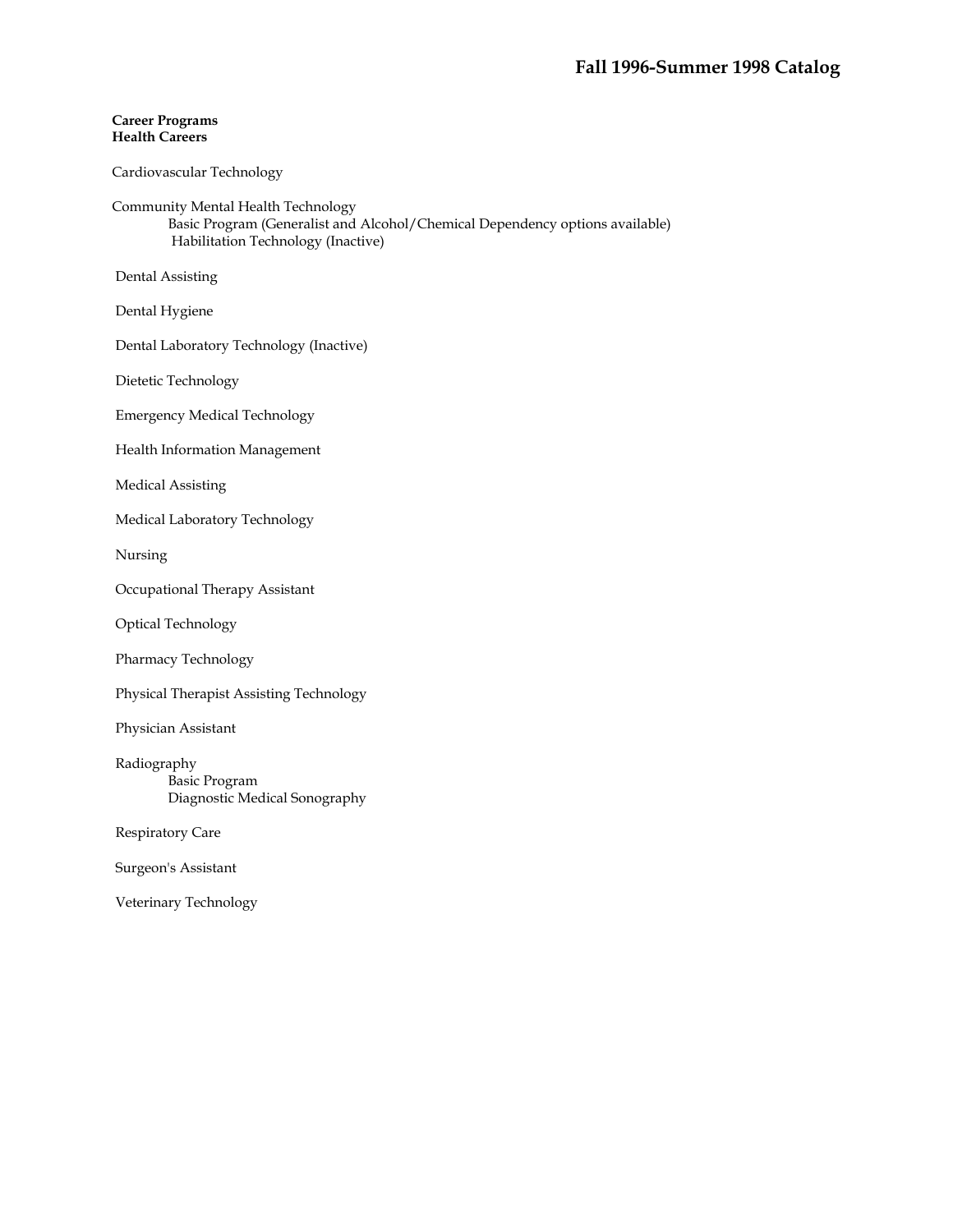# Fall 1996-Summer 1998 Catalog

**Career Programs**
**Health Careers**

Cardiovascular Technology

Community Mental Health Technology
- Basic Program (Generalist and Alcohol/Chemical Dependency options available)
- Habilitation Technology (Inactive)

Dental Assisting

Dental Hygiene

Dental Laboratory Technology (Inactive)

Dietetic Technology

Emergency Medical Technology

Health Information Management

Medical Assisting

Medical Laboratory Technology

Nursing

Occupational Therapy Assistant

Optical Technology

Pharmacy Technology

Physical Therapist Assisting Technology

Physician Assistant

Radiography
- Basic Program
- Diagnostic Medical Sonography

Respiratory Care

Surgeon's Assistant

Veterinary Technology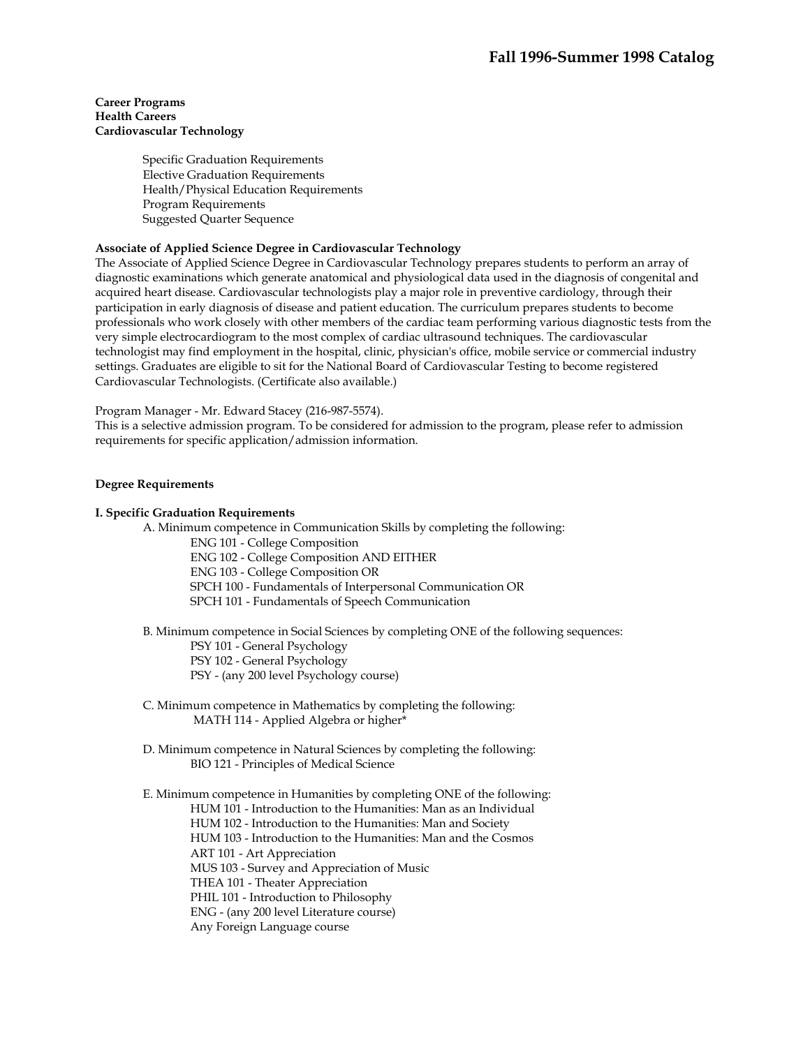**Career Programs**
**Health Careers**
**Cardiovascular Technology**

- Specific Graduation Requirements
- Elective Graduation Requirements
- Health/Physical Education Requirements
- Program Requirements
- Suggested Quarter Sequence

**Associate of Applied Science Degree in Cardiovascular Technology**

The Associate of Applied Science Degree in Cardiovascular Technology prepares students to perform an array of diagnostic examinations which generate anatomical and physiological data used in the diagnosis of congenital and acquired heart disease. Cardiovascular technologists play a major role in preventive cardiology, through their participation in early diagnosis of disease and patient education. The curriculum prepares students to become professionals who work closely with other members of the cardiac team performing various diagnostic tests from the very simple electrocardiogram to the most complex of cardiac ultrasound techniques. The cardiovascular technologist may find employment in the hospital, clinic, physician's office, mobile service or commercial industry settings. Graduates are eligible to sit for the National Board of Cardiovascular Testing to become registered Cardiovascular Technologists. (Certificate also available.)

Program Manager - Mr. Edward Stacey (216-987-5574).
This is a selective admission program. To be considered for admission to the program, please refer to admission requirements for specific application/admission information.

**Degree Requirements**

**I. Specific Graduation Requirements**

A. Minimum competence in Communication Skills by completing the following:
- ENG 101 - College Composition
- ENG 102 - College Composition AND EITHER
- ENG 103 - College Composition OR
- SPCH 100 - Fundamentals of Interpersonal Communication OR
- SPCH 101 - Fundamentals of Speech Communication

B. Minimum competence in Social Sciences by completing ONE of the following sequences:
- PSY 101 - General Psychology
- PSY 102 - General Psychology
- PSY - (any 200 level Psychology course)

C. Minimum competence in Mathematics by completing the following:
- MATH 114 - Applied Algebra or higher*

D. Minimum competence in Natural Sciences by completing the following:
- BIO 121 - Principles of Medical Science

E. Minimum competence in Humanities by completing ONE of the following:
- HUM 101 - Introduction to the Humanities: Man as an Individual
- HUM 102 - Introduction to the Humanities: Man and Society
- HUM 103 - Introduction to the Humanities: Man and the Cosmos
- ART 101 - Art Appreciation
- MUS 103 - Survey and Appreciation of Music
- THEA 101 - Theater Appreciation
- PHIL 101 - Introduction to Philosophy
- ENG - (any 200 level Literature course)
- Any Foreign Language course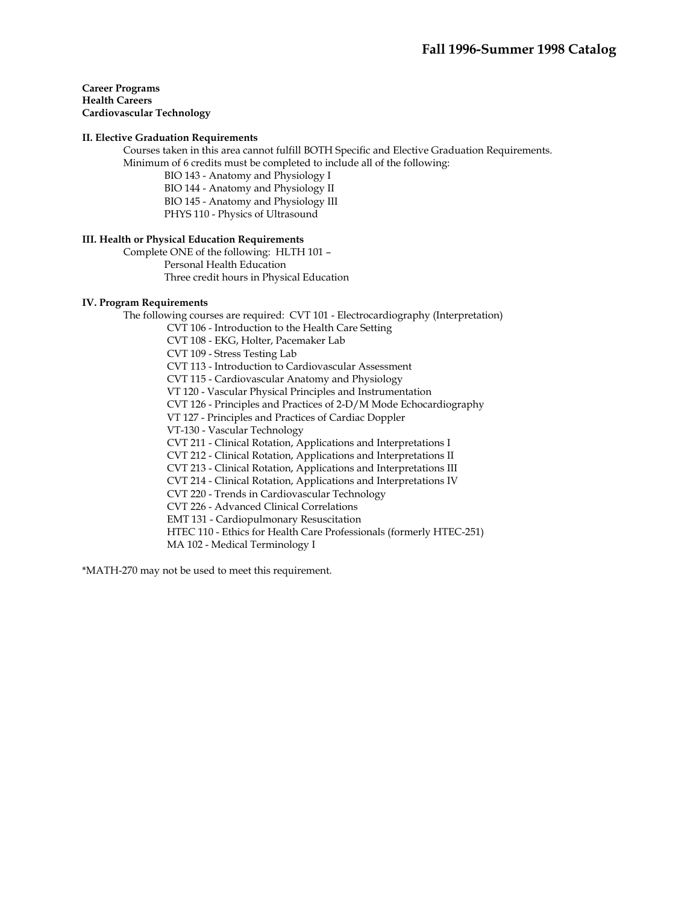**Career Programs**
**Health Careers**
**Cardiovascular Technology**

**II. Elective Graduation Requirements**

Courses taken in this area cannot fulfill BOTH Specific and Elective Graduation Requirements.
Minimum of 6 credits must be completed to include all of the following:

- BIO 143 - Anatomy and Physiology I
- BIO 144 - Anatomy and Physiology II
- BIO 145 - Anatomy and Physiology III
- PHYS 110 - Physics of Ultrasound

**III. Health or Physical Education Requirements**

Complete ONE of the following: HLTH 101 –

- Personal Health Education
- Three credit hours in Physical Education

**IV. Program Requirements**

The following courses are required: CVT 101 - Electrocardiography (Interpretation)

- CVT 106 - Introduction to the Health Care Setting
- CVT 108 - EKG, Holter, Pacemaker Lab
- CVT 109 - Stress Testing Lab
- CVT 113 - Introduction to Cardiovascular Assessment
- CVT 115 - Cardiovascular Anatomy and Physiology
- VT 120 - Vascular Physical Principles and Instrumentation
- CVT 126 - Principles and Practices of 2-D/M Mode Echocardiography
- VT 127 - Principles and Practices of Cardiac Doppler
- VT-130 - Vascular Technology
- CVT 211 - Clinical Rotation, Applications and Interpretations I
- CVT 212 - Clinical Rotation, Applications and Interpretations II
- CVT 213 - Clinical Rotation, Applications and Interpretations III
- CVT 214 - Clinical Rotation, Applications and Interpretations IV
- CVT 220 - Trends in Cardiovascular Technology
- CVT 226 - Advanced Clinical Correlations
- EMT 131 - Cardiopulmonary Resuscitation
- HTEC 110 - Ethics for Health Care Professionals (formerly HTEC-251)
- MA 102 - Medical Terminology I

*MATH-270 may not be used to meet this requirement.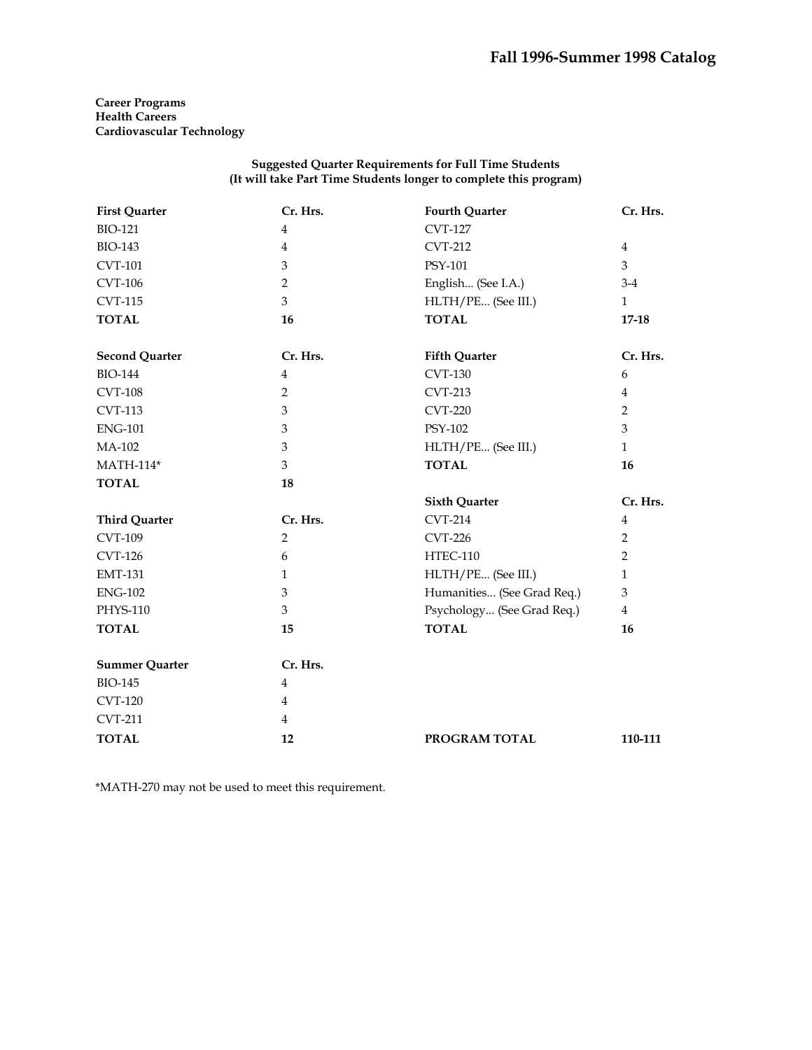**Career Programs**
**Health Careers**
**Cardiovascular Technology**

**Suggested Quarter Requirements for Full Time Students**
**(It will take Part Time Students longer to complete this program)**

| First Quarter | Cr. Hrs. |
|---|---|
| BIO-121 | 4 |
| BIO-143 | 4 |
| CVT-101 | 3 |
| CVT-106 | 2 |
| CVT-115 | 3 |
| **TOTAL** | **16** |

| Second Quarter | Cr. Hrs. |
|---|---|
| BIO-144 | 4 |
| CVT-108 | 2 |
| CVT-113 | 3 |
| ENG-101 | 3 |
| MA-102 | 3 |
| MATH-114* | 3 |
| **TOTAL** | **18** |

| Third Quarter | Cr. Hrs. |
|---|---|
| CVT-109 | 2 |
| CVT-126 | 6 |
| EMT-131 | 1 |
| ENG-102 | 3 |
| PHYS-110 | 3 |
| **TOTAL** | **15** |

| Summer Quarter | Cr. Hrs. |
|---|---|
| BIO-145 | 4 |
| CVT-120 | 4 |
| CVT-211 | 4 |
| **TOTAL** | **12** |

| Fourth Quarter | Cr. Hrs. |
|---|---|
| CVT-127 | |
| CVT-212 | 4 |
| PSY-101 | 3 |
| English... (See I.A.) | 3-4 |
| HLTH/PE... (See III.) | 1 |
| **TOTAL** | **17-18** |

| Fifth Quarter | Cr. Hrs. |
|---|---|
| CVT-130 | 6 |
| CVT-213 | 4 |
| CVT-220 | 2 |
| PSY-102 | 3 |
| HLTH/PE... (See III.) | 1 |
| **TOTAL** | **16** |

| Sixth Quarter | Cr. Hrs. |
|---|---|
| CVT-214 | 4 |
| CVT-226 | 2 |
| HTEC-110 | 2 |
| HLTH/PE... (See III.) | 1 |
| Humanities... (See Grad Req.) | 3 |
| Psychology... (See Grad Req.) | 4 |
| **TOTAL** | **16** |

**PROGRAM TOTAL** **110-111**

*MATH-270 may not be used to meet this requirement.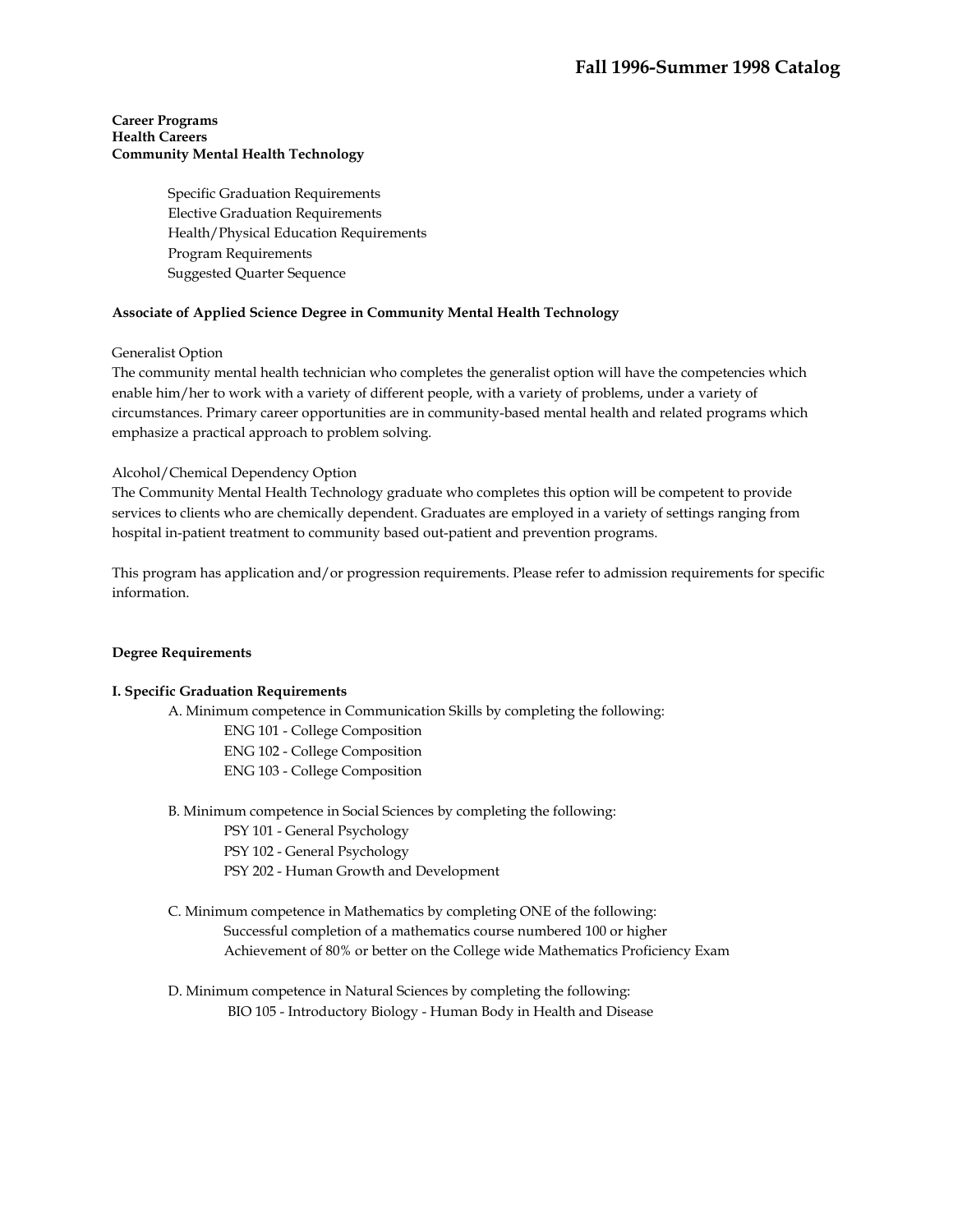**Career Programs**
**Health Careers**
**Community Mental Health Technology**

- Specific Graduation Requirements
- Elective Graduation Requirements
- Health/Physical Education Requirements
- Program Requirements
- Suggested Quarter Sequence

## Associate of Applied Science Degree in Community Mental Health Technology

Generalist Option

The community mental health technician who completes the generalist option will have the competencies which enable him/her to work with a variety of different people, with a variety of problems, under a variety of circumstances. Primary career opportunities are in community-based mental health and related programs which emphasize a practical approach to problem solving.

Alcohol/Chemical Dependency Option

The Community Mental Health Technology graduate who completes this option will be competent to provide services to clients who are chemically dependent. Graduates are employed in a variety of settings ranging from hospital in-patient treatment to community based out-patient and prevention programs.

This program has application and/or progression requirements. Please refer to admission requirements for specific information.

### Degree Requirements

#### I. Specific Graduation Requirements

A. Minimum competence in Communication Skills by completing the following:
- ENG 101 - College Composition
- ENG 102 - College Composition
- ENG 103 - College Composition

B. Minimum competence in Social Sciences by completing the following:
- PSY 101 - General Psychology
- PSY 102 - General Psychology
- PSY 202 - Human Growth and Development

C. Minimum competence in Mathematics by completing ONE of the following:
- Successful completion of a mathematics course numbered 100 or higher
- Achievement of 80% or better on the College wide Mathematics Proficiency Exam

D. Minimum competence in Natural Sciences by completing the following:
- BIO 105 - Introductory Biology - Human Body in Health and Disease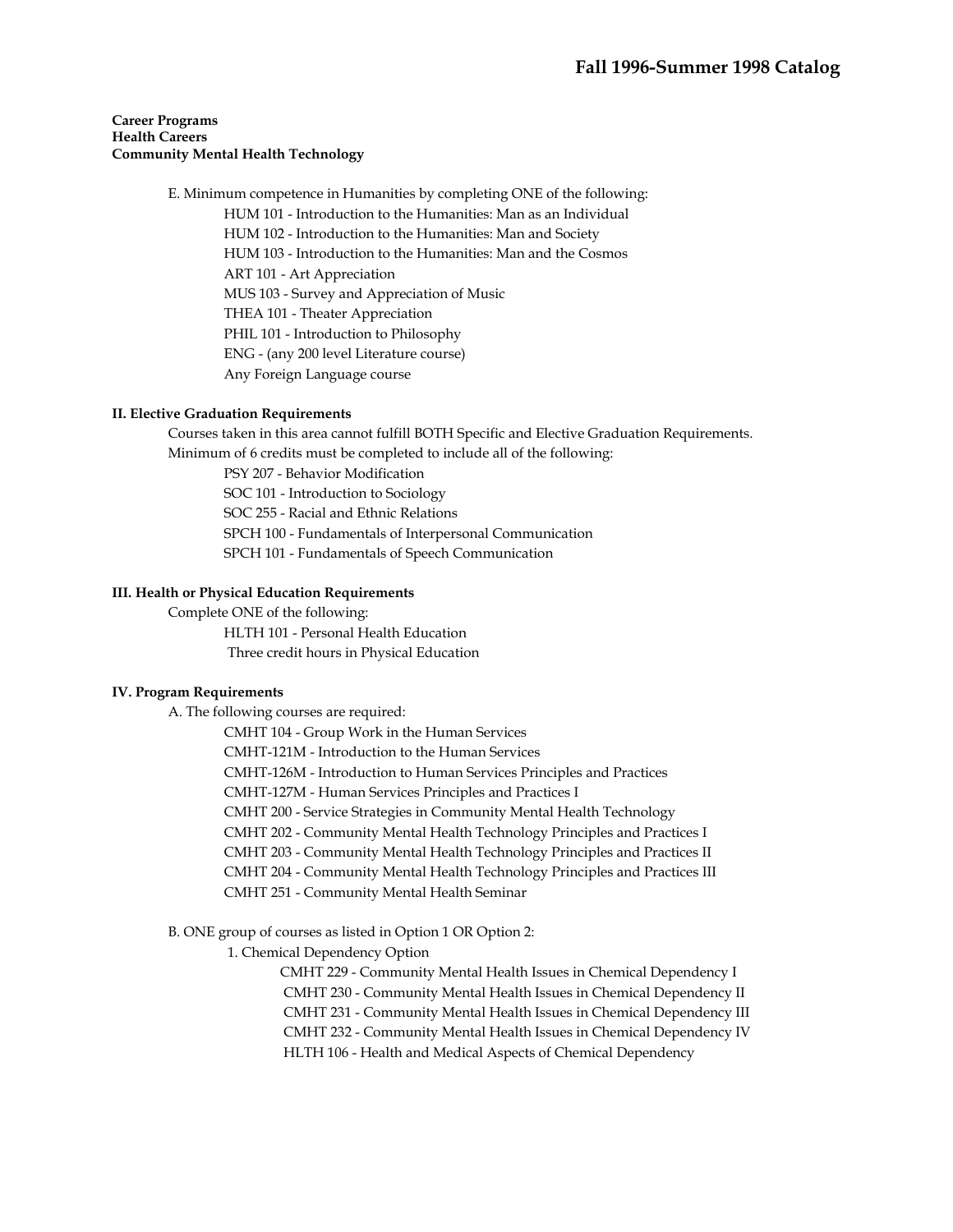**Career Programs**
**Health Careers**
**Community Mental Health Technology**

E. Minimum competence in Humanities by completing ONE of the following:

- HUM 101 - Introduction to the Humanities: Man as an Individual
- HUM 102 - Introduction to the Humanities: Man and Society
- HUM 103 - Introduction to the Humanities: Man and the Cosmos
- ART 101 - Art Appreciation
- MUS 103 - Survey and Appreciation of Music
- THEA 101 - Theater Appreciation
- PHIL 101 - Introduction to Philosophy
- ENG - (any 200 level Literature course)
- Any Foreign Language course

**II. Elective Graduation Requirements**

Courses taken in this area cannot fulfill BOTH Specific and Elective Graduation Requirements.
Minimum of 6 credits must be completed to include all of the following:

- PSY 207 - Behavior Modification
- SOC 101 - Introduction to Sociology
- SOC 255 - Racial and Ethnic Relations
- SPCH 100 - Fundamentals of Interpersonal Communication
- SPCH 101 - Fundamentals of Speech Communication

**III. Health or Physical Education Requirements**

Complete ONE of the following:

- HLTH 101 - Personal Health Education
- Three credit hours in Physical Education

**IV. Program Requirements**

A. The following courses are required:

- CMHT 104 - Group Work in the Human Services
- CMHT-121M - Introduction to the Human Services
- CMHT-126M - Introduction to Human Services Principles and Practices
- CMHT-127M - Human Services Principles and Practices I
- CMHT 200 - Service Strategies in Community Mental Health Technology
- CMHT 202 - Community Mental Health Technology Principles and Practices I
- CMHT 203 - Community Mental Health Technology Principles and Practices II
- CMHT 204 - Community Mental Health Technology Principles and Practices III
- CMHT 251 - Community Mental Health Seminar

B. ONE group of courses as listed in Option 1 OR Option 2:

1. Chemical Dependency Option
   - CMHT 229 - Community Mental Health Issues in Chemical Dependency I
   - CMHT 230 - Community Mental Health Issues in Chemical Dependency II
   - CMHT 231 - Community Mental Health Issues in Chemical Dependency III
   - CMHT 232 - Community Mental Health Issues in Chemical Dependency IV
   - HLTH 106 - Health and Medical Aspects of Chemical Dependency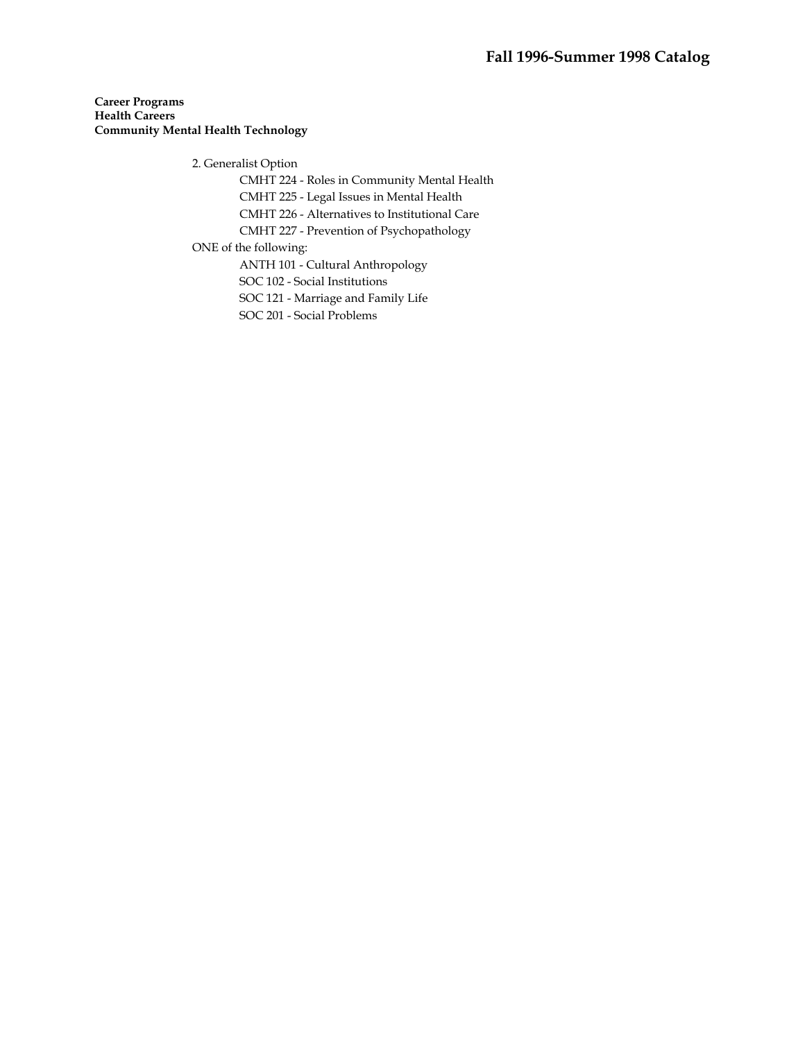**Career Programs**
**Health Careers**
**Community Mental Health Technology**

2. Generalist Option
    - CMHT 224 - Roles in Community Mental Health
    - CMHT 225 - Legal Issues in Mental Health
    - CMHT 226 - Alternatives to Institutional Care
    - CMHT 227 - Prevention of Psychopathology

ONE of the following:
- ANTH 101 - Cultural Anthropology
- SOC 102 - Social Institutions
- SOC 121 - Marriage and Family Life
- SOC 201 - Social Problems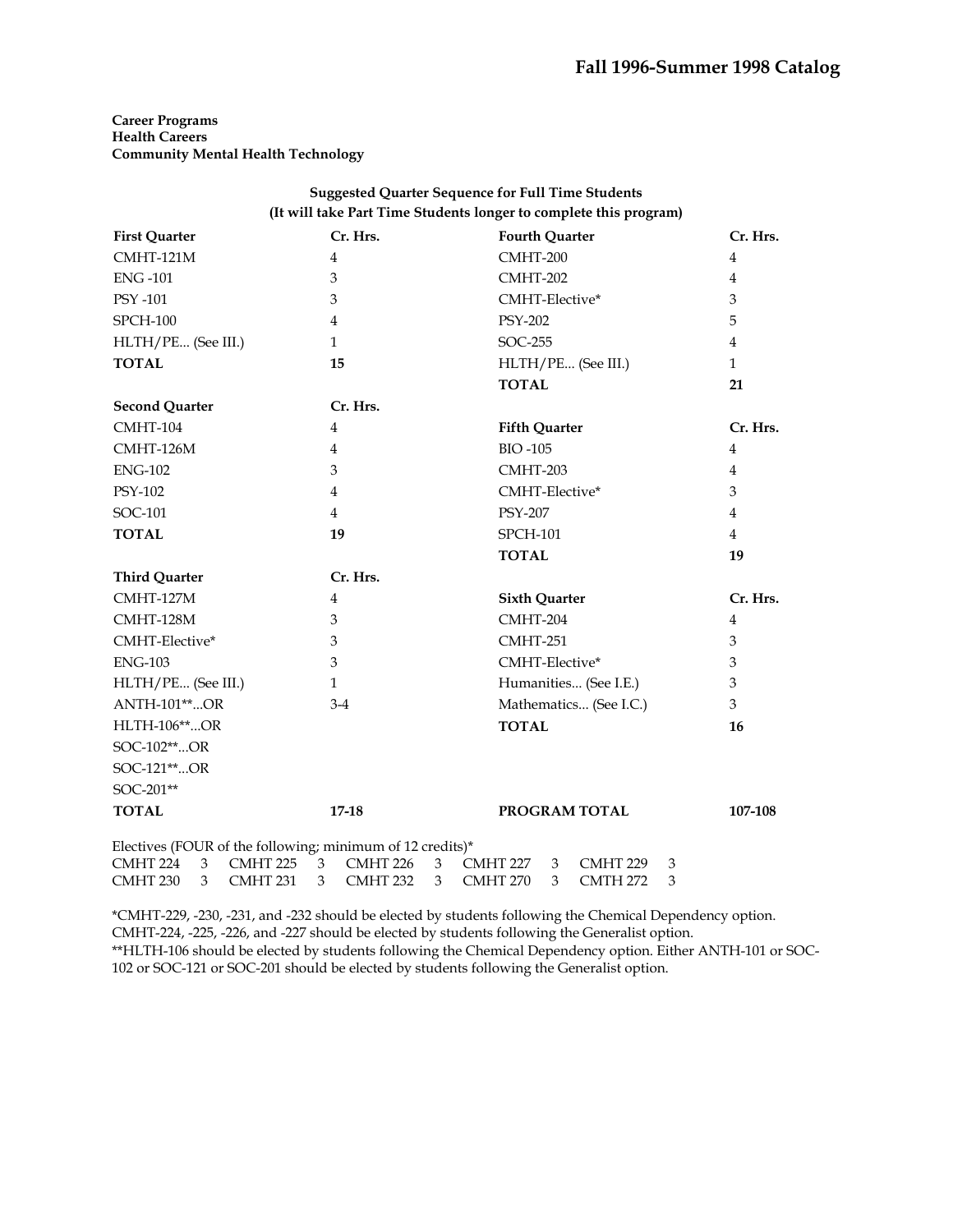**Career Programs**
**Health Careers**
**Community Mental Health Technology**

**Suggested Quarter Sequence for Full Time Students**
**(It will take Part Time Students longer to complete this program)**

| First Quarter | Cr. Hrs. |
|---|---|
| CMHT-121M | 4 |
| ENG -101 | 3 |
| PSY -101 | 3 |
| SPCH-100 | 4 |
| HLTH/PE... (See III.) | 1 |
| **TOTAL** | **15** |

| Second Quarter | Cr. Hrs. |
|---|---|
| CMHT-104 | 4 |
| CMHT-126M | 4 |
| ENG-102 | 3 |
| PSY-102 | 4 |
| SOC-101 | 4 |
| **TOTAL** | **19** |

| Third Quarter | Cr. Hrs. |
|---|---|
| CMHT-127M | 4 |
| CMHT-128M | 3 |
| CMHT-Elective* | 3 |
| ENG-103 | 3 |
| HLTH/PE... (See III.) | 1 |
| ANTH-101**...OR | 3-4 |
| HLTH-106**...OR | |
| SOC-102**...OR | |
| SOC-121**...OR | |
| SOC-201** | |
| **TOTAL** | **17-18** |

| Fourth Quarter | Cr. Hrs. |
|---|---|
| CMHT-200 | 4 |
| CMHT-202 | 4 |
| CMHT-Elective* | 3 |
| PSY-202 | 5 |
| SOC-255 | 4 |
| HLTH/PE... (See III.) | 1 |
| **TOTAL** | **21** |

| Fifth Quarter | Cr. Hrs. |
|---|---|
| BIO -105 | 4 |
| CMHT-203 | 4 |
| CMHT-Elective* | 3 |
| PSY-207 | 4 |
| SPCH-101 | 4 |
| **TOTAL** | **19** |

| Sixth Quarter | Cr. Hrs. |
|---|---|
| CMHT-204 | 4 |
| CMHT-251 | 3 |
| CMHT-Elective* | 3 |
| Humanities... (See I.E.) | 3 |
| Mathematics... (See I.C.) | 3 |
| **TOTAL** | **16** |

**PROGRAM TOTAL** **107-108**

Electives (FOUR of the following; minimum of 12 credits)*

| | | | | | | | | | |
|---|---|---|---|---|---|---|---|---|---|
| CMHT 224 | 3 | CMHT 225 | 3 | CMHT 226 | 3 | CMHT 227 | 3 | CMHT 229 | 3 |
| CMHT 230 | 3 | CMHT 231 | 3 | CMHT 232 | 3 | CMHT 270 | 3 | CMTH 272 | 3 |

*CMHT-229, -230, -231, and -232 should be elected by students following the Chemical Dependency option. CMHT-224, -225, -226, and -227 should be elected by students following the Generalist option.
**HLTH-106 should be elected by students following the Chemical Dependency option. Either ANTH-101 or SOC-102 or SOC-121 or SOC-201 should be elected by students following the Generalist option.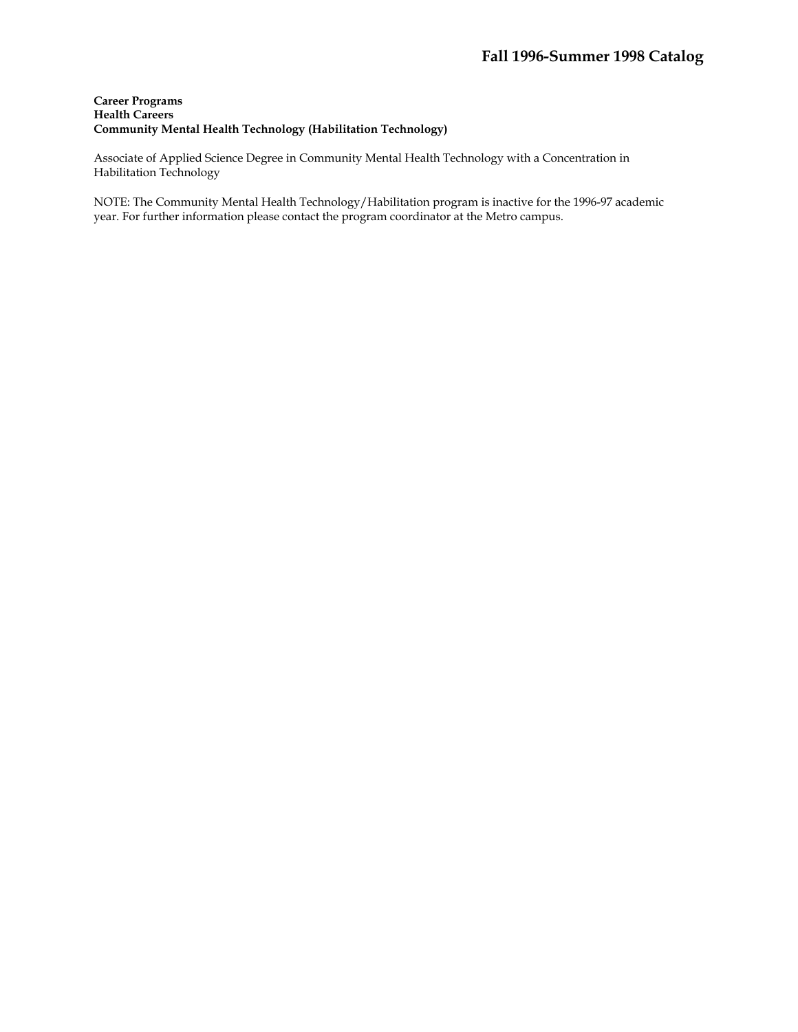**Career Programs**
**Health Careers**
**Community Mental Health Technology (Habilitation Technology)**

Associate of Applied Science Degree in Community Mental Health Technology with a Concentration in Habilitation Technology

NOTE: The Community Mental Health Technology/Habilitation program is inactive for the 1996-97 academic year. For further information please contact the program coordinator at the Metro campus.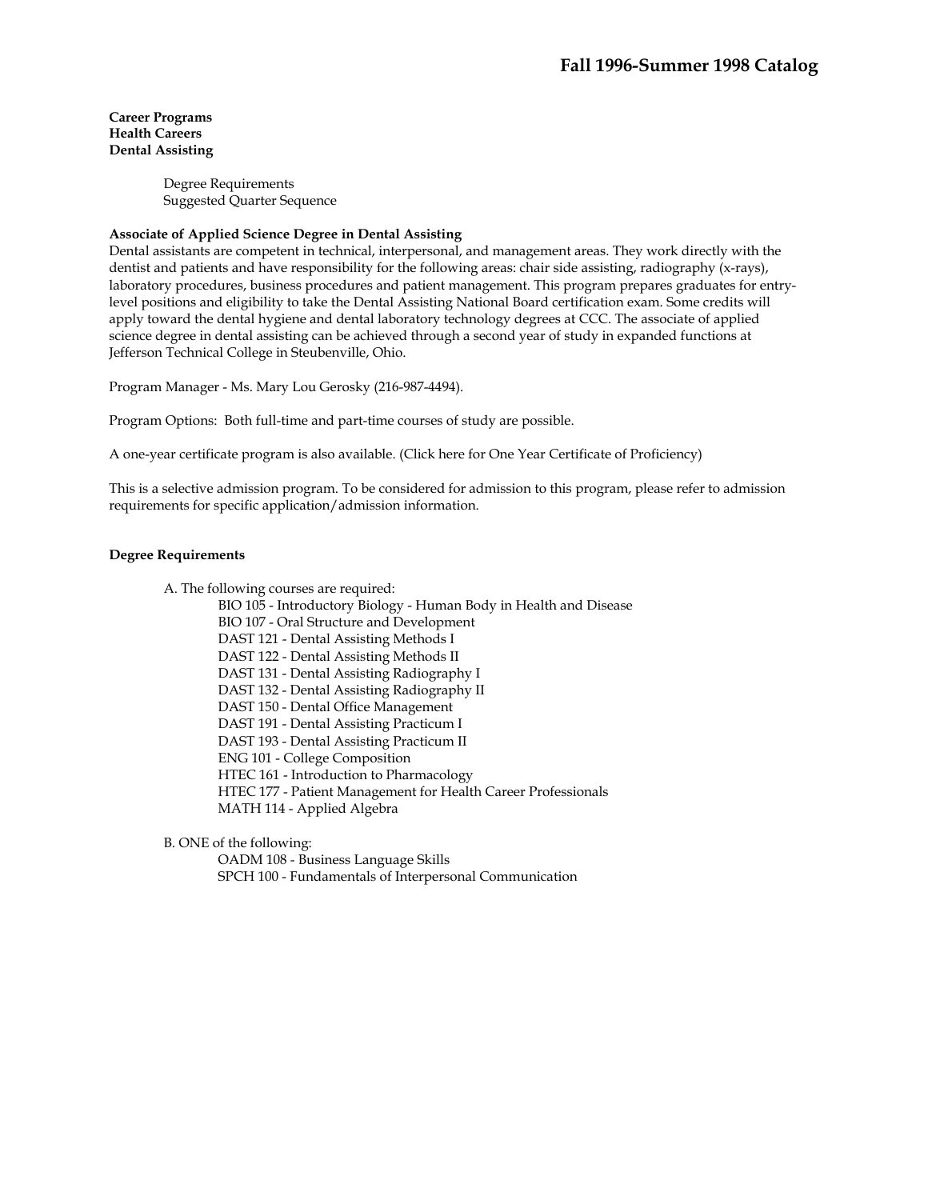**Career Programs**
**Health Careers**
**Dental Assisting**

Degree Requirements
Suggested Quarter Sequence

**Associate of Applied Science Degree in Dental Assisting**

Dental assistants are competent in technical, interpersonal, and management areas. They work directly with the dentist and patients and have responsibility for the following areas: chair side assisting, radiography (x-rays), laboratory procedures, business procedures and patient management. This program prepares graduates for entry-level positions and eligibility to take the Dental Assisting National Board certification exam. Some credits will apply toward the dental hygiene and dental laboratory technology degrees at CCC. The associate of applied science degree in dental assisting can be achieved through a second year of study in expanded functions at Jefferson Technical College in Steubenville, Ohio.

Program Manager - Ms. Mary Lou Gerosky (216-987-4494).

Program Options: Both full-time and part-time courses of study are possible.

A one-year certificate program is also available. (Click here for One Year Certificate of Proficiency)

This is a selective admission program. To be considered for admission to this program, please refer to admission requirements for specific application/admission information.

**Degree Requirements**

A. The following courses are required:
- BIO 105 - Introductory Biology - Human Body in Health and Disease
- BIO 107 - Oral Structure and Development
- DAST 121 - Dental Assisting Methods I
- DAST 122 - Dental Assisting Methods II
- DAST 131 - Dental Assisting Radiography I
- DAST 132 - Dental Assisting Radiography II
- DAST 150 - Dental Office Management
- DAST 191 - Dental Assisting Practicum I
- DAST 193 - Dental Assisting Practicum II
- ENG 101 - College Composition
- HTEC 161 - Introduction to Pharmacology
- HTEC 177 - Patient Management for Health Career Professionals
- MATH 114 - Applied Algebra

B. ONE of the following:
- OADM 108 - Business Language Skills
- SPCH 100 - Fundamentals of Interpersonal Communication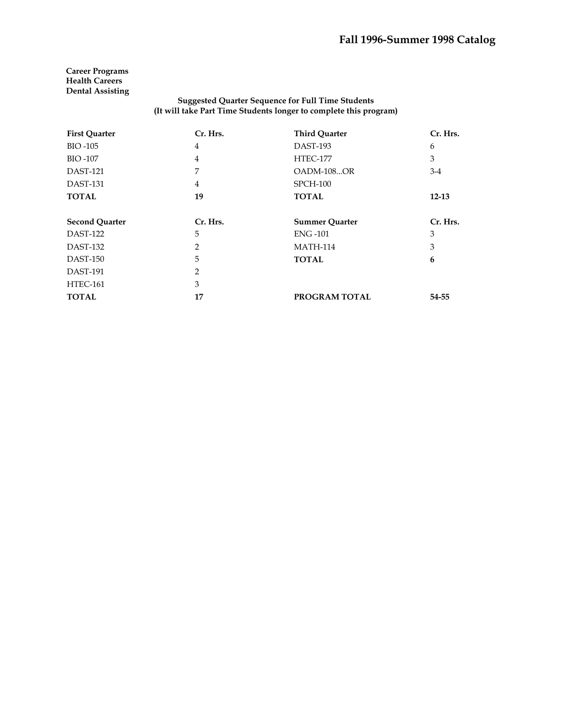**Career Programs**
**Health Careers**
**Dental Assisting**

**Suggested Quarter Sequence for Full Time Students**
**(It will take Part Time Students longer to complete this program)**

| First Quarter | Cr. Hrs. | Third Quarter | Cr. Hrs. |
|---|---|---|---|
| BIO -105 | 4 | DAST-193 | 6 |
| BIO -107 | 4 | HTEC-177 | 3 |
| DAST-121 | 7 | OADM-108...OR | 3-4 |
| DAST-131 | 4 | SPCH-100 | |
| **TOTAL** | **19** | **TOTAL** | **12-13** |

| Second Quarter | Cr. Hrs. | Summer Quarter | Cr. Hrs. |
|---|---|---|---|
| DAST-122 | 5 | ENG -101 | 3 |
| DAST-132 | 2 | MATH-114 | 3 |
| DAST-150 | 5 | **TOTAL** | **6** |
| DAST-191 | 2 | | |
| HTEC-161 | 3 | | |
| **TOTAL** | **17** | **PROGRAM TOTAL** | **54-55** |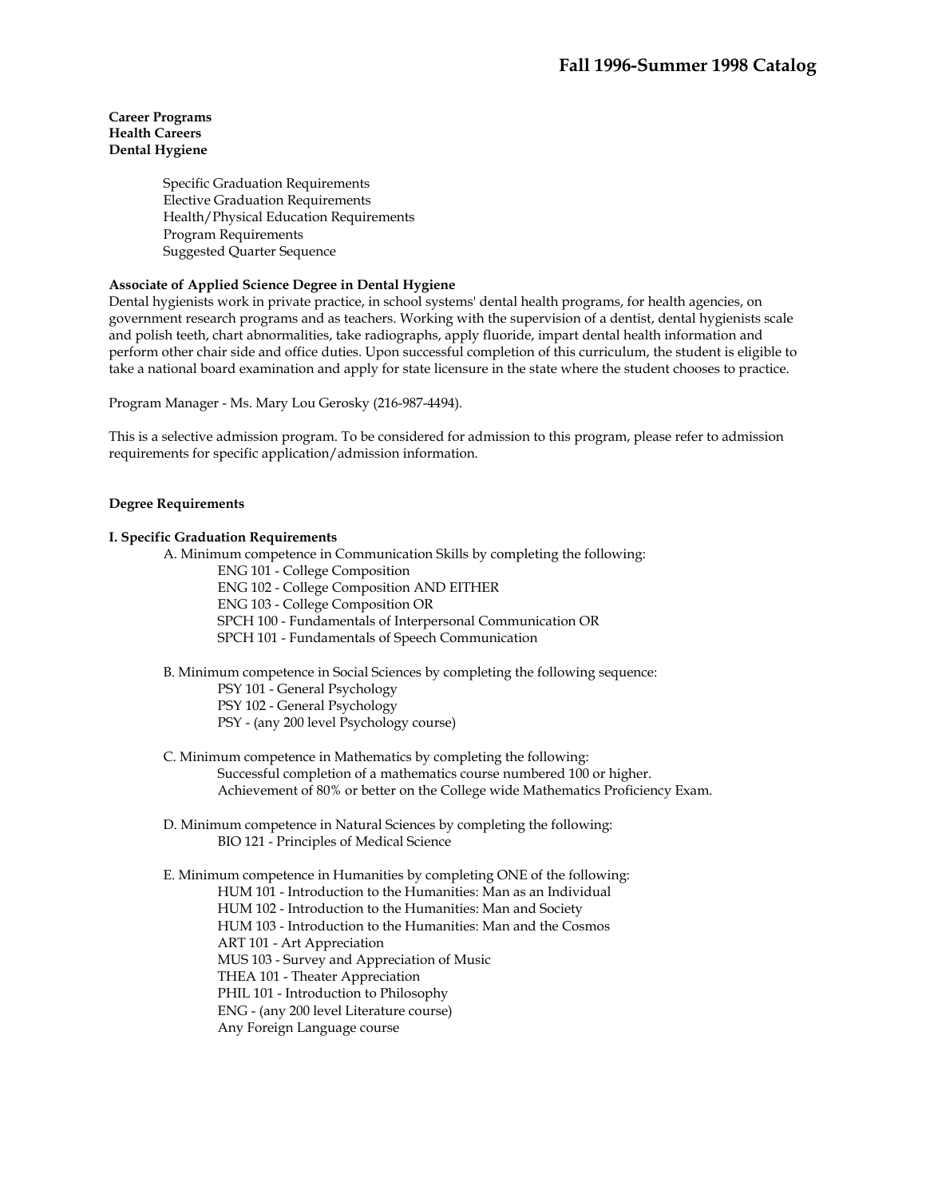# Fall 1996-Summer 1998 Catalog

**Career Programs**
**Health Careers**
**Dental Hygiene**

- Specific Graduation Requirements
- Elective Graduation Requirements
- Health/Physical Education Requirements
- Program Requirements
- Suggested Quarter Sequence

**Associate of Applied Science Degree in Dental Hygiene**

Dental hygienists work in private practice, in school systems' dental health programs, for health agencies, on government research programs and as teachers. Working with the supervision of a dentist, dental hygienists scale and polish teeth, chart abnormalities, take radiographs, apply fluoride, impart dental health information and perform other chair side and office duties. Upon successful completion of this curriculum, the student is eligible to take a national board examination and apply for state licensure in the state where the student chooses to practice.

Program Manager - Ms. Mary Lou Gerosky (216-987-4494).

This is a selective admission program. To be considered for admission to this program, please refer to admission requirements for specific application/admission information.

**Degree Requirements**

**I. Specific Graduation Requirements**

A. Minimum competence in Communication Skills by completing the following:
- ENG 101 - College Composition
- ENG 102 - College Composition AND EITHER
- ENG 103 - College Composition OR
- SPCH 100 - Fundamentals of Interpersonal Communication OR
- SPCH 101 - Fundamentals of Speech Communication

B. Minimum competence in Social Sciences by completing the following sequence:
- PSY 101 - General Psychology
- PSY 102 - General Psychology
- PSY - (any 200 level Psychology course)

C. Minimum competence in Mathematics by completing the following:
- Successful completion of a mathematics course numbered 100 or higher.
- Achievement of 80% or better on the College wide Mathematics Proficiency Exam.

D. Minimum competence in Natural Sciences by completing the following:
- BIO 121 - Principles of Medical Science

E. Minimum competence in Humanities by completing ONE of the following:
- HUM 101 - Introduction to the Humanities: Man as an Individual
- HUM 102 - Introduction to the Humanities: Man and Society
- HUM 103 - Introduction to the Humanities: Man and the Cosmos
- ART 101 - Art Appreciation
- MUS 103 - Survey and Appreciation of Music
- THEA 101 - Theater Appreciation
- PHIL 101 - Introduction to Philosophy
- ENG - (any 200 level Literature course)
- Any Foreign Language course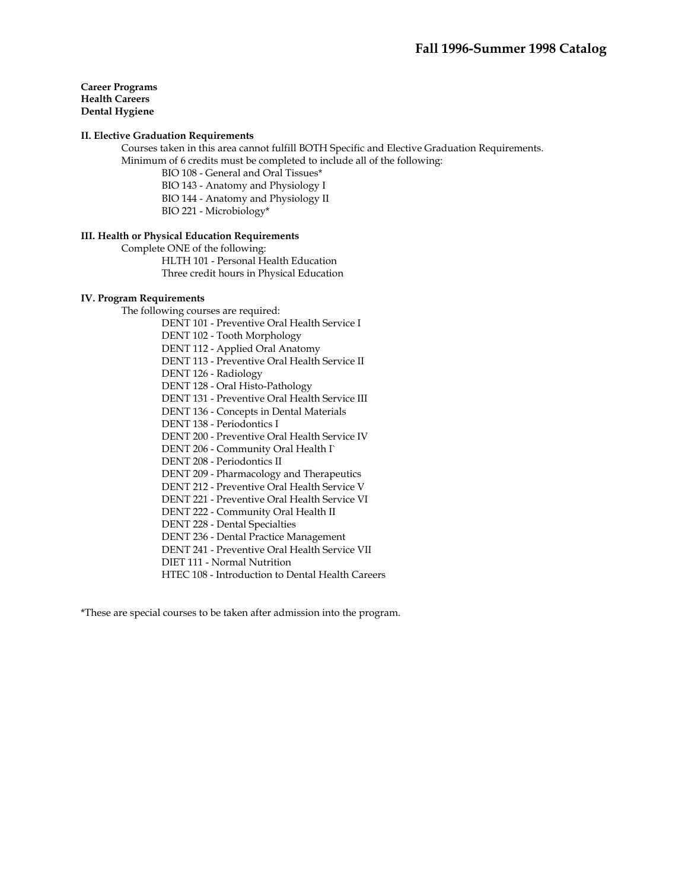**Career Programs**
**Health Careers**
**Dental Hygiene**

**II. Elective Graduation Requirements**

Courses taken in this area cannot fulfill BOTH Specific and Elective Graduation Requirements.
Minimum of 6 credits must be completed to include all of the following:

- BIO 108 - General and Oral Tissues*
- BIO 143 - Anatomy and Physiology I
- BIO 144 - Anatomy and Physiology II
- BIO 221 - Microbiology*

**III. Health or Physical Education Requirements**

Complete ONE of the following:

- HLTH 101 - Personal Health Education
- Three credit hours in Physical Education

**IV. Program Requirements**

The following courses are required:

- DENT 101 - Preventive Oral Health Service I
- DENT 102 - Tooth Morphology
- DENT 112 - Applied Oral Anatomy
- DENT 113 - Preventive Oral Health Service II
- DENT 126 - Radiology
- DENT 128 - Oral Histo-Pathology
- DENT 131 - Preventive Oral Health Service III
- DENT 136 - Concepts in Dental Materials
- DENT 138 - Periodontics I
- DENT 200 - Preventive Oral Health Service IV
- DENT 206 - Community Oral Health I`
- DENT 208 - Periodontics II
- DENT 209 - Pharmacology and Therapeutics
- DENT 212 - Preventive Oral Health Service V
- DENT 221 - Preventive Oral Health Service VI
- DENT 222 - Community Oral Health II
- DENT 228 - Dental Specialties
- DENT 236 - Dental Practice Management
- DENT 241 - Preventive Oral Health Service VII
- DIET 111 - Normal Nutrition
- HTEC 108 - Introduction to Dental Health Careers

*These are special courses to be taken after admission into the program.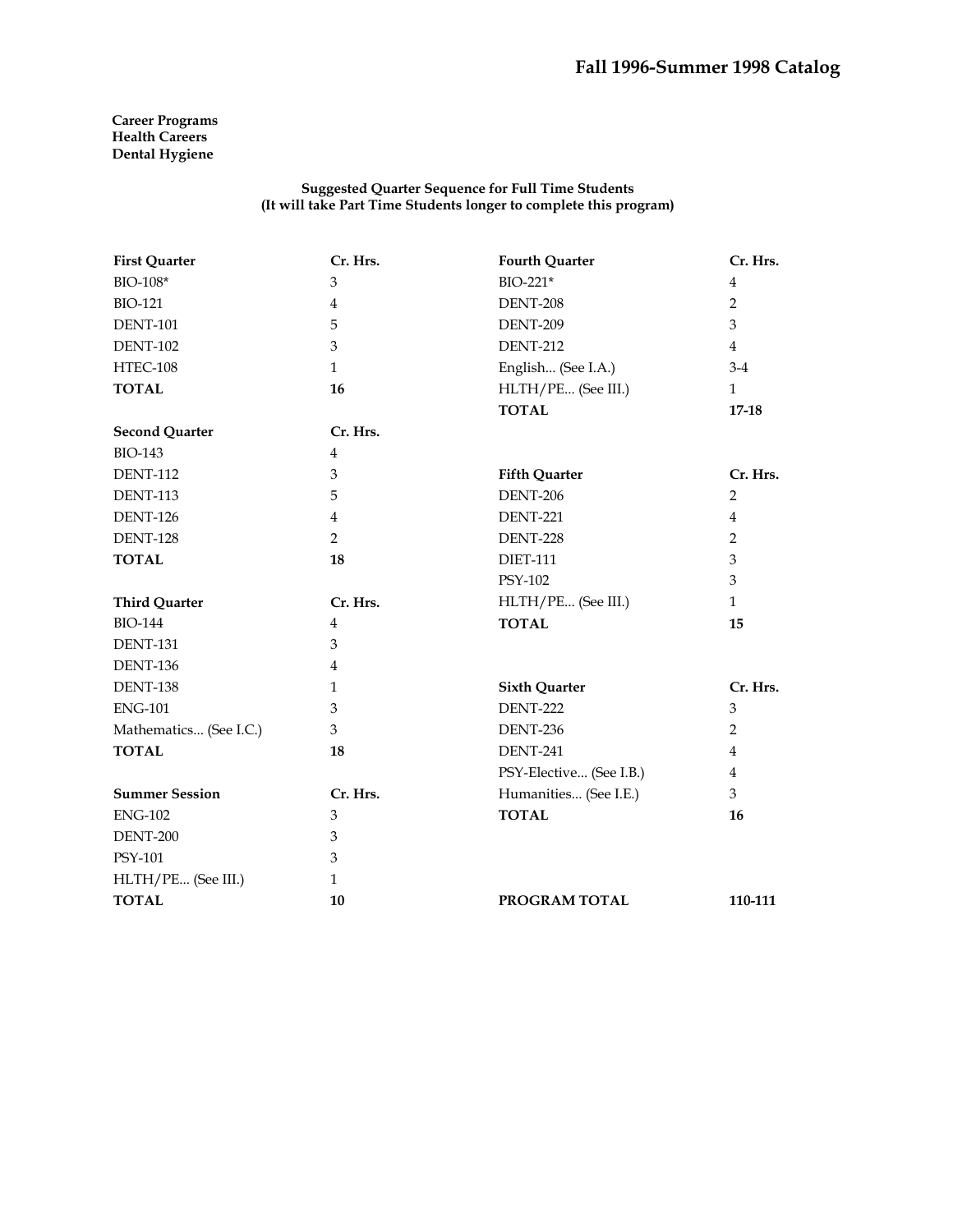Fall 1996-Summer 1998 Catalog

**Career Programs**
**Health Careers**
**Dental Hygiene**

**Suggested Quarter Sequence for Full Time Students**
**(It will take Part Time Students longer to complete this program)**

| First Quarter | Cr. Hrs. |
|---|---|
| BIO-108* | 3 |
| BIO-121 | 4 |
| DENT-101 | 5 |
| DENT-102 | 3 |
| HTEC-108 | 1 |
| **TOTAL** | **16** |

| Second Quarter | Cr. Hrs. |
|---|---|
| BIO-143 | 4 |
| DENT-112 | 3 |
| DENT-113 | 5 |
| DENT-126 | 4 |
| DENT-128 | 2 |
| **TOTAL** | **18** |

| Third Quarter | Cr. Hrs. |
|---|---|
| BIO-144 | 4 |
| DENT-131 | 3 |
| DENT-136 | 4 |
| DENT-138 | 1 |
| ENG-101 | 3 |
| Mathematics... (See I.C.) | 3 |
| **TOTAL** | **18** |

| Summer Session | Cr. Hrs. |
|---|---|
| ENG-102 | 3 |
| DENT-200 | 3 |
| PSY-101 | 3 |
| HLTH/PE... (See III.) | 1 |
| **TOTAL** | **10** |

| Fourth Quarter | Cr. Hrs. |
|---|---|
| BIO-221* | 4 |
| DENT-208 | 2 |
| DENT-209 | 3 |
| DENT-212 | 4 |
| English... (See I.A.) | 3-4 |
| HLTH/PE... (See III.) | 1 |
| **TOTAL** | **17-18** |

| Fifth Quarter | Cr. Hrs. |
|---|---|
| DENT-206 | 2 |
| DENT-221 | 4 |
| DENT-228 | 2 |
| DIET-111 | 3 |
| PSY-102 | 3 |
| HLTH/PE... (See III.) | 1 |
| **TOTAL** | **15** |

| Sixth Quarter | Cr. Hrs. |
|---|---|
| DENT-222 | 3 |
| DENT-236 | 2 |
| DENT-241 | 4 |
| PSY-Elective... (See I.B.) | 4 |
| Humanities... (See I.E.) | 3 |
| **TOTAL** | **16** |

| | |
|---|---|
| **PROGRAM TOTAL** | **110-111** |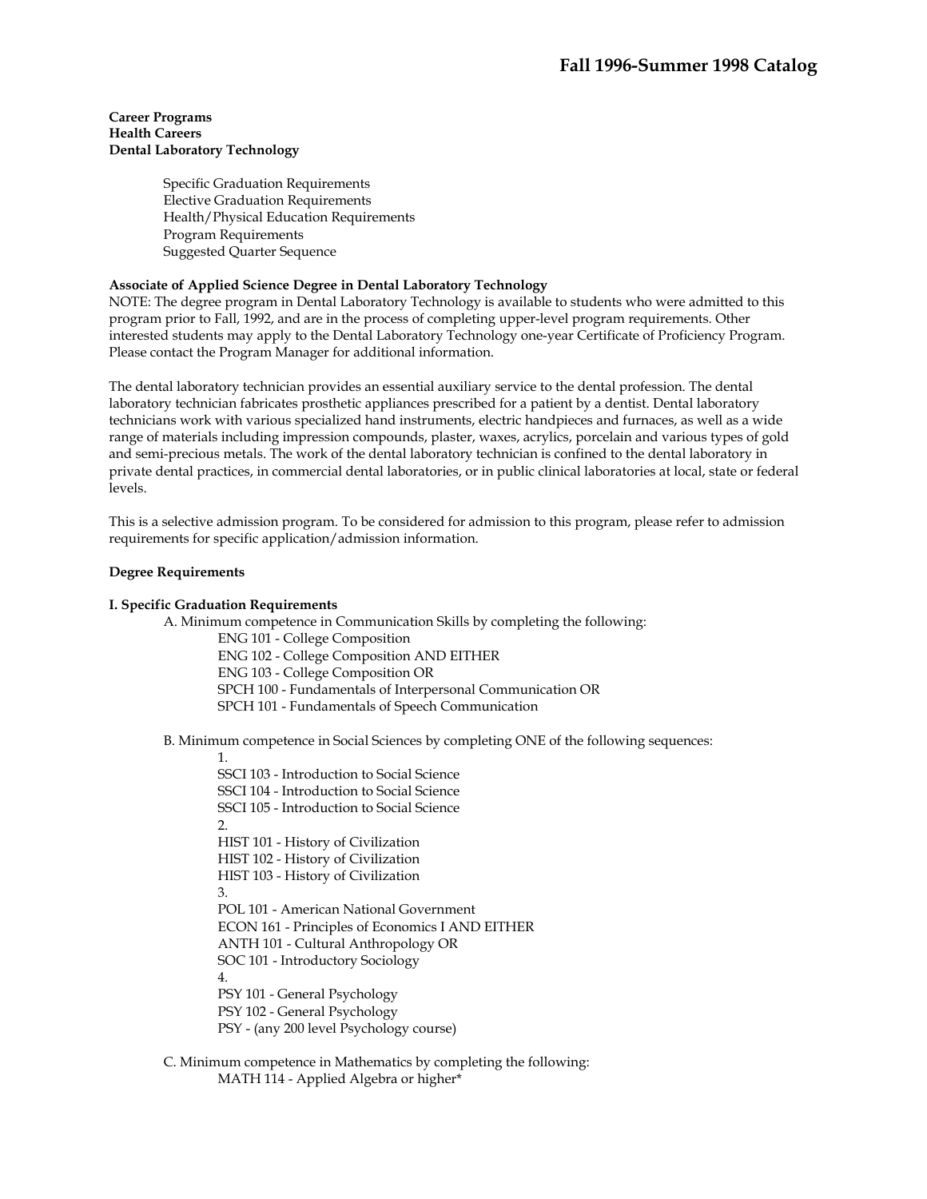**Career Programs**
**Health Careers**
**Dental Laboratory Technology**

- Specific Graduation Requirements
- Elective Graduation Requirements
- Health/Physical Education Requirements
- Program Requirements
- Suggested Quarter Sequence

**Associate of Applied Science Degree in Dental Laboratory Technology**

NOTE: The degree program in Dental Laboratory Technology is available to students who were admitted to this program prior to Fall, 1992, and are in the process of completing upper-level program requirements. Other interested students may apply to the Dental Laboratory Technology one-year Certificate of Proficiency Program. Please contact the Program Manager for additional information.

The dental laboratory technician provides an essential auxiliary service to the dental profession. The dental laboratory technician fabricates prosthetic appliances prescribed for a patient by a dentist. Dental laboratory technicians work with various specialized hand instruments, electric handpieces and furnaces, as well as a wide range of materials including impression compounds, plaster, waxes, acrylics, porcelain and various types of gold and semi-precious metals. The work of the dental laboratory technician is confined to the dental laboratory in private dental practices, in commercial dental laboratories, or in public clinical laboratories at local, state or federal levels.

This is a selective admission program. To be considered for admission to this program, please refer to admission requirements for specific application/admission information.

**Degree Requirements**

**I. Specific Graduation Requirements**

A. Minimum competence in Communication Skills by completing the following:

ENG 101 - College Composition
ENG 102 - College Composition AND EITHER
ENG 103 - College Composition OR
SPCH 100 - Fundamentals of Interpersonal Communication OR
SPCH 101 - Fundamentals of Speech Communication

B. Minimum competence in Social Sciences by completing ONE of the following sequences:

1.
SSCI 103 - Introduction to Social Science
SSCI 104 - Introduction to Social Science
SSCI 105 - Introduction to Social Science

2.
HIST 101 - History of Civilization
HIST 102 - History of Civilization
HIST 103 - History of Civilization

3.
POL 101 - American National Government
ECON 161 - Principles of Economics I AND EITHER
ANTH 101 - Cultural Anthropology OR
SOC 101 - Introductory Sociology

4.
PSY 101 - General Psychology
PSY 102 - General Psychology
PSY - (any 200 level Psychology course)

C. Minimum competence in Mathematics by completing the following:

MATH 114 - Applied Algebra or higher*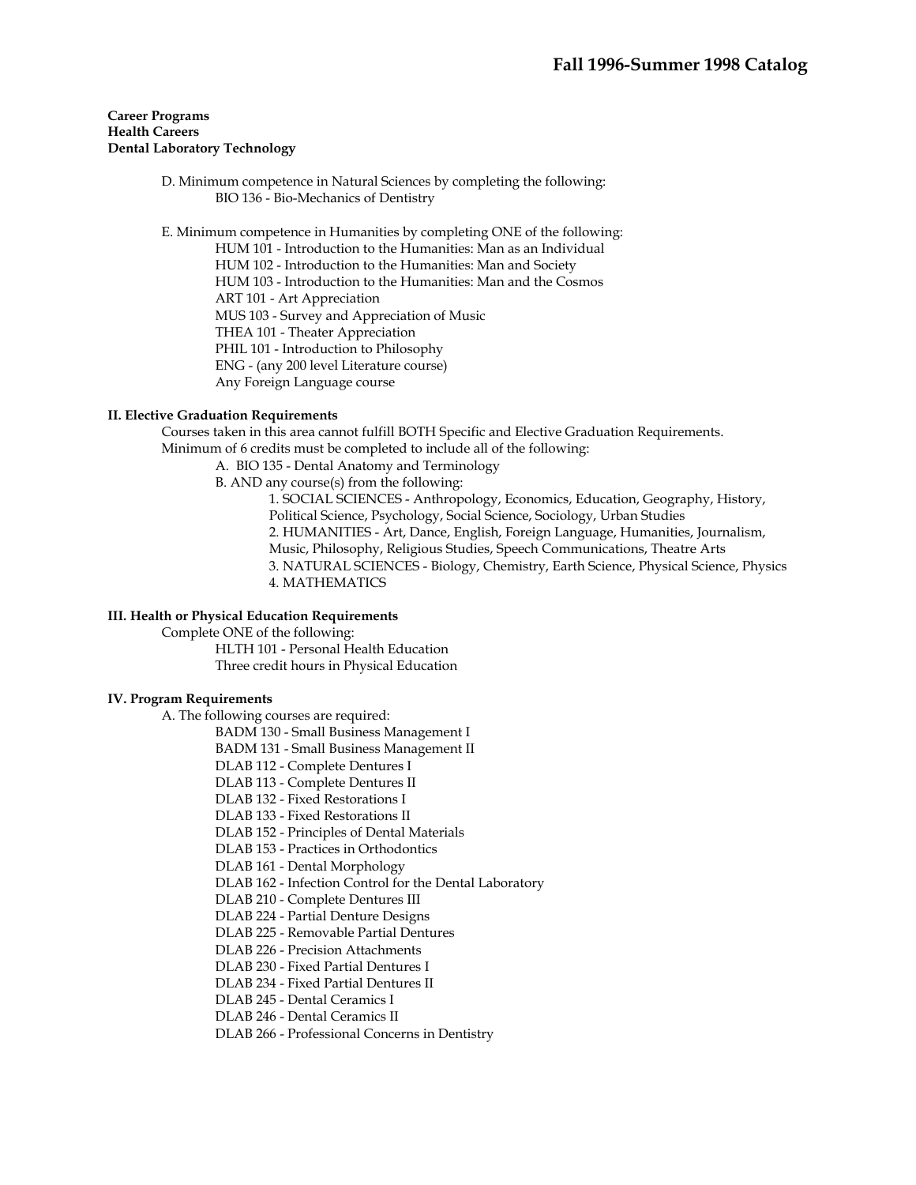**Career Programs**
**Health Careers**
**Dental Laboratory Technology**

D. Minimum competence in Natural Sciences by completing the following:
- BIO 136 - Bio-Mechanics of Dentistry

E. Minimum competence in Humanities by completing ONE of the following:
- HUM 101 - Introduction to the Humanities: Man as an Individual
- HUM 102 - Introduction to the Humanities: Man and Society
- HUM 103 - Introduction to the Humanities: Man and the Cosmos
- ART 101 - Art Appreciation
- MUS 103 - Survey and Appreciation of Music
- THEA 101 - Theater Appreciation
- PHIL 101 - Introduction to Philosophy
- ENG - (any 200 level Literature course)
- Any Foreign Language course

**II. Elective Graduation Requirements**

Courses taken in this area cannot fulfill BOTH Specific and Elective Graduation Requirements.
Minimum of 6 credits must be completed to include all of the following:

A. BIO 135 - Dental Anatomy and Terminology

B. AND any course(s) from the following:

1. SOCIAL SCIENCES - Anthropology, Economics, Education, Geography, History, Political Science, Psychology, Social Science, Sociology, Urban Studies
2. HUMANITIES - Art, Dance, English, Foreign Language, Humanities, Journalism, Music, Philosophy, Religious Studies, Speech Communications, Theatre Arts
3. NATURAL SCIENCES - Biology, Chemistry, Earth Science, Physical Science, Physics
4. MATHEMATICS

**III. Health or Physical Education Requirements**

Complete ONE of the following:
- HLTH 101 - Personal Health Education
- Three credit hours in Physical Education

**IV. Program Requirements**

A. The following courses are required:
- BADM 130 - Small Business Management I
- BADM 131 - Small Business Management II
- DLAB 112 - Complete Dentures I
- DLAB 113 - Complete Dentures II
- DLAB 132 - Fixed Restorations I
- DLAB 133 - Fixed Restorations II
- DLAB 152 - Principles of Dental Materials
- DLAB 153 - Practices in Orthodontics
- DLAB 161 - Dental Morphology
- DLAB 162 - Infection Control for the Dental Laboratory
- DLAB 210 - Complete Dentures III
- DLAB 224 - Partial Denture Designs
- DLAB 225 - Removable Partial Dentures
- DLAB 226 - Precision Attachments
- DLAB 230 - Fixed Partial Dentures I
- DLAB 234 - Fixed Partial Dentures II
- DLAB 245 - Dental Ceramics I
- DLAB 246 - Dental Ceramics II
- DLAB 266 - Professional Concerns in Dentistry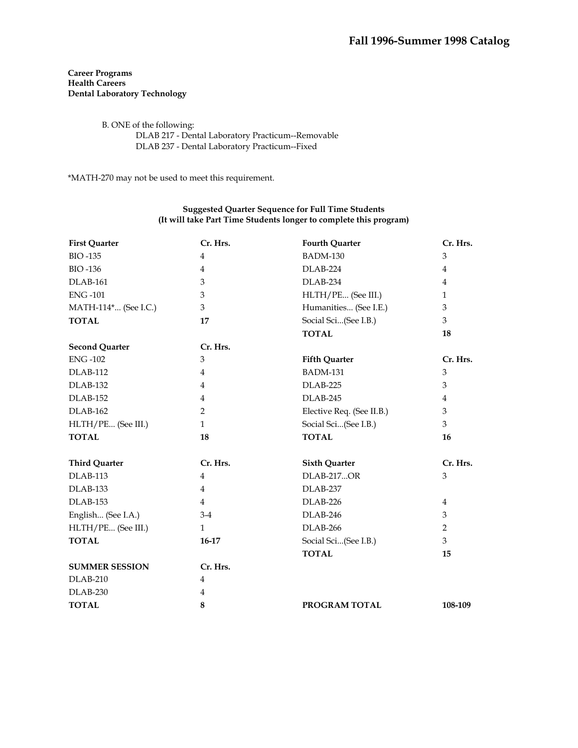**Career Programs**
**Health Careers**
**Dental Laboratory Technology**

B. ONE of the following:
- DLAB 217 - Dental Laboratory Practicum--Removable
- DLAB 237 - Dental Laboratory Practicum--Fixed

*MATH-270 may not be used to meet this requirement.

**Suggested Quarter Sequence for Full Time Students**
**(It will take Part Time Students longer to complete this program)**

| First Quarter | Cr. Hrs. | Fourth Quarter | Cr. Hrs. |
|---|---|---|---|
| BIO -135 | 4 | BADM-130 | 3 |
| BIO -136 | 4 | DLAB-224 | 4 |
| DLAB-161 | 3 | DLAB-234 | 4 |
| ENG -101 | 3 | HLTH/PE... (See III.) | 1 |
| MATH-114*... (See I.C.) | 3 | Humanities... (See I.E.) | 3 |
| **TOTAL** | **17** | Social Sci...(See I.B.) | 3 |
| | | **TOTAL** | **18** |
| **Second Quarter** | **Cr. Hrs.** | | |
| ENG -102 | 3 | **Fifth Quarter** | **Cr. Hrs.** |
| DLAB-112 | 4 | BADM-131 | 3 |
| DLAB-132 | 4 | DLAB-225 | 3 |
| DLAB-152 | 4 | DLAB-245 | 4 |
| DLAB-162 | 2 | Elective Req. (See II.B.) | 3 |
| HLTH/PE... (See III.) | 1 | Social Sci...(See I.B.) | 3 |
| **TOTAL** | **18** | **TOTAL** | **16** |
| **Third Quarter** | **Cr. Hrs.** | **Sixth Quarter** | **Cr. Hrs.** |
| DLAB-113 | 4 | DLAB-217...OR | 3 |
| DLAB-133 | 4 | DLAB-237 | |
| DLAB-153 | 4 | DLAB-226 | 4 |
| English... (See I.A.) | 3-4 | DLAB-246 | 3 |
| HLTH/PE... (See III.) | 1 | DLAB-266 | 2 |
| **TOTAL** | **16-17** | Social Sci...(See I.B.) | 3 |
| | | **TOTAL** | **15** |
| **SUMMER SESSION** | **Cr. Hrs.** | | |
| DLAB-210 | 4 | | |
| DLAB-230 | 4 | | |
| **TOTAL** | **8** | **PROGRAM TOTAL** | **108-109** |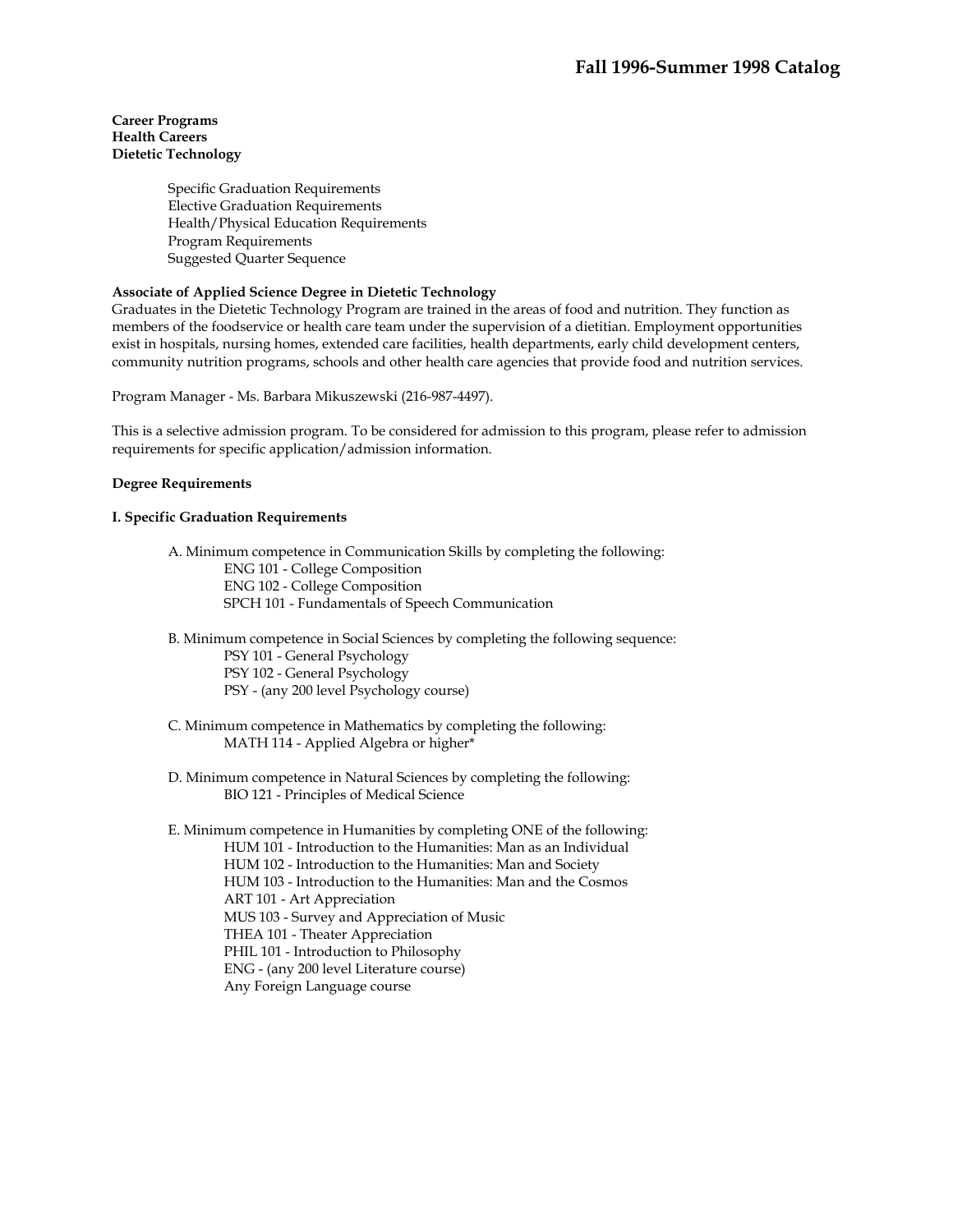**Career Programs**
**Health Careers**
**Dietetic Technology**

- Specific Graduation Requirements
- Elective Graduation Requirements
- Health/Physical Education Requirements
- Program Requirements
- Suggested Quarter Sequence

**Associate of Applied Science Degree in Dietetic Technology**

Graduates in the Dietetic Technology Program are trained in the areas of food and nutrition. They function as members of the foodservice or health care team under the supervision of a dietitian. Employment opportunities exist in hospitals, nursing homes, extended care facilities, health departments, early child development centers, community nutrition programs, schools and other health care agencies that provide food and nutrition services.

Program Manager - Ms. Barbara Mikuszewski (216-987-4497).

This is a selective admission program. To be considered for admission to this program, please refer to admission requirements for specific application/admission information.

**Degree Requirements**

**I. Specific Graduation Requirements**

A. Minimum competence in Communication Skills by completing the following:
- ENG 101 - College Composition
- ENG 102 - College Composition
- SPCH 101 - Fundamentals of Speech Communication

B. Minimum competence in Social Sciences by completing the following sequence:
- PSY 101 - General Psychology
- PSY 102 - General Psychology
- PSY - (any 200 level Psychology course)

C. Minimum competence in Mathematics by completing the following:
- MATH 114 - Applied Algebra or higher*

D. Minimum competence in Natural Sciences by completing the following:
- BIO 121 - Principles of Medical Science

E. Minimum competence in Humanities by completing ONE of the following:
- HUM 101 - Introduction to the Humanities: Man as an Individual
- HUM 102 - Introduction to the Humanities: Man and Society
- HUM 103 - Introduction to the Humanities: Man and the Cosmos
- ART 101 - Art Appreciation
- MUS 103 - Survey and Appreciation of Music
- THEA 101 - Theater Appreciation
- PHIL 101 - Introduction to Philosophy
- ENG - (any 200 level Literature course)
- Any Foreign Language course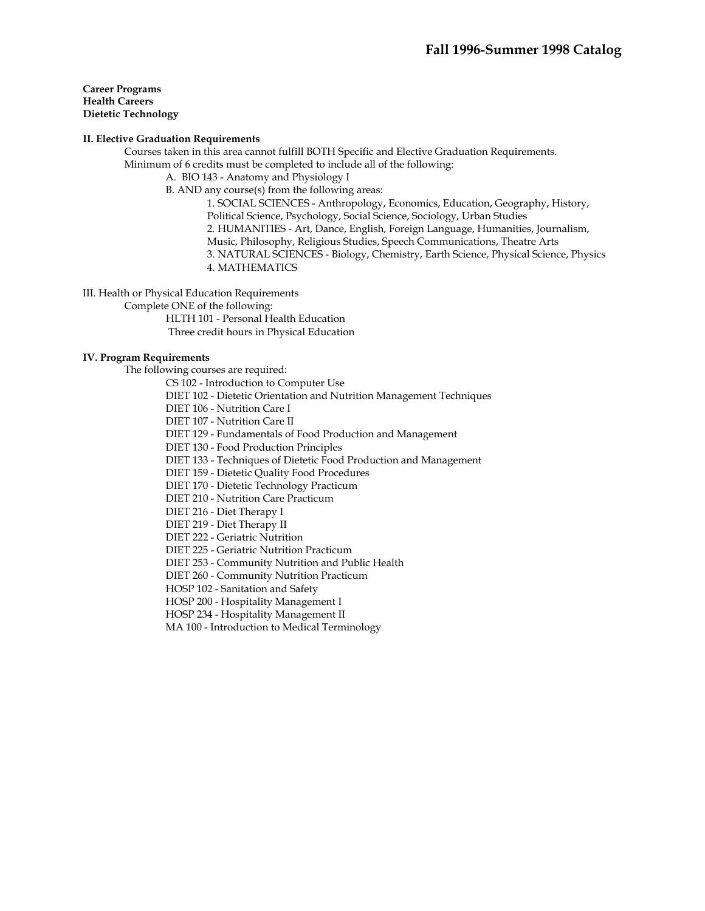**Career Programs**
**Health Careers**
**Dietetic Technology**

**II. Elective Graduation Requirements**

Courses taken in this area cannot fulfill BOTH Specific and Elective Graduation Requirements.
Minimum of 6 credits must be completed to include all of the following:

- A. BIO 143 - Anatomy and Physiology I
- B. AND any course(s) from the following areas:
  1. SOCIAL SCIENCES - Anthropology, Economics, Education, Geography, History, Political Science, Psychology, Social Science, Sociology, Urban Studies
  2. HUMANITIES - Art, Dance, English, Foreign Language, Humanities, Journalism, Music, Philosophy, Religious Studies, Speech Communications, Theatre Arts
  3. NATURAL SCIENCES - Biology, Chemistry, Earth Science, Physical Science, Physics
  4. MATHEMATICS

III. Health or Physical Education Requirements

Complete ONE of the following:

- HLTH 101 - Personal Health Education
- Three credit hours in Physical Education

**IV. Program Requirements**

The following courses are required:

- CS 102 - Introduction to Computer Use
- DIET 102 - Dietetic Orientation and Nutrition Management Techniques
- DIET 106 - Nutrition Care I
- DIET 107 - Nutrition Care II
- DIET 129 - Fundamentals of Food Production and Management
- DIET 130 - Food Production Principles
- DIET 133 - Techniques of Dietetic Food Production and Management
- DIET 159 - Dietetic Quality Food Procedures
- DIET 170 - Dietetic Technology Practicum
- DIET 210 - Nutrition Care Practicum
- DIET 216 - Diet Therapy I
- DIET 219 - Diet Therapy II
- DIET 222 - Geriatric Nutrition
- DIET 225 - Geriatric Nutrition Practicum
- DIET 253 - Community Nutrition and Public Health
- DIET 260 - Community Nutrition Practicum
- HOSP 102 - Sanitation and Safety
- HOSP 200 - Hospitality Management I
- HOSP 234 - Hospitality Management II
- MA 100 - Introduction to Medical Terminology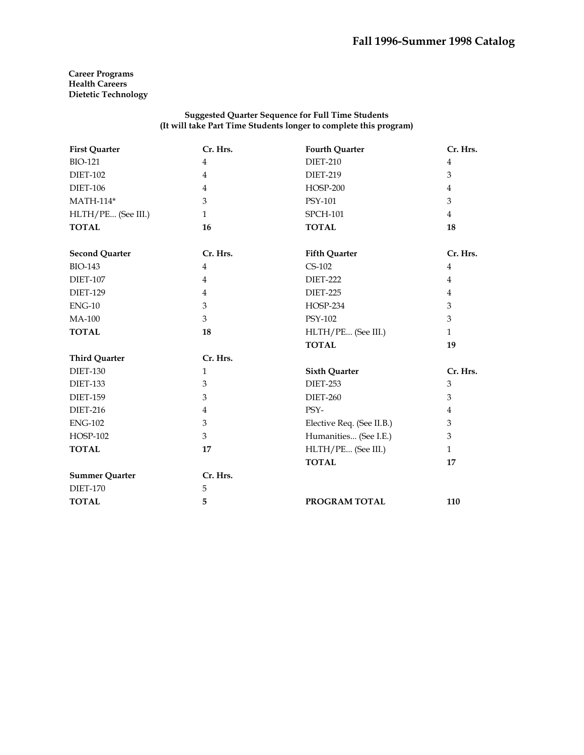**Career Programs**
**Health Careers**
**Dietetic Technology**

**Suggested Quarter Sequence for Full Time Students**
**(It will take Part Time Students longer to complete this program)**

| First Quarter | Cr. Hrs. |
|---|---|
| BIO-121 | 4 |
| DIET-102 | 4 |
| DIET-106 | 4 |
| MATH-114* | 3 |
| HLTH/PE... (See III.) | 1 |
| **TOTAL** | **16** |

| Second Quarter | Cr. Hrs. |
|---|---|
| BIO-143 | 4 |
| DIET-107 | 4 |
| DIET-129 | 4 |
| ENG-10 | 3 |
| MA-100 | 3 |
| **TOTAL** | **18** |

| Third Quarter | Cr. Hrs. |
|---|---|
| DIET-130 | 1 |
| DIET-133 | 3 |
| DIET-159 | 3 |
| DIET-216 | 4 |
| ENG-102 | 3 |
| HOSP-102 | 3 |
| **TOTAL** | **17** |

| Summer Quarter | Cr. Hrs. |
|---|---|
| DIET-170 | 5 |
| **TOTAL** | **5** |

| Fourth Quarter | Cr. Hrs. |
|---|---|
| DIET-210 | 4 |
| DIET-219 | 3 |
| HOSP-200 | 4 |
| PSY-101 | 3 |
| SPCH-101 | 4 |
| **TOTAL** | **18** |

| Fifth Quarter | Cr. Hrs. |
|---|---|
| CS-102 | 4 |
| DIET-222 | 4 |
| DIET-225 | 4 |
| HOSP-234 | 3 |
| PSY-102 | 3 |
| HLTH/PE... (See III.) | 1 |
| **TOTAL** | **19** |

| Sixth Quarter | Cr. Hrs. |
|---|---|
| DIET-253 | 3 |
| DIET-260 | 3 |
| PSY- | 4 |
| Elective Req. (See II.B.) | 3 |
| Humanities... (See I.E.) | 3 |
| HLTH/PE... (See III.) | 1 |
| **TOTAL** | **17** |

**PROGRAM TOTAL** **110**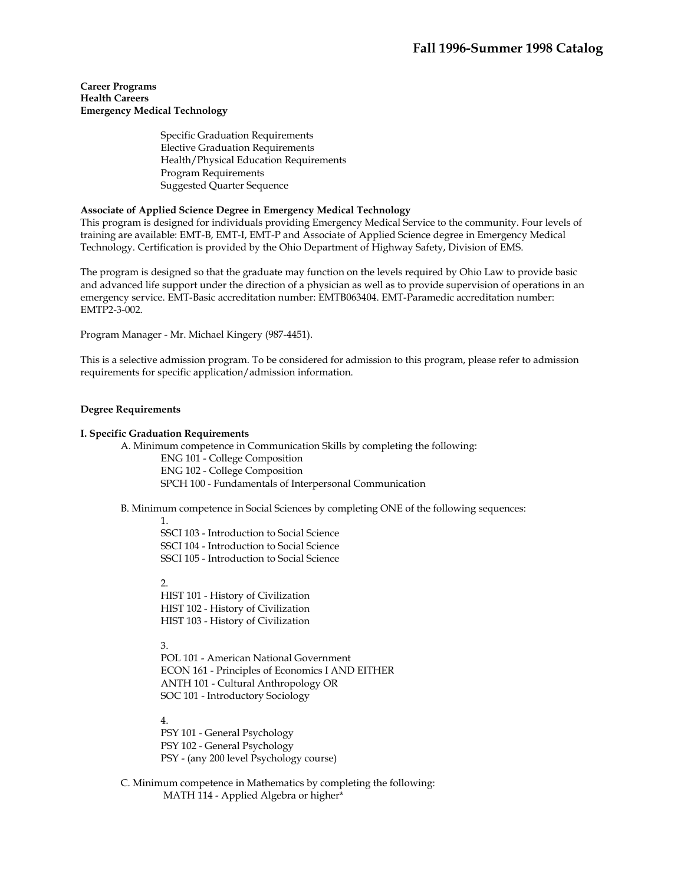**Career Programs**
**Health Careers**
**Emergency Medical Technology**

- Specific Graduation Requirements
- Elective Graduation Requirements
- Health/Physical Education Requirements
- Program Requirements
- Suggested Quarter Sequence

**Associate of Applied Science Degree in Emergency Medical Technology**

This program is designed for individuals providing Emergency Medical Service to the community. Four levels of training are available: EMT-B, EMT-I, EMT-P and Associate of Applied Science degree in Emergency Medical Technology. Certification is provided by the Ohio Department of Highway Safety, Division of EMS.

The program is designed so that the graduate may function on the levels required by Ohio Law to provide basic and advanced life support under the direction of a physician as well as to provide supervision of operations in an emergency service. EMT-Basic accreditation number: EMTB063404. EMT-Paramedic accreditation number: EMTP2-3-002.

Program Manager - Mr. Michael Kingery (987-4451).

This is a selective admission program. To be considered for admission to this program, please refer to admission requirements for specific application/admission information.

**Degree Requirements**

**I. Specific Graduation Requirements**

A. Minimum competence in Communication Skills by completing the following:

- ENG 101 - College Composition
- ENG 102 - College Composition
- SPCH 100 - Fundamentals of Interpersonal Communication

B. Minimum competence in Social Sciences by completing ONE of the following sequences:

1.
- SSCI 103 - Introduction to Social Science
- SSCI 104 - Introduction to Social Science
- SSCI 105 - Introduction to Social Science

2.
- HIST 101 - History of Civilization
- HIST 102 - History of Civilization
- HIST 103 - History of Civilization

3.
- POL 101 - American National Government
- ECON 161 - Principles of Economics I AND EITHER
- ANTH 101 - Cultural Anthropology OR
- SOC 101 - Introductory Sociology

4.
- PSY 101 - General Psychology
- PSY 102 - General Psychology
- PSY - (any 200 level Psychology course)

C. Minimum competence in Mathematics by completing the following:

- MATH 114 - Applied Algebra or higher*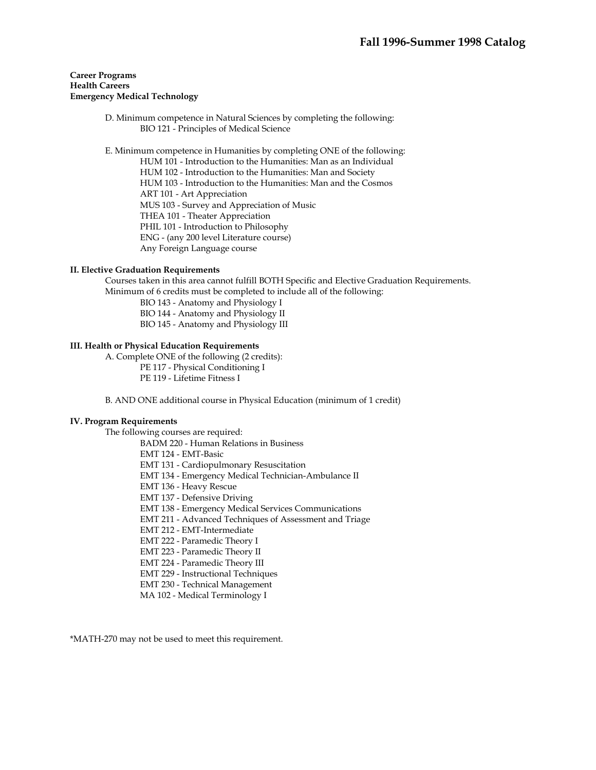**Career Programs**
**Health Careers**
**Emergency Medical Technology**

D. Minimum competence in Natural Sciences by completing the following:
- BIO 121 - Principles of Medical Science

E. Minimum competence in Humanities by completing ONE of the following:
- HUM 101 - Introduction to the Humanities: Man as an Individual
- HUM 102 - Introduction to the Humanities: Man and Society
- HUM 103 - Introduction to the Humanities: Man and the Cosmos
- ART 101 - Art Appreciation
- MUS 103 - Survey and Appreciation of Music
- THEA 101 - Theater Appreciation
- PHIL 101 - Introduction to Philosophy
- ENG - (any 200 level Literature course)
- Any Foreign Language course

## II. Elective Graduation Requirements

Courses taken in this area cannot fulfill BOTH Specific and Elective Graduation Requirements.
Minimum of 6 credits must be completed to include all of the following:
- BIO 143 - Anatomy and Physiology I
- BIO 144 - Anatomy and Physiology II
- BIO 145 - Anatomy and Physiology III

## III. Health or Physical Education Requirements

A. Complete ONE of the following (2 credits):
- PE 117 - Physical Conditioning I
- PE 119 - Lifetime Fitness I

B. AND ONE additional course in Physical Education (minimum of 1 credit)

## IV. Program Requirements

The following courses are required:
- BADM 220 - Human Relations in Business
- EMT 124 - EMT-Basic
- EMT 131 - Cardiopulmonary Resuscitation
- EMT 134 - Emergency Medical Technician-Ambulance II
- EMT 136 - Heavy Rescue
- EMT 137 - Defensive Driving
- EMT 138 - Emergency Medical Services Communications
- EMT 211 - Advanced Techniques of Assessment and Triage
- EMT 212 - EMT-Intermediate
- EMT 222 - Paramedic Theory I
- EMT 223 - Paramedic Theory II
- EMT 224 - Paramedic Theory III
- EMT 229 - Instructional Techniques
- EMT 230 - Technical Management
- MA 102 - Medical Terminology I

*MATH-270 may not be used to meet this requirement.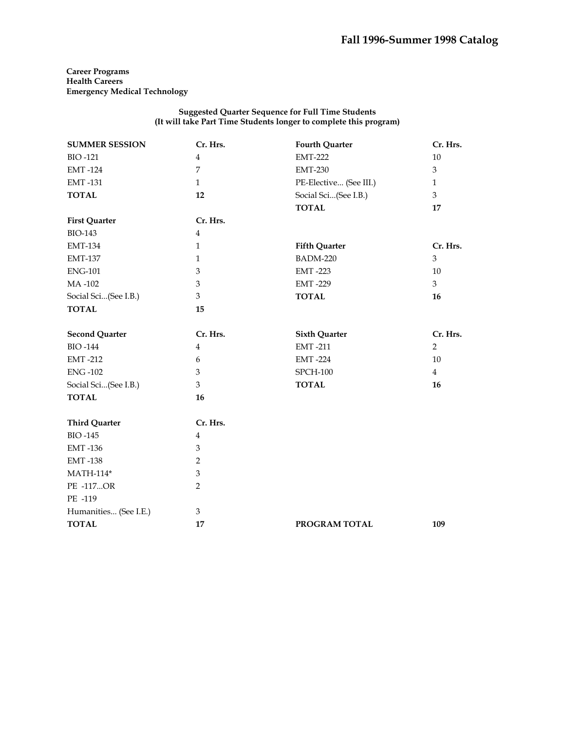**Career Programs**
**Health Careers**
**Emergency Medical Technology**

**Suggested Quarter Sequence for Full Time Students**
**(It will take Part Time Students longer to complete this program)**

| SUMMER SESSION | Cr. Hrs. |
|---|---|
| BIO -121 | 4 |
| EMT -124 | 7 |
| EMT -131 | 1 |
| **TOTAL** | **12** |

| First Quarter | Cr. Hrs. |
|---|---|
| BIO-143 | 4 |
| EMT-134 | 1 |
| EMT-137 | 1 |
| ENG-101 | 3 |
| MA -102 | 3 |
| Social Sci...(See I.B.) | 3 |
| **TOTAL** | **15** |

| Second Quarter | Cr. Hrs. |
|---|---|
| BIO -144 | 4 |
| EMT -212 | 6 |
| ENG -102 | 3 |
| Social Sci...(See I.B.) | 3 |
| **TOTAL** | **16** |

| Third Quarter | Cr. Hrs. |
|---|---|
| BIO -145 | 4 |
| EMT -136 | 3 |
| EMT -138 | 2 |
| MATH-114* | 3 |
| PE -117...OR | 2 |
| PE -119 | |
| Humanities... (See I.E.) | 3 |
| **TOTAL** | **17** |

| Fourth Quarter | Cr. Hrs. |
|---|---|
| EMT-222 | 10 |
| EMT-230 | 3 |
| PE-Elective... (See III.) | 1 |
| Social Sci...(See I.B.) | 3 |
| **TOTAL** | **17** |

| Fifth Quarter | Cr. Hrs. |
|---|---|
| BADM-220 | 3 |
| EMT -223 | 10 |
| EMT -229 | 3 |
| **TOTAL** | **16** |

| Sixth Quarter | Cr. Hrs. |
|---|---|
| EMT -211 | 2 |
| EMT -224 | 10 |
| SPCH-100 | 4 |
| **TOTAL** | **16** |

**PROGRAM TOTAL** **109**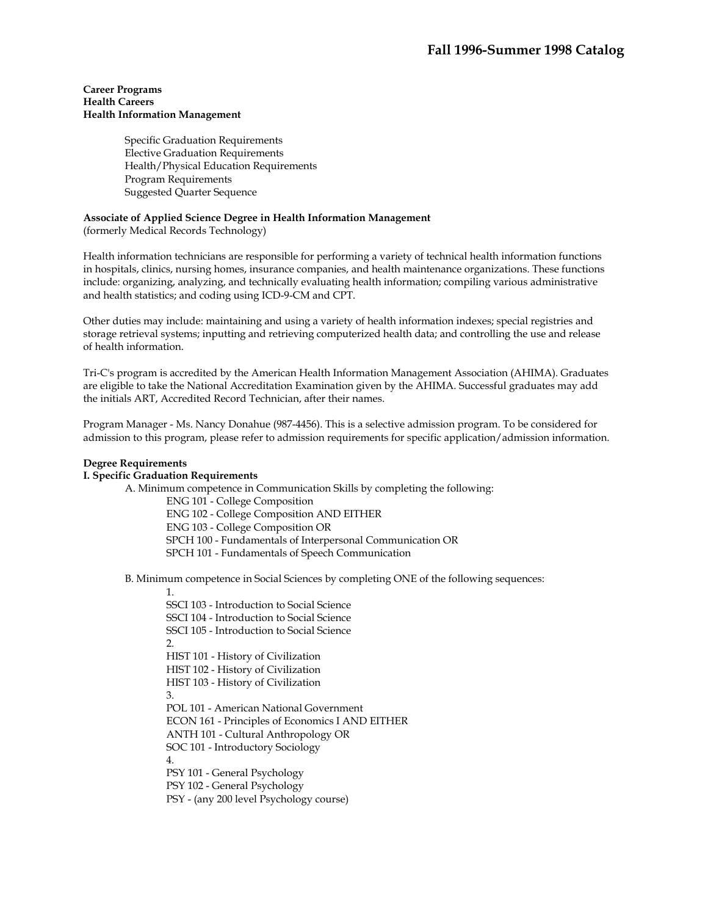**Career Programs**
**Health Careers**
**Health Information Management**

Specific Graduation Requirements
Elective Graduation Requirements
Health/Physical Education Requirements
Program Requirements
Suggested Quarter Sequence

**Associate of Applied Science Degree in Health Information Management**
(formerly Medical Records Technology)

Health information technicians are responsible for performing a variety of technical health information functions in hospitals, clinics, nursing homes, insurance companies, and health maintenance organizations. These functions include: organizing, analyzing, and technically evaluating health information; compiling various administrative and health statistics; and coding using ICD-9-CM and CPT.

Other duties may include: maintaining and using a variety of health information indexes; special registries and storage retrieval systems; inputting and retrieving computerized health data; and controlling the use and release of health information.

Tri-C's program is accredited by the American Health Information Management Association (AHIMA). Graduates are eligible to take the National Accreditation Examination given by the AHIMA. Successful graduates may add the initials ART, Accredited Record Technician, after their names.

Program Manager - Ms. Nancy Donahue (987-4456). This is a selective admission program. To be considered for admission to this program, please refer to admission requirements for specific application/admission information.

**Degree Requirements**
**I. Specific Graduation Requirements**

A. Minimum competence in Communication Skills by completing the following:

ENG 101 - College Composition
ENG 102 - College Composition AND EITHER
ENG 103 - College Composition OR
SPCH 100 - Fundamentals of Interpersonal Communication OR
SPCH 101 - Fundamentals of Speech Communication

B. Minimum competence in Social Sciences by completing ONE of the following sequences:

1.
SSCI 103 - Introduction to Social Science
SSCI 104 - Introduction to Social Science
SSCI 105 - Introduction to Social Science

2.
HIST 101 - History of Civilization
HIST 102 - History of Civilization
HIST 103 - History of Civilization

3.
POL 101 - American National Government
ECON 161 - Principles of Economics I AND EITHER
ANTH 101 - Cultural Anthropology OR
SOC 101 - Introductory Sociology

4.
PSY 101 - General Psychology
PSY 102 - General Psychology
PSY - (any 200 level Psychology course)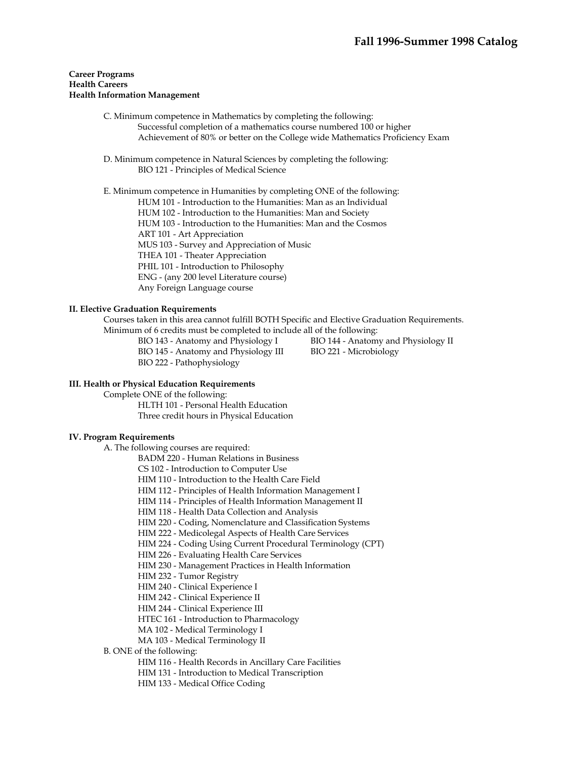**Career Programs**
**Health Careers**
**Health Information Management**

C. Minimum competence in Mathematics by completing the following:
- Successful completion of a mathematics course numbered 100 or higher
- Achievement of 80% or better on the College wide Mathematics Proficiency Exam

D. Minimum competence in Natural Sciences by completing the following:
- BIO 121 - Principles of Medical Science

E. Minimum competence in Humanities by completing ONE of the following:
- HUM 101 - Introduction to the Humanities: Man as an Individual
- HUM 102 - Introduction to the Humanities: Man and Society
- HUM 103 - Introduction to the Humanities: Man and the Cosmos
- ART 101 - Art Appreciation
- MUS 103 - Survey and Appreciation of Music
- THEA 101 - Theater Appreciation
- PHIL 101 - Introduction to Philosophy
- ENG - (any 200 level Literature course)
- Any Foreign Language course

**II. Elective Graduation Requirements**

Courses taken in this area cannot fulfill BOTH Specific and Elective Graduation Requirements.
Minimum of 6 credits must be completed to include all of the following:
- BIO 143 - Anatomy and Physiology I
- BIO 144 - Anatomy and Physiology II
- BIO 145 - Anatomy and Physiology III
- BIO 221 - Microbiology
- BIO 222 - Pathophysiology

**III. Health or Physical Education Requirements**

Complete ONE of the following:
- HLTH 101 - Personal Health Education
- Three credit hours in Physical Education

**IV. Program Requirements**

A. The following courses are required:
- BADM 220 - Human Relations in Business
- CS 102 - Introduction to Computer Use
- HIM 110 - Introduction to the Health Care Field
- HIM 112 - Principles of Health Information Management I
- HIM 114 - Principles of Health Information Management II
- HIM 118 - Health Data Collection and Analysis
- HIM 220 - Coding, Nomenclature and Classification Systems
- HIM 222 - Medicolegal Aspects of Health Care Services
- HIM 224 - Coding Using Current Procedural Terminology (CPT)
- HIM 226 - Evaluating Health Care Services
- HIM 230 - Management Practices in Health Information
- HIM 232 - Tumor Registry
- HIM 240 - Clinical Experience I
- HIM 242 - Clinical Experience II
- HIM 244 - Clinical Experience III
- HTEC 161 - Introduction to Pharmacology
- MA 102 - Medical Terminology I
- MA 103 - Medical Terminology II

B. ONE of the following:
- HIM 116 - Health Records in Ancillary Care Facilities
- HIM 131 - Introduction to Medical Transcription
- HIM 133 - Medical Office Coding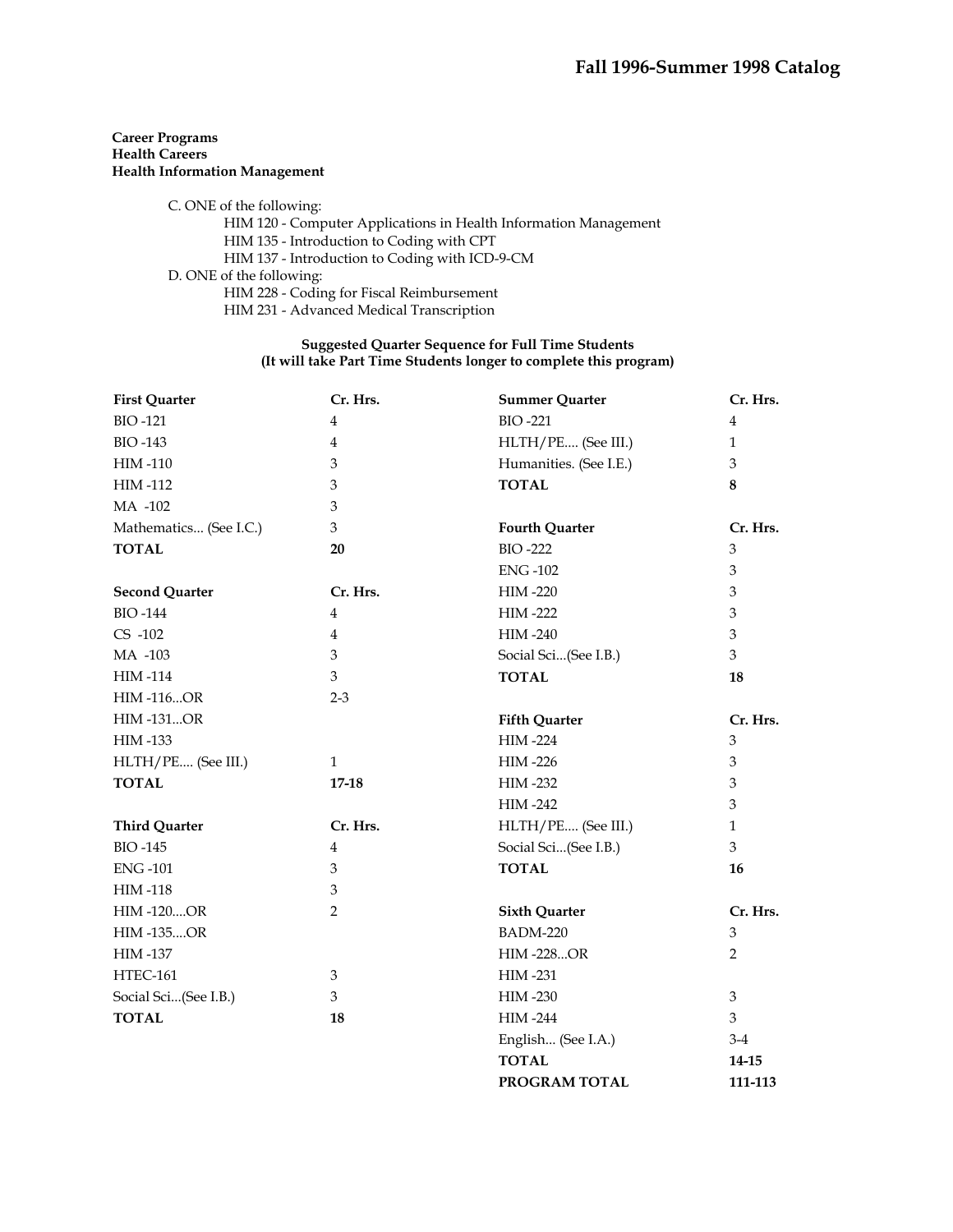**Career Programs**
**Health Careers**
**Health Information Management**

C. ONE of the following:
- HIM 120 - Computer Applications in Health Information Management
- HIM 135 - Introduction to Coding with CPT
- HIM 137 - Introduction to Coding with ICD-9-CM

D. ONE of the following:
- HIM 228 - Coding for Fiscal Reimbursement
- HIM 231 - Advanced Medical Transcription

**Suggested Quarter Sequence for Full Time Students**
**(It will take Part Time Students longer to complete this program)**

| First Quarter | Cr. Hrs. |
|---|---|
| BIO -121 | 4 |
| BIO -143 | 4 |
| HIM -110 | 3 |
| HIM -112 | 3 |
| MA -102 | 3 |
| Mathematics... (See I.C.) | 3 |
| **TOTAL** | **20** |

| Second Quarter | Cr. Hrs. |
|---|---|
| BIO -144 | 4 |
| CS -102 | 4 |
| MA -103 | 3 |
| HIM -114 | 3 |
| HIM -116...OR | 2-3 |
| HIM -131...OR | |
| HIM -133 | |
| HLTH/PE.... (See III.) | 1 |
| **TOTAL** | **17-18** |

| Third Quarter | Cr. Hrs. |
|---|---|
| BIO -145 | 4 |
| ENG -101 | 3 |
| HIM -118 | 3 |
| HIM -120....OR | 2 |
| HIM -135....OR | |
| HIM -137 | |
| HTEC-161 | 3 |
| Social Sci...(See I.B.) | 3 |
| **TOTAL** | **18** |

| Summer Quarter | Cr. Hrs. |
|---|---|
| BIO -221 | 4 |
| HLTH/PE.... (See III.) | 1 |
| Humanities. (See I.E.) | 3 |
| **TOTAL** | **8** |

| Fourth Quarter | Cr. Hrs. |
|---|---|
| BIO -222 | 3 |
| ENG -102 | 3 |
| HIM -220 | 3 |
| HIM -222 | 3 |
| HIM -240 | 3 |
| Social Sci...(See I.B.) | 3 |
| **TOTAL** | **18** |

| Fifth Quarter | Cr. Hrs. |
|---|---|
| HIM -224 | 3 |
| HIM -226 | 3 |
| HIM -232 | 3 |
| HIM -242 | 3 |
| HLTH/PE.... (See III.) | 1 |
| Social Sci...(See I.B.) | 3 |
| **TOTAL** | **16** |

| Sixth Quarter | Cr. Hrs. |
|---|---|
| BADM-220 | 3 |
| HIM -228...OR | 2 |
| HIM -231 | |
| HIM -230 | 3 |
| HIM -244 | 3 |
| English... (See I.A.) | 3-4 |
| **TOTAL** | **14-15** |
| **PROGRAM TOTAL** | **111-113** |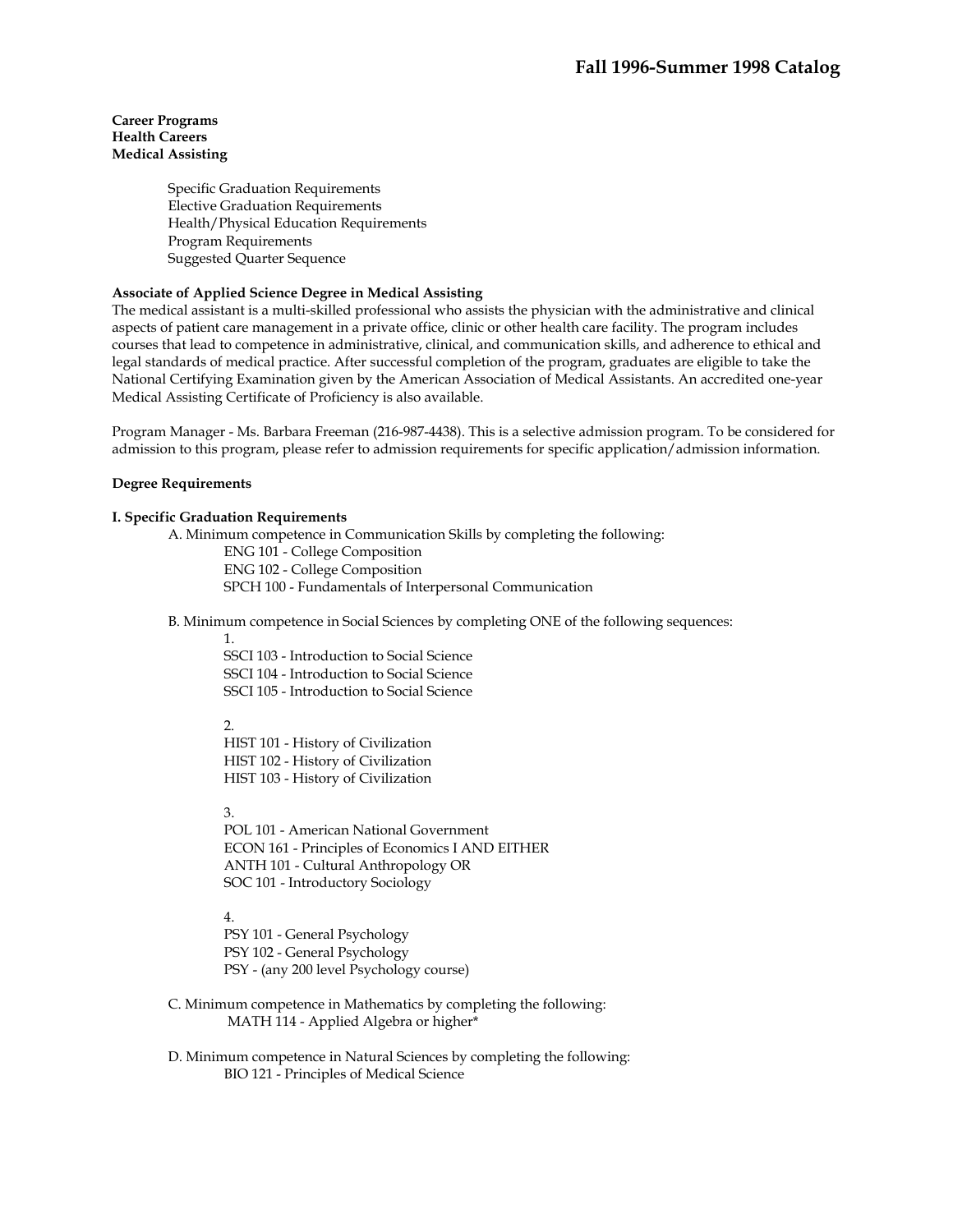**Career Programs**
**Health Careers**
**Medical Assisting**

- Specific Graduation Requirements
- Elective Graduation Requirements
- Health/Physical Education Requirements
- Program Requirements
- Suggested Quarter Sequence

**Associate of Applied Science Degree in Medical Assisting**

The medical assistant is a multi-skilled professional who assists the physician with the administrative and clinical aspects of patient care management in a private office, clinic or other health care facility. The program includes courses that lead to competence in administrative, clinical, and communication skills, and adherence to ethical and legal standards of medical practice. After successful completion of the program, graduates are eligible to take the National Certifying Examination given by the American Association of Medical Assistants. An accredited one-year Medical Assisting Certificate of Proficiency is also available.

Program Manager - Ms. Barbara Freeman (216-987-4438). This is a selective admission program. To be considered for admission to this program, please refer to admission requirements for specific application/admission information.

**Degree Requirements**

**I. Specific Graduation Requirements**

A. Minimum competence in Communication Skills by completing the following:
- ENG 101 - College Composition
- ENG 102 - College Composition
- SPCH 100 - Fundamentals of Interpersonal Communication

B. Minimum competence in Social Sciences by completing ONE of the following sequences:

1.
- SSCI 103 - Introduction to Social Science
- SSCI 104 - Introduction to Social Science
- SSCI 105 - Introduction to Social Science

2.
- HIST 101 - History of Civilization
- HIST 102 - History of Civilization
- HIST 103 - History of Civilization

3.
- POL 101 - American National Government
- ECON 161 - Principles of Economics I AND EITHER
- ANTH 101 - Cultural Anthropology OR
- SOC 101 - Introductory Sociology

4.
- PSY 101 - General Psychology
- PSY 102 - General Psychology
- PSY - (any 200 level Psychology course)

C. Minimum competence in Mathematics by completing the following:
- MATH 114 - Applied Algebra or higher*

D. Minimum competence in Natural Sciences by completing the following:
- BIO 121 - Principles of Medical Science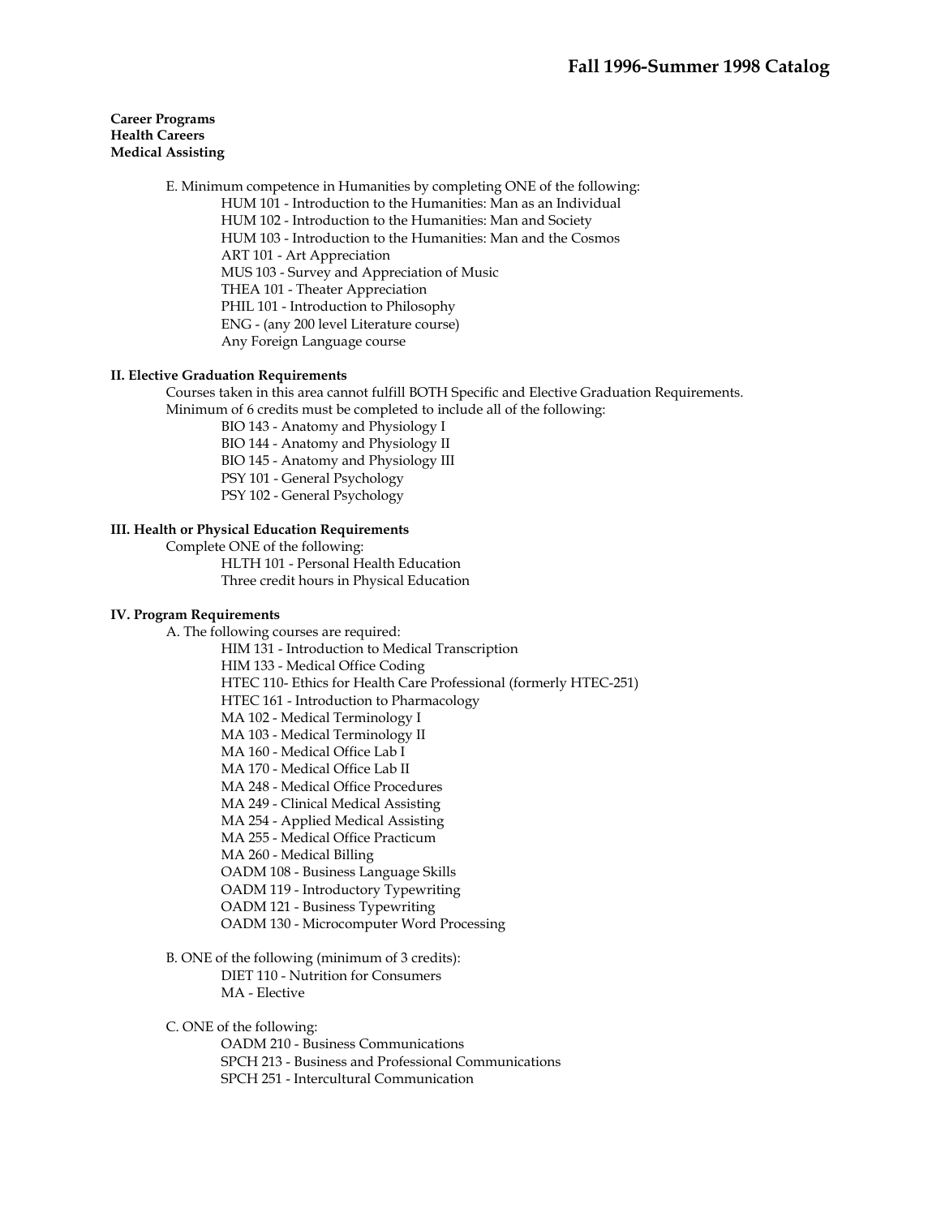**Career Programs**
**Health Careers**
**Medical Assisting**

E. Minimum competence in Humanities by completing ONE of the following:

- HUM 101 - Introduction to the Humanities: Man as an Individual
- HUM 102 - Introduction to the Humanities: Man and Society
- HUM 103 - Introduction to the Humanities: Man and the Cosmos
- ART 101 - Art Appreciation
- MUS 103 - Survey and Appreciation of Music
- THEA 101 - Theater Appreciation
- PHIL 101 - Introduction to Philosophy
- ENG - (any 200 level Literature course)
- Any Foreign Language course

**II. Elective Graduation Requirements**

Courses taken in this area cannot fulfill BOTH Specific and Elective Graduation Requirements.
Minimum of 6 credits must be completed to include all of the following:

- BIO 143 - Anatomy and Physiology I
- BIO 144 - Anatomy and Physiology II
- BIO 145 - Anatomy and Physiology III
- PSY 101 - General Psychology
- PSY 102 - General Psychology

**III. Health or Physical Education Requirements**

Complete ONE of the following:

- HLTH 101 - Personal Health Education
- Three credit hours in Physical Education

**IV. Program Requirements**

A. The following courses are required:

- HIM 131 - Introduction to Medical Transcription
- HIM 133 - Medical Office Coding
- HTEC 110- Ethics for Health Care Professional (formerly HTEC-251)
- HTEC 161 - Introduction to Pharmacology
- MA 102 - Medical Terminology I
- MA 103 - Medical Terminology II
- MA 160 - Medical Office Lab I
- MA 170 - Medical Office Lab II
- MA 248 - Medical Office Procedures
- MA 249 - Clinical Medical Assisting
- MA 254 - Applied Medical Assisting
- MA 255 - Medical Office Practicum
- MA 260 - Medical Billing
- OADM 108 - Business Language Skills
- OADM 119 - Introductory Typewriting
- OADM 121 - Business Typewriting
- OADM 130 - Microcomputer Word Processing

B. ONE of the following (minimum of 3 credits):

- DIET 110 - Nutrition for Consumers
- MA - Elective

C. ONE of the following:

- OADM 210 - Business Communications
- SPCH 213 - Business and Professional Communications
- SPCH 251 - Intercultural Communication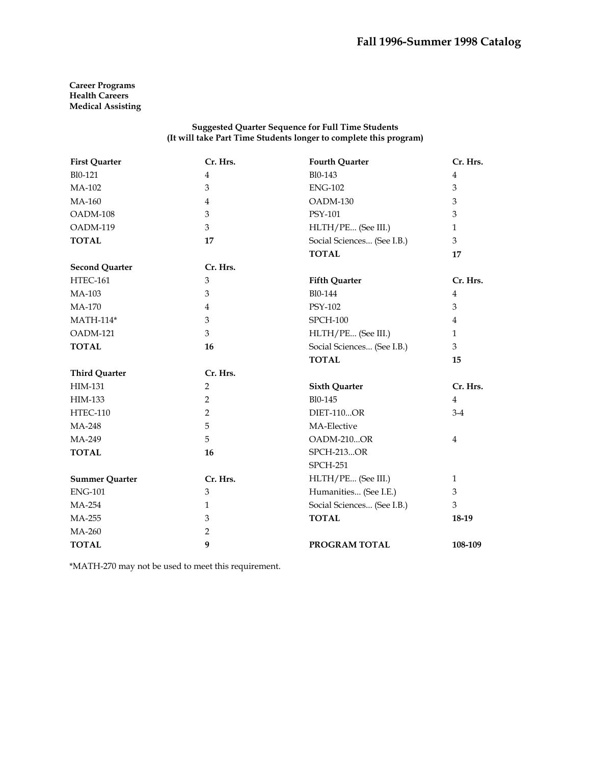**Career Programs**
**Health Careers**
**Medical Assisting**

**Suggested Quarter Sequence for Full Time Students**
**(It will take Part Time Students longer to complete this program)**

| First Quarter | Cr. Hrs. |
|---|---|
| Bl0-121 | 4 |
| MA-102 | 3 |
| MA-160 | 4 |
| OADM-108 | 3 |
| OADM-119 | 3 |
| **TOTAL** | **17** |

| Second Quarter | Cr. Hrs. |
|---|---|
| HTEC-161 | 3 |
| MA-103 | 3 |
| MA-170 | 4 |
| MATH-114* | 3 |
| OADM-121 | 3 |
| **TOTAL** | **16** |

| Third Quarter | Cr. Hrs. |
|---|---|
| HIM-131 | 2 |
| HIM-133 | 2 |
| HTEC-110 | 2 |
| MA-248 | 5 |
| MA-249 | 5 |
| **TOTAL** | **16** |

| Summer Quarter | Cr. Hrs. |
|---|---|
| ENG-101 | 3 |
| MA-254 | 1 |
| MA-255 | 3 |
| MA-260 | 2 |
| **TOTAL** | **9** |

| Fourth Quarter | Cr. Hrs. |
|---|---|
| Bl0-143 | 4 |
| ENG-102 | 3 |
| OADM-130 | 3 |
| PSY-101 | 3 |
| HLTH/PE... (See III.) | 1 |
| Social Sciences... (See I.B.) | 3 |
| **TOTAL** | **17** |

| Fifth Quarter | Cr. Hrs. |
|---|---|
| Bl0-144 | 4 |
| PSY-102 | 3 |
| SPCH-100 | 4 |
| HLTH/PE... (See III.) | 1 |
| Social Sciences... (See I.B.) | 3 |
| **TOTAL** | **15** |

| Sixth Quarter | Cr. Hrs. |
|---|---|
| Bl0-145 | 4 |
| DIET-110...OR | 3-4 |
| MA-Elective | |
| OADM-210...OR | 4 |
| SPCH-213...OR | |
| SPCH-251 | |
| HLTH/PE... (See III.) | 1 |
| Humanities... (See I.E.) | 3 |
| Social Sciences... (See I.B.) | 3 |
| **TOTAL** | **18-19** |

| **PROGRAM TOTAL** | **108-109** |
|---|---|

*MATH-270 may not be used to meet this requirement.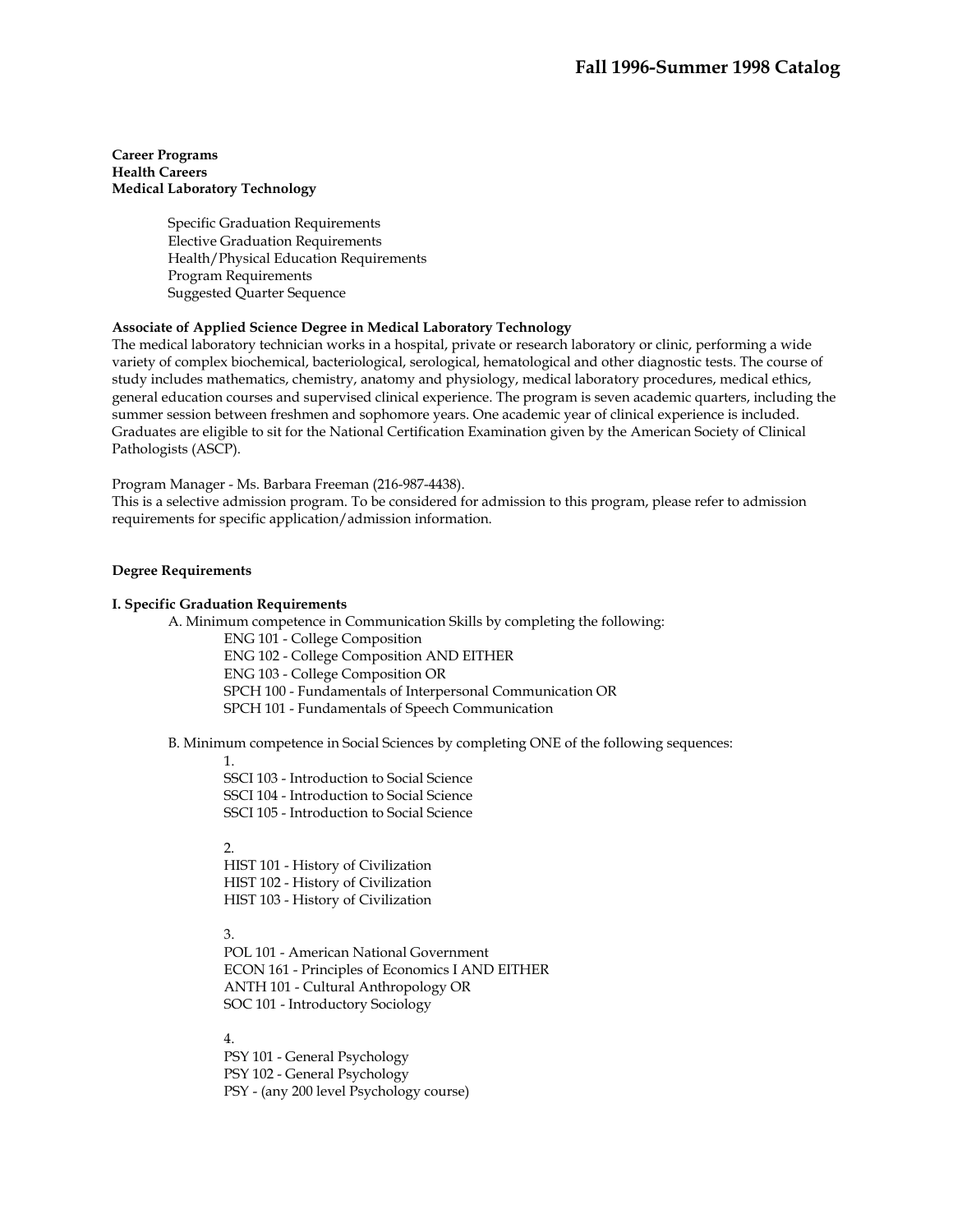**Career Programs**
**Health Careers**
**Medical Laboratory Technology**

- Specific Graduation Requirements
- Elective Graduation Requirements
- Health/Physical Education Requirements
- Program Requirements
- Suggested Quarter Sequence

**Associate of Applied Science Degree in Medical Laboratory Technology**

The medical laboratory technician works in a hospital, private or research laboratory or clinic, performing a wide variety of complex biochemical, bacteriological, serological, hematological and other diagnostic tests. The course of study includes mathematics, chemistry, anatomy and physiology, medical laboratory procedures, medical ethics, general education courses and supervised clinical experience. The program is seven academic quarters, including the summer session between freshmen and sophomore years. One academic year of clinical experience is included. Graduates are eligible to sit for the National Certification Examination given by the American Society of Clinical Pathologists (ASCP).

Program Manager - Ms. Barbara Freeman (216-987-4438).
This is a selective admission program. To be considered for admission to this program, please refer to admission requirements for specific application/admission information.

**Degree Requirements**

**I. Specific Graduation Requirements**

A. Minimum competence in Communication Skills by completing the following:

ENG 101 - College Composition
ENG 102 - College Composition AND EITHER
ENG 103 - College Composition OR
SPCH 100 - Fundamentals of Interpersonal Communication OR
SPCH 101 - Fundamentals of Speech Communication

B. Minimum competence in Social Sciences by completing ONE of the following sequences:

1.
SSCI 103 - Introduction to Social Science
SSCI 104 - Introduction to Social Science
SSCI 105 - Introduction to Social Science

2.
HIST 101 - History of Civilization
HIST 102 - History of Civilization
HIST 103 - History of Civilization

3.
POL 101 - American National Government
ECON 161 - Principles of Economics I AND EITHER
ANTH 101 - Cultural Anthropology OR
SOC 101 - Introductory Sociology

4.
PSY 101 - General Psychology
PSY 102 - General Psychology
PSY - (any 200 level Psychology course)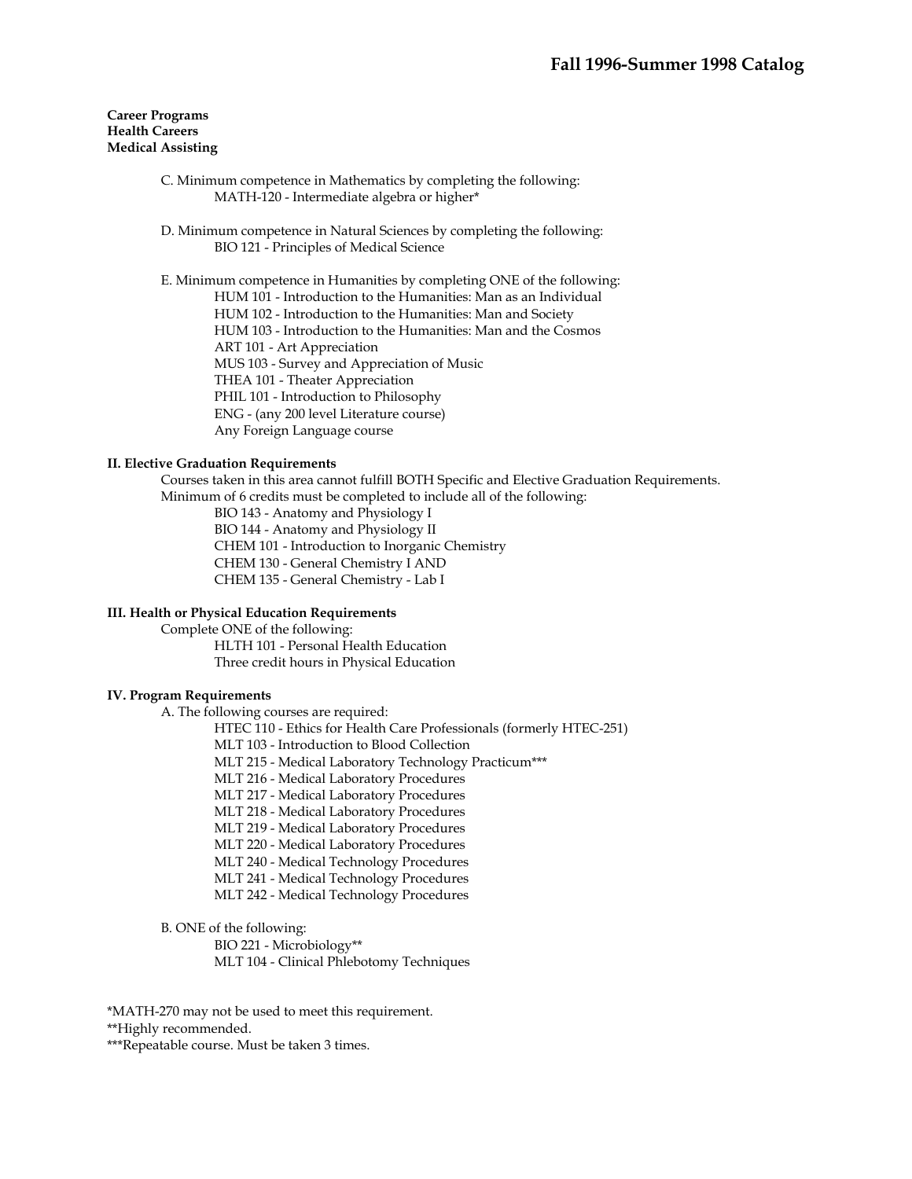**Career Programs**
**Health Careers**
**Medical Assisting**

C. Minimum competence in Mathematics by completing the following:
- MATH-120 - Intermediate algebra or higher*

D. Minimum competence in Natural Sciences by completing the following:
- BIO 121 - Principles of Medical Science

E. Minimum competence in Humanities by completing ONE of the following:
- HUM 101 - Introduction to the Humanities: Man as an Individual
- HUM 102 - Introduction to the Humanities: Man and Society
- HUM 103 - Introduction to the Humanities: Man and the Cosmos
- ART 101 - Art Appreciation
- MUS 103 - Survey and Appreciation of Music
- THEA 101 - Theater Appreciation
- PHIL 101 - Introduction to Philosophy
- ENG - (any 200 level Literature course)
- Any Foreign Language course

**II. Elective Graduation Requirements**

Courses taken in this area cannot fulfill BOTH Specific and Elective Graduation Requirements.
Minimum of 6 credits must be completed to include all of the following:
- BIO 143 - Anatomy and Physiology I
- BIO 144 - Anatomy and Physiology II
- CHEM 101 - Introduction to Inorganic Chemistry
- CHEM 130 - General Chemistry I AND
- CHEM 135 - General Chemistry - Lab I

**III. Health or Physical Education Requirements**

Complete ONE of the following:
- HLTH 101 - Personal Health Education
- Three credit hours in Physical Education

**IV. Program Requirements**

A. The following courses are required:
- HTEC 110 - Ethics for Health Care Professionals (formerly HTEC-251)
- MLT 103 - Introduction to Blood Collection
- MLT 215 - Medical Laboratory Technology Practicum***
- MLT 216 - Medical Laboratory Procedures
- MLT 217 - Medical Laboratory Procedures
- MLT 218 - Medical Laboratory Procedures
- MLT 219 - Medical Laboratory Procedures
- MLT 220 - Medical Laboratory Procedures
- MLT 240 - Medical Technology Procedures
- MLT 241 - Medical Technology Procedures
- MLT 242 - Medical Technology Procedures

B. ONE of the following:
- BIO 221 - Microbiology**
- MLT 104 - Clinical Phlebotomy Techniques

*MATH-270 may not be used to meet this requirement.
**Highly recommended.
***Repeatable course. Must be taken 3 times.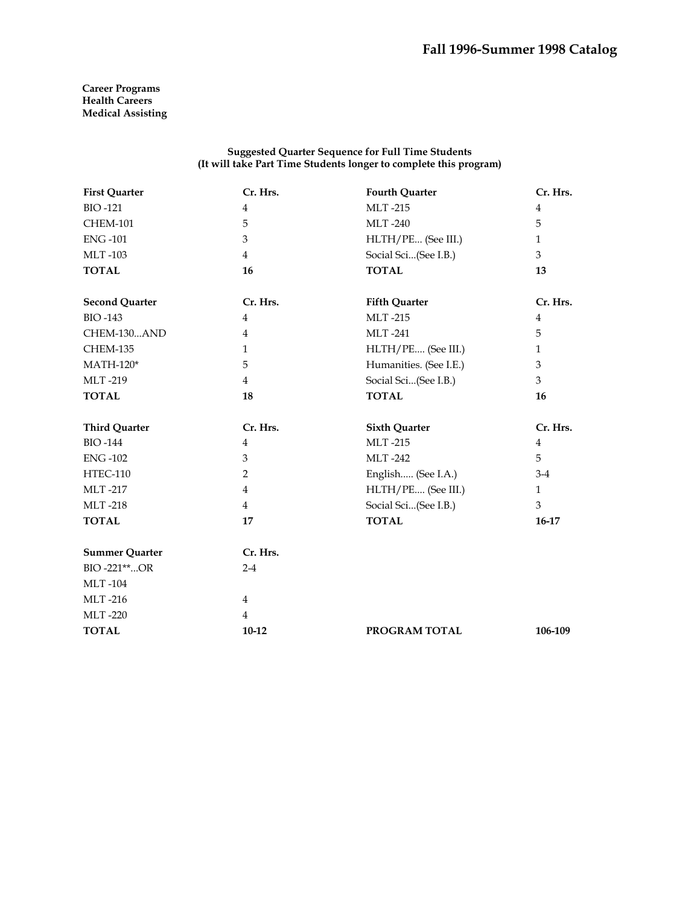**Career Programs**
**Health Careers**
**Medical Assisting**

**Suggested Quarter Sequence for Full Time Students**
**(It will take Part Time Students longer to complete this program)**

| First Quarter | Cr. Hrs. | Fourth Quarter | Cr. Hrs. |
|---|---|---|---|
| BIO -121 | 4 | MLT -215 | 4 |
| CHEM-101 | 5 | MLT -240 | 5 |
| ENG -101 | 3 | HLTH/PE... (See III.) | 1 |
| MLT -103 | 4 | Social Sci...(See I.B.) | 3 |
| **TOTAL** | **16** | **TOTAL** | **13** |

| Second Quarter | Cr. Hrs. | Fifth Quarter | Cr. Hrs. |
|---|---|---|---|
| BIO -143 | 4 | MLT -215 | 4 |
| CHEM-130...AND | 4 | MLT -241 | 5 |
| CHEM-135 | 1 | HLTH/PE.... (See III.) | 1 |
| MATH-120* | 5 | Humanities. (See I.E.) | 3 |
| MLT -219 | 4 | Social Sci...(See I.B.) | 3 |
| **TOTAL** | **18** | **TOTAL** | **16** |

| Third Quarter | Cr. Hrs. | Sixth Quarter | Cr. Hrs. |
|---|---|---|---|
| BIO -144 | 4 | MLT -215 | 4 |
| ENG -102 | 3 | MLT -242 | 5 |
| HTEC-110 | 2 | English..... (See I.A.) | 3-4 |
| MLT -217 | 4 | HLTH/PE.... (See III.) | 1 |
| MLT -218 | 4 | Social Sci...(See I.B.) | 3 |
| **TOTAL** | **17** | **TOTAL** | **16-17** |

| Summer Quarter | Cr. Hrs. | | |
|---|---|---|---|
| BIO -221**...OR | 2-4 | | |
| MLT -104 | | | |
| MLT -216 | 4 | | |
| MLT -220 | 4 | | |
| **TOTAL** | **10-12** | **PROGRAM TOTAL** | **106-109** |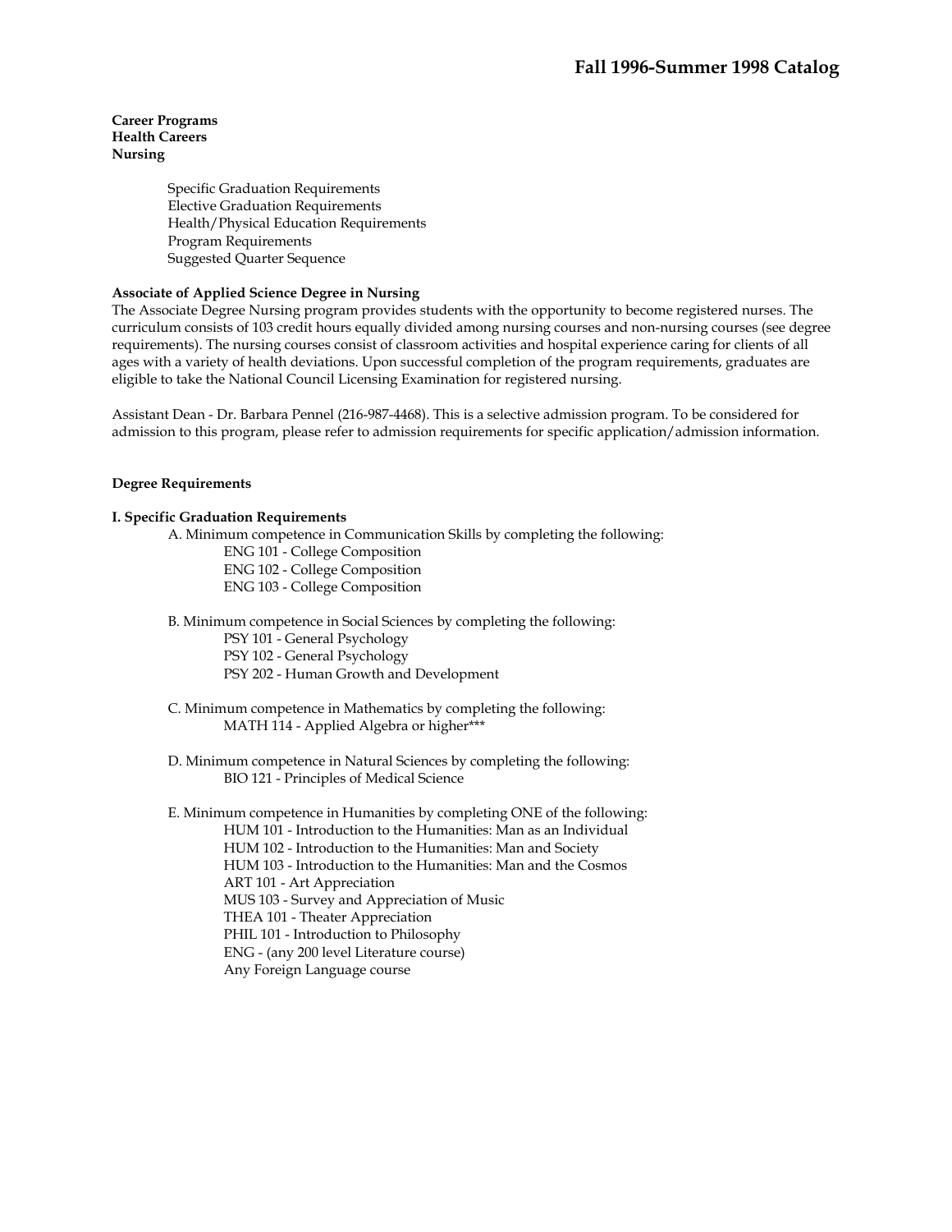# Fall 1996-Summer 1998 Catalog

**Career Programs**
**Health Careers**
**Nursing**

- Specific Graduation Requirements
- Elective Graduation Requirements
- Health/Physical Education Requirements
- Program Requirements
- Suggested Quarter Sequence

**Associate of Applied Science Degree in Nursing**

The Associate Degree Nursing program provides students with the opportunity to become registered nurses. The curriculum consists of 103 credit hours equally divided among nursing courses and non-nursing courses (see degree requirements). The nursing courses consist of classroom activities and hospital experience caring for clients of all ages with a variety of health deviations. Upon successful completion of the program requirements, graduates are eligible to take the National Council Licensing Examination for registered nursing.

Assistant Dean - Dr. Barbara Pennel (216-987-4468). This is a selective admission program. To be considered for admission to this program, please refer to admission requirements for specific application/admission information.

**Degree Requirements**

**I. Specific Graduation Requirements**

A. Minimum competence in Communication Skills by completing the following:
- ENG 101 - College Composition
- ENG 102 - College Composition
- ENG 103 - College Composition

B. Minimum competence in Social Sciences by completing the following:
- PSY 101 - General Psychology
- PSY 102 - General Psychology
- PSY 202 - Human Growth and Development

C. Minimum competence in Mathematics by completing the following:
- MATH 114 - Applied Algebra or higher***

D. Minimum competence in Natural Sciences by completing the following:
- BIO 121 - Principles of Medical Science

E. Minimum competence in Humanities by completing ONE of the following:
- HUM 101 - Introduction to the Humanities: Man as an Individual
- HUM 102 - Introduction to the Humanities: Man and Society
- HUM 103 - Introduction to the Humanities: Man and the Cosmos
- ART 101 - Art Appreciation
- MUS 103 - Survey and Appreciation of Music
- THEA 101 - Theater Appreciation
- PHIL 101 - Introduction to Philosophy
- ENG - (any 200 level Literature course)
- Any Foreign Language course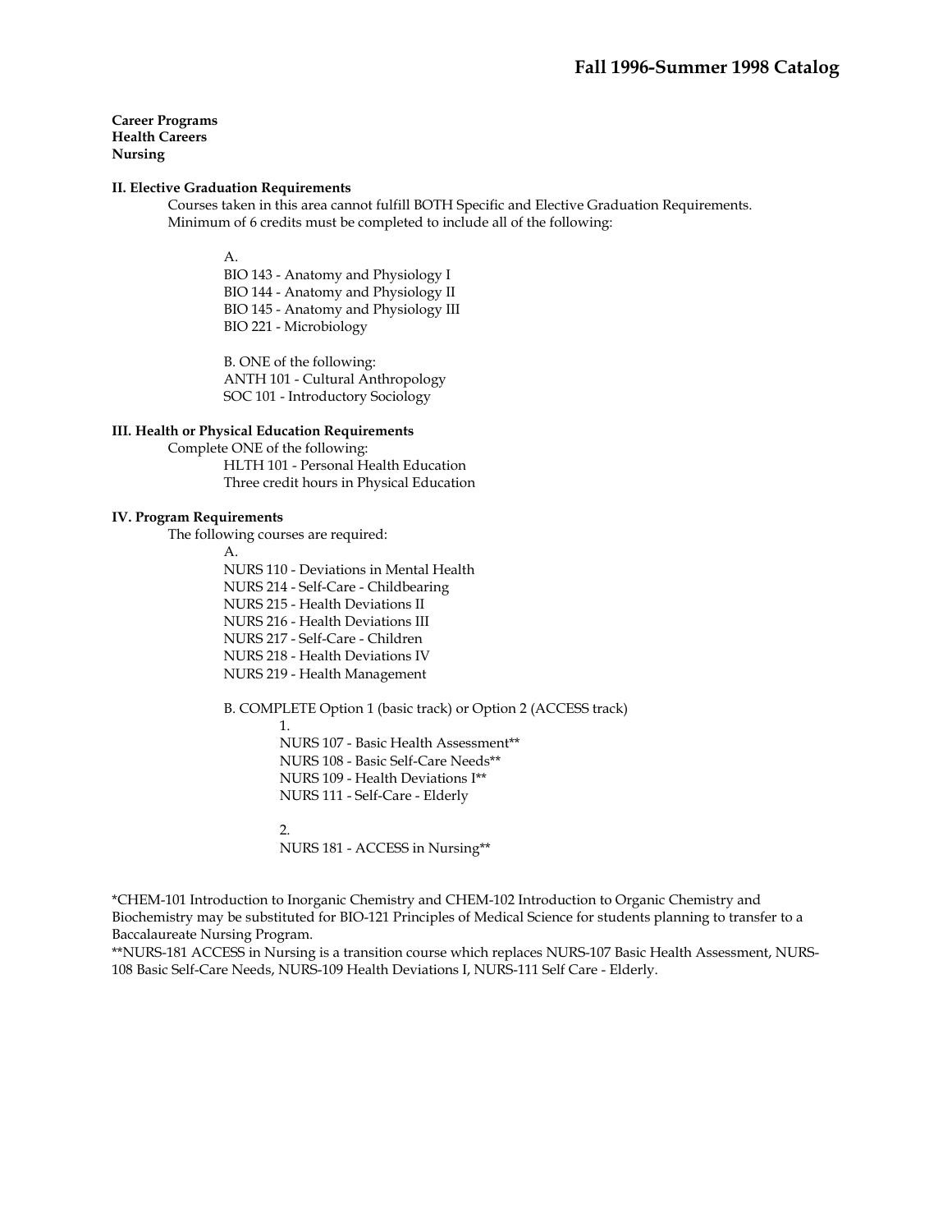**Career Programs**
**Health Careers**
**Nursing**

**II. Elective Graduation Requirements**

Courses taken in this area cannot fulfill BOTH Specific and Elective Graduation Requirements.
Minimum of 6 credits must be completed to include all of the following:

A.
BIO 143 - Anatomy and Physiology I
BIO 144 - Anatomy and Physiology II
BIO 145 - Anatomy and Physiology III
BIO 221 - Microbiology

B. ONE of the following:
ANTH 101 - Cultural Anthropology
SOC 101 - Introductory Sociology

**III. Health or Physical Education Requirements**

Complete ONE of the following:
HLTH 101 - Personal Health Education
Three credit hours in Physical Education

**IV. Program Requirements**

The following courses are required:

A.
NURS 110 - Deviations in Mental Health
NURS 214 - Self-Care - Childbearing
NURS 215 - Health Deviations II
NURS 216 - Health Deviations III
NURS 217 - Self-Care - Children
NURS 218 - Health Deviations IV
NURS 219 - Health Management

B. COMPLETE Option 1 (basic track) or Option 2 (ACCESS track)

1.
NURS 107 - Basic Health Assessment**
NURS 108 - Basic Self-Care Needs**
NURS 109 - Health Deviations I**
NURS 111 - Self-Care - Elderly

2.
NURS 181 - ACCESS in Nursing**

*CHEM-101 Introduction to Inorganic Chemistry and CHEM-102 Introduction to Organic Chemistry and Biochemistry may be substituted for BIO-121 Principles of Medical Science for students planning to transfer to a Baccalaureate Nursing Program.
**NURS-181 ACCESS in Nursing is a transition course which replaces NURS-107 Basic Health Assessment, NURS-108 Basic Self-Care Needs, NURS-109 Health Deviations I, NURS-111 Self Care - Elderly.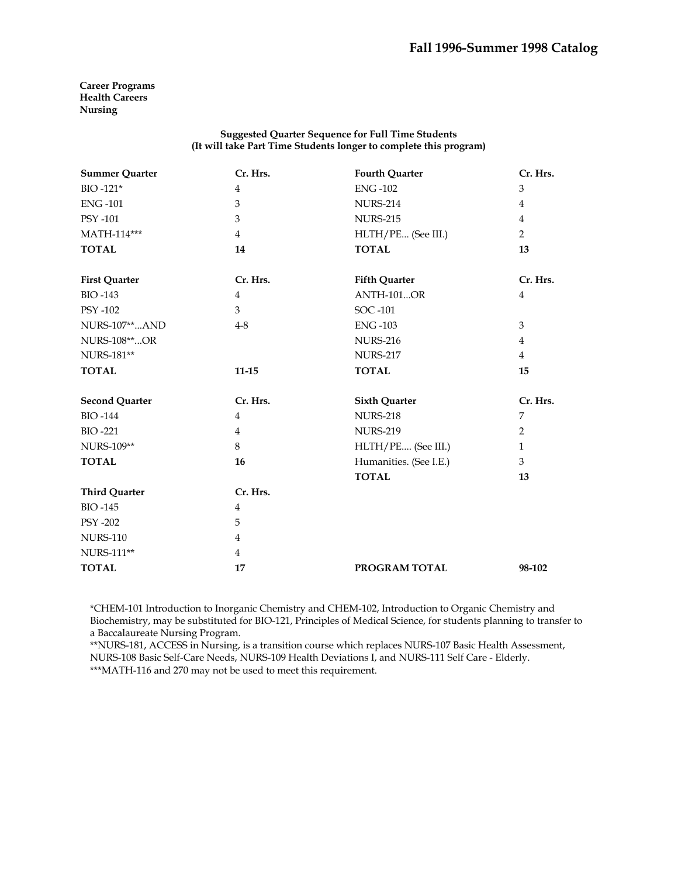**Career Programs**
**Health Careers**
**Nursing**

**Suggested Quarter Sequence for Full Time Students**
**(It will take Part Time Students longer to complete this program)**

| Summer Quarter | Cr. Hrs. |
|---|---|
| BIO -121* | 4 |
| ENG -101 | 3 |
| PSY -101 | 3 |
| MATH-114*** | 4 |
| **TOTAL** | **14** |

| First Quarter | Cr. Hrs. |
|---|---|
| BIO -143 | 4 |
| PSY -102 | 3 |
| NURS-107**...AND | 4-8 |
| NURS-108**...OR | |
| NURS-181** | |
| **TOTAL** | **11-15** |

| Second Quarter | Cr. Hrs. |
|---|---|
| BIO -144 | 4 |
| BIO -221 | 4 |
| NURS-109** | 8 |
| **TOTAL** | **16** |

| Third Quarter | Cr. Hrs. |
|---|---|
| BIO -145 | 4 |
| PSY -202 | 5 |
| NURS-110 | 4 |
| NURS-111** | 4 |
| **TOTAL** | **17** |

| Fourth Quarter | Cr. Hrs. |
|---|---|
| ENG -102 | 3 |
| NURS-214 | 4 |
| NURS-215 | 4 |
| HLTH/PE... (See III.) | 2 |
| **TOTAL** | **13** |

| Fifth Quarter | Cr. Hrs. |
|---|---|
| ANTH-101...OR | 4 |
| SOC -101 | |
| ENG -103 | 3 |
| NURS-216 | 4 |
| NURS-217 | 4 |
| **TOTAL** | **15** |

| Sixth Quarter | Cr. Hrs. |
|---|---|
| NURS-218 | 7 |
| NURS-219 | 2 |
| HLTH/PE.... (See III.) | 1 |
| Humanities. (See I.E.) | 3 |
| **TOTAL** | **13** |

| **PROGRAM TOTAL** | **98-102** |
|---|---|

*CHEM-101 Introduction to Inorganic Chemistry and CHEM-102, Introduction to Organic Chemistry and Biochemistry, may be substituted for BIO-121, Principles of Medical Science, for students planning to transfer to a Baccalaureate Nursing Program.
**NURS-181, ACCESS in Nursing, is a transition course which replaces NURS-107 Basic Health Assessment, NURS-108 Basic Self-Care Needs, NURS-109 Health Deviations I, and NURS-111 Self Care - Elderly.
***MATH-116 and 270 may not be used to meet this requirement.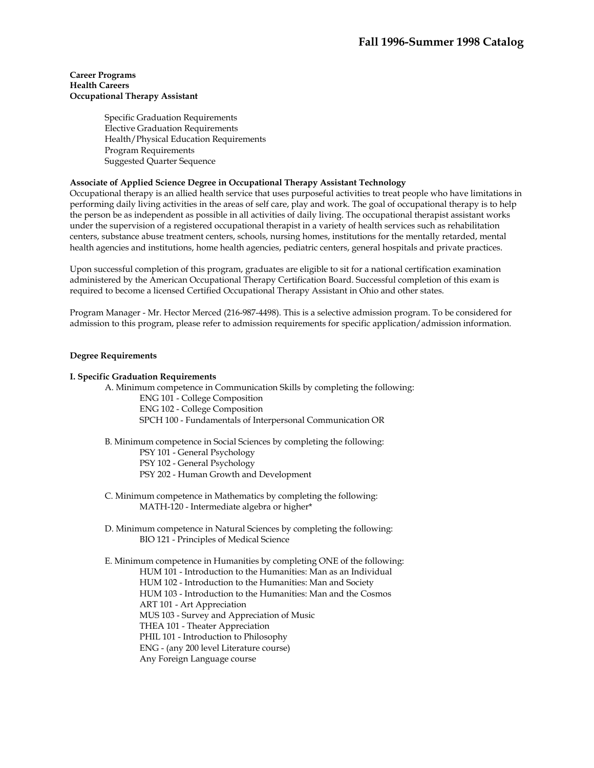**Career Programs**
**Health Careers**
**Occupational Therapy Assistant**

- Specific Graduation Requirements
- Elective Graduation Requirements
- Health/Physical Education Requirements
- Program Requirements
- Suggested Quarter Sequence

**Associate of Applied Science Degree in Occupational Therapy Assistant Technology**

Occupational therapy is an allied health service that uses purposeful activities to treat people who have limitations in performing daily living activities in the areas of self care, play and work. The goal of occupational therapy is to help the person be as independent as possible in all activities of daily living. The occupational therapist assistant works under the supervision of a registered occupational therapist in a variety of health services such as rehabilitation centers, substance abuse treatment centers, schools, nursing homes, institutions for the mentally retarded, mental health agencies and institutions, home health agencies, pediatric centers, general hospitals and private practices.

Upon successful completion of this program, graduates are eligible to sit for a national certification examination administered by the American Occupational Therapy Certification Board. Successful completion of this exam is required to become a licensed Certified Occupational Therapy Assistant in Ohio and other states.

Program Manager - Mr. Hector Merced (216-987-4498). This is a selective admission program. To be considered for admission to this program, please refer to admission requirements for specific application/admission information.

**Degree Requirements**

**I. Specific Graduation Requirements**

A. Minimum competence in Communication Skills by completing the following:
- ENG 101 - College Composition
- ENG 102 - College Composition
- SPCH 100 - Fundamentals of Interpersonal Communication OR

B. Minimum competence in Social Sciences by completing the following:
- PSY 101 - General Psychology
- PSY 102 - General Psychology
- PSY 202 - Human Growth and Development

C. Minimum competence in Mathematics by completing the following:
- MATH-120 - Intermediate algebra or higher*

D. Minimum competence in Natural Sciences by completing the following:
- BIO 121 - Principles of Medical Science

E. Minimum competence in Humanities by completing ONE of the following:
- HUM 101 - Introduction to the Humanities: Man as an Individual
- HUM 102 - Introduction to the Humanities: Man and Society
- HUM 103 - Introduction to the Humanities: Man and the Cosmos
- ART 101 - Art Appreciation
- MUS 103 - Survey and Appreciation of Music
- THEA 101 - Theater Appreciation
- PHIL 101 - Introduction to Philosophy
- ENG - (any 200 level Literature course)
- Any Foreign Language course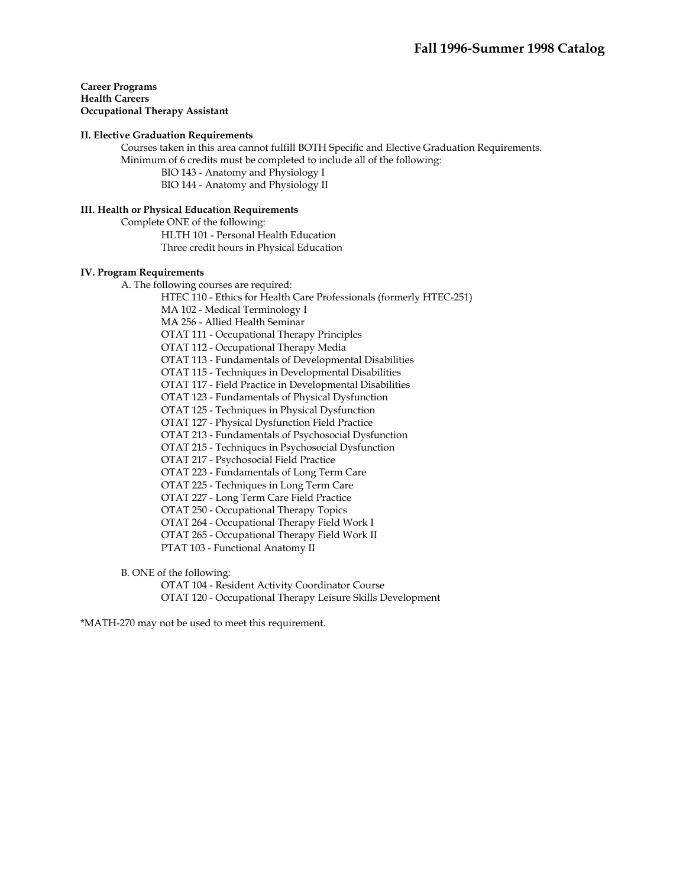**Career Programs**
**Health Careers**
**Occupational Therapy Assistant**

### II. Elective Graduation Requirements

Courses taken in this area cannot fulfill BOTH Specific and Elective Graduation Requirements.
Minimum of 6 credits must be completed to include all of the following:

- BIO 143 - Anatomy and Physiology I
- BIO 144 - Anatomy and Physiology II

### III. Health or Physical Education Requirements

Complete ONE of the following:

- HLTH 101 - Personal Health Education
- Three credit hours in Physical Education

### IV. Program Requirements

A. The following courses are required:

- HTEC 110 - Ethics for Health Care Professionals (formerly HTEC-251)
- MA 102 - Medical Terminology I
- MA 256 - Allied Health Seminar
- OTAT 111 - Occupational Therapy Principles
- OTAT 112 - Occupational Therapy Media
- OTAT 113 - Fundamentals of Developmental Disabilities
- OTAT 115 - Techniques in Developmental Disabilities
- OTAT 117 - Field Practice in Developmental Disabilities
- OTAT 123 - Fundamentals of Physical Dysfunction
- OTAT 125 - Techniques in Physical Dysfunction
- OTAT 127 - Physical Dysfunction Field Practice
- OTAT 213 - Fundamentals of Psychosocial Dysfunction
- OTAT 215 - Techniques in Psychosocial Dysfunction
- OTAT 217 - Psychosocial Field Practice
- OTAT 223 - Fundamentals of Long Term Care
- OTAT 225 - Techniques in Long Term Care
- OTAT 227 - Long Term Care Field Practice
- OTAT 250 - Occupational Therapy Topics
- OTAT 264 - Occupational Therapy Field Work I
- OTAT 265 - Occupational Therapy Field Work II
- PTAT 103 - Functional Anatomy II

B. ONE of the following:

- OTAT 104 - Resident Activity Coordinator Course
- OTAT 120 - Occupational Therapy Leisure Skills Development

*MATH-270 may not be used to meet this requirement.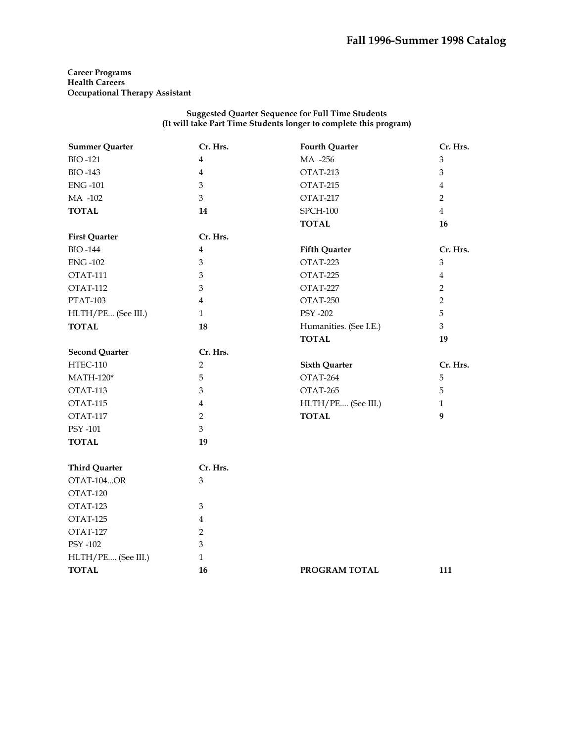**Career Programs**
**Health Careers**
**Occupational Therapy Assistant**

**Suggested Quarter Sequence for Full Time Students**
**(It will take Part Time Students longer to complete this program)**

| Summer Quarter | Cr. Hrs. |
|---|---|
| BIO -121 | 4 |
| BIO -143 | 4 |
| ENG -101 | 3 |
| MA -102 | 3 |
| **TOTAL** | **14** |

| First Quarter | Cr. Hrs. |
|---|---|
| BIO -144 | 4 |
| ENG -102 | 3 |
| OTAT-111 | 3 |
| OTAT-112 | 3 |
| PTAT-103 | 4 |
| HLTH/PE... (See III.) | 1 |
| **TOTAL** | **18** |

| Second Quarter | Cr. Hrs. |
|---|---|
| HTEC-110 | 2 |
| MATH-120* | 5 |
| OTAT-113 | 3 |
| OTAT-115 | 4 |
| OTAT-117 | 2 |
| PSY -101 | 3 |
| **TOTAL** | **19** |

| Third Quarter | Cr. Hrs. |
|---|---|
| OTAT-104...OR | 3 |
| OTAT-120 | |
| OTAT-123 | 3 |
| OTAT-125 | 4 |
| OTAT-127 | 2 |
| PSY -102 | 3 |
| HLTH/PE.... (See III.) | 1 |
| **TOTAL** | **16** |

| Fourth Quarter | Cr. Hrs. |
|---|---|
| MA -256 | 3 |
| OTAT-213 | 3 |
| OTAT-215 | 4 |
| OTAT-217 | 2 |
| SPCH-100 | 4 |
| **TOTAL** | **16** |

| Fifth Quarter | Cr. Hrs. |
|---|---|
| OTAT-223 | 3 |
| OTAT-225 | 4 |
| OTAT-227 | 2 |
| OTAT-250 | 2 |
| PSY -202 | 5 |
| Humanities. (See I.E.) | 3 |
| **TOTAL** | **19** |

| Sixth Quarter | Cr. Hrs. |
|---|---|
| OTAT-264 | 5 |
| OTAT-265 | 5 |
| HLTH/PE.... (See III.) | 1 |
| **TOTAL** | **9** |

**PROGRAM TOTAL** **111**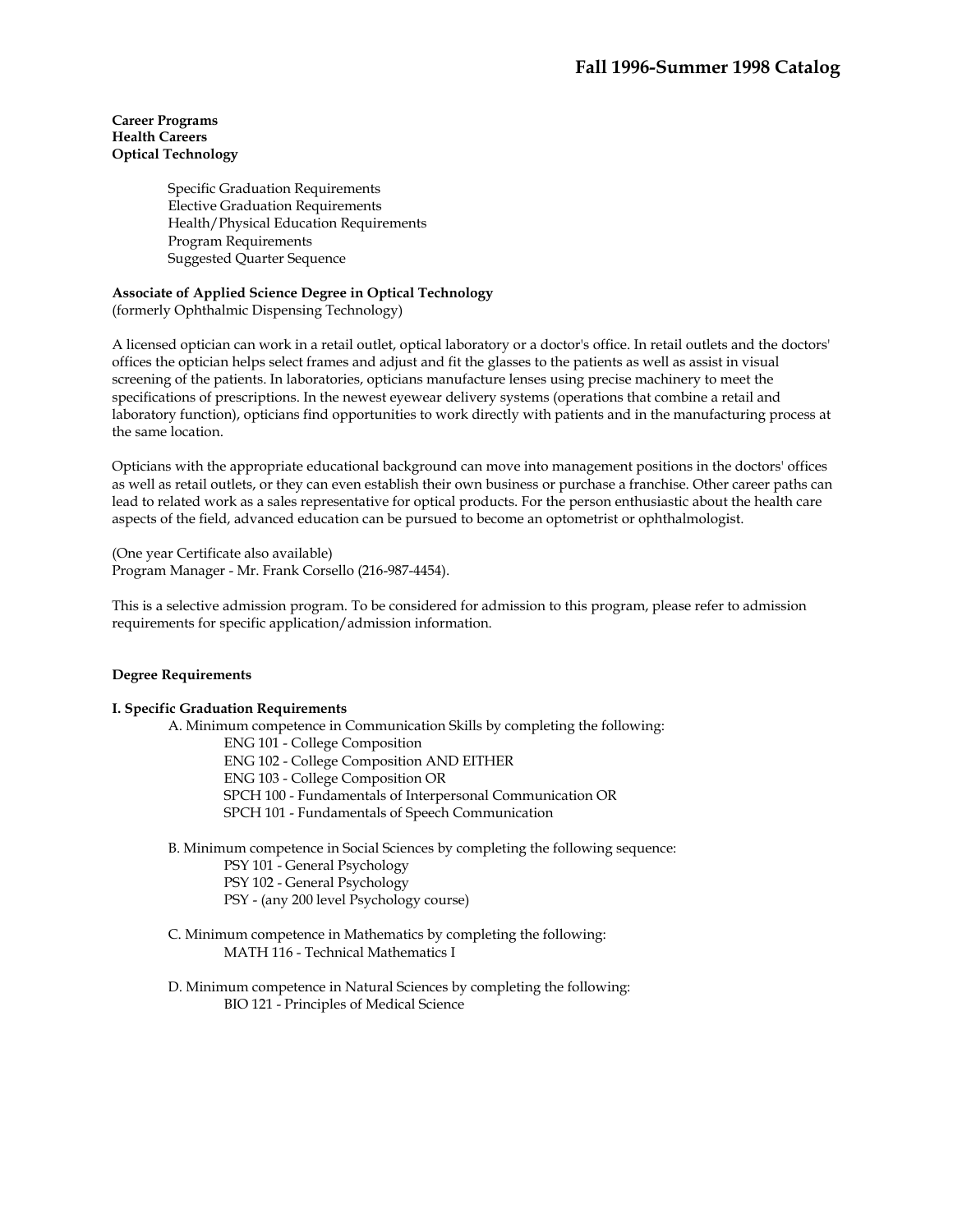**Career Programs**
**Health Careers**
**Optical Technology**

- Specific Graduation Requirements
- Elective Graduation Requirements
- Health/Physical Education Requirements
- Program Requirements
- Suggested Quarter Sequence

**Associate of Applied Science Degree in Optical Technology**
(formerly Ophthalmic Dispensing Technology)

A licensed optician can work in a retail outlet, optical laboratory or a doctor's office. In retail outlets and the doctors' offices the optician helps select frames and adjust and fit the glasses to the patients as well as assist in visual screening of the patients. In laboratories, opticians manufacture lenses using precise machinery to meet the specifications of prescriptions. In the newest eyewear delivery systems (operations that combine a retail and laboratory function), opticians find opportunities to work directly with patients and in the manufacturing process at the same location.

Opticians with the appropriate educational background can move into management positions in the doctors' offices as well as retail outlets, or they can even establish their own business or purchase a franchise. Other career paths can lead to related work as a sales representative for optical products. For the person enthusiastic about the health care aspects of the field, advanced education can be pursued to become an optometrist or ophthalmologist.

(One year Certificate also available)
Program Manager - Mr. Frank Corsello (216-987-4454).

This is a selective admission program. To be considered for admission to this program, please refer to admission requirements for specific application/admission information.

**Degree Requirements**

**I. Specific Graduation Requirements**

A. Minimum competence in Communication Skills by completing the following:
- ENG 101 - College Composition
- ENG 102 - College Composition AND EITHER
- ENG 103 - College Composition OR
- SPCH 100 - Fundamentals of Interpersonal Communication OR
- SPCH 101 - Fundamentals of Speech Communication

B. Minimum competence in Social Sciences by completing the following sequence:
- PSY 101 - General Psychology
- PSY 102 - General Psychology
- PSY - (any 200 level Psychology course)

C. Minimum competence in Mathematics by completing the following:
- MATH 116 - Technical Mathematics I

D. Minimum competence in Natural Sciences by completing the following:
- BIO 121 - Principles of Medical Science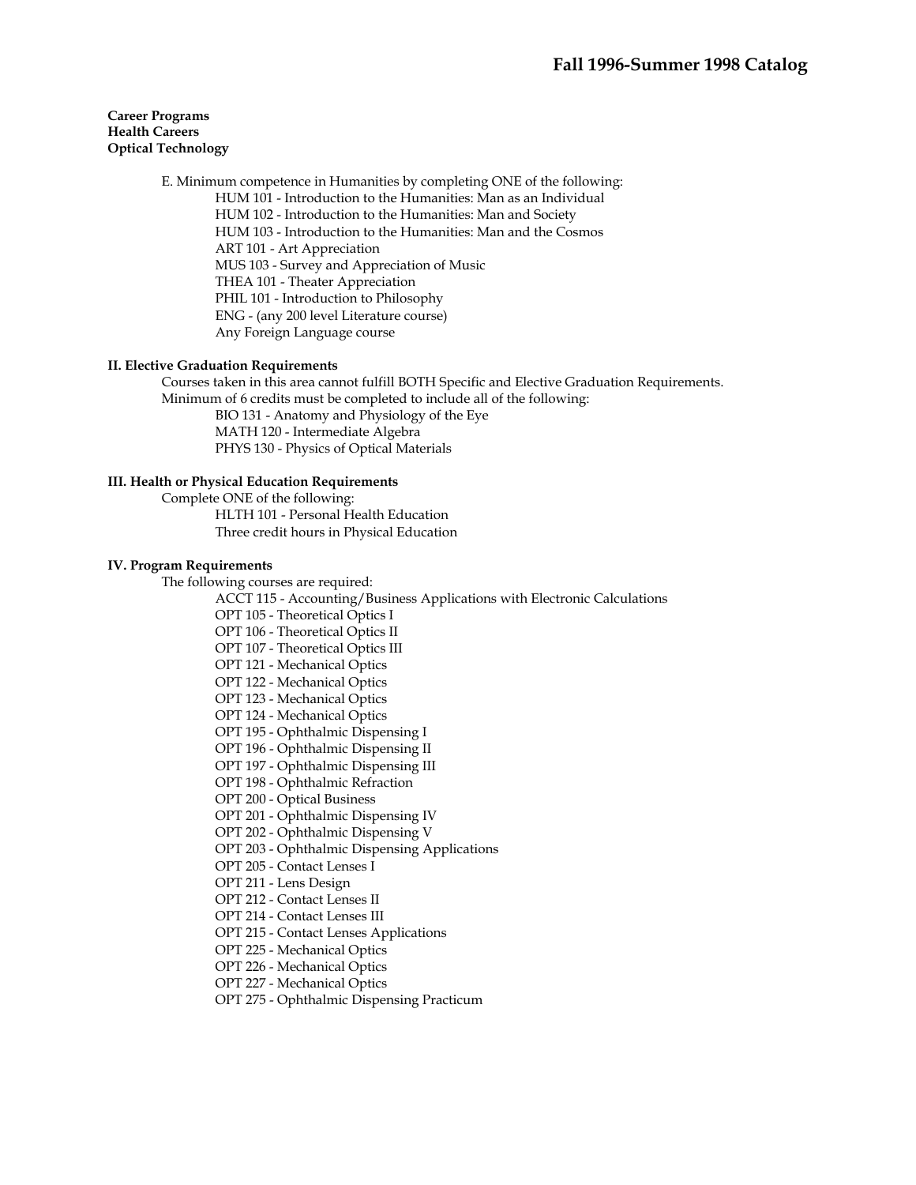**Career Programs**
**Health Careers**
**Optical Technology**

E. Minimum competence in Humanities by completing ONE of the following:
- HUM 101 - Introduction to the Humanities: Man as an Individual
- HUM 102 - Introduction to the Humanities: Man and Society
- HUM 103 - Introduction to the Humanities: Man and the Cosmos
- ART 101 - Art Appreciation
- MUS 103 - Survey and Appreciation of Music
- THEA 101 - Theater Appreciation
- PHIL 101 - Introduction to Philosophy
- ENG - (any 200 level Literature course)
- Any Foreign Language course

**II. Elective Graduation Requirements**

Courses taken in this area cannot fulfill BOTH Specific and Elective Graduation Requirements.
Minimum of 6 credits must be completed to include all of the following:
- BIO 131 - Anatomy and Physiology of the Eye
- MATH 120 - Intermediate Algebra
- PHYS 130 - Physics of Optical Materials

**III. Health or Physical Education Requirements**

Complete ONE of the following:
- HLTH 101 - Personal Health Education
- Three credit hours in Physical Education

**IV. Program Requirements**

The following courses are required:
- ACCT 115 - Accounting/Business Applications with Electronic Calculations
- OPT 105 - Theoretical Optics I
- OPT 106 - Theoretical Optics II
- OPT 107 - Theoretical Optics III
- OPT 121 - Mechanical Optics
- OPT 122 - Mechanical Optics
- OPT 123 - Mechanical Optics
- OPT 124 - Mechanical Optics
- OPT 195 - Ophthalmic Dispensing I
- OPT 196 - Ophthalmic Dispensing II
- OPT 197 - Ophthalmic Dispensing III
- OPT 198 - Ophthalmic Refraction
- OPT 200 - Optical Business
- OPT 201 - Ophthalmic Dispensing IV
- OPT 202 - Ophthalmic Dispensing V
- OPT 203 - Ophthalmic Dispensing Applications
- OPT 205 - Contact Lenses I
- OPT 211 - Lens Design
- OPT 212 - Contact Lenses II
- OPT 214 - Contact Lenses III
- OPT 215 - Contact Lenses Applications
- OPT 225 - Mechanical Optics
- OPT 226 - Mechanical Optics
- OPT 227 - Mechanical Optics
- OPT 275 - Ophthalmic Dispensing Practicum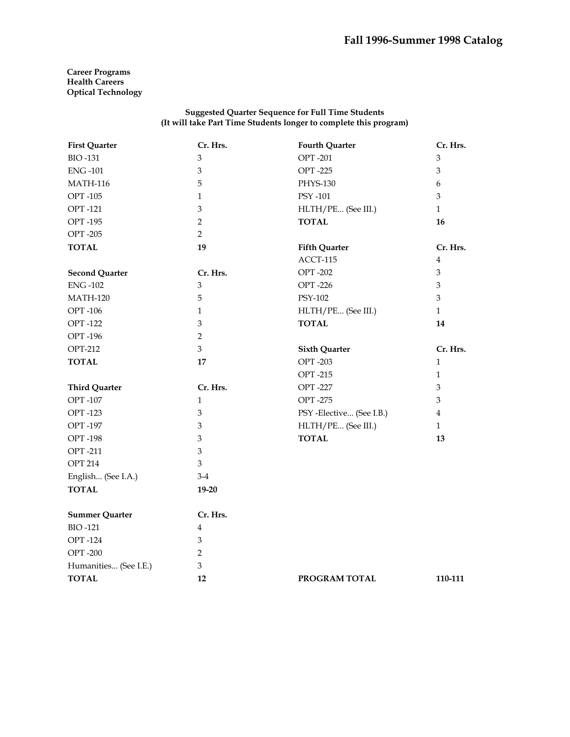**Career Programs**
**Health Careers**
**Optical Technology**

**Suggested Quarter Sequence for Full Time Students**
**(It will take Part Time Students longer to complete this program)**

| First Quarter | Cr. Hrs. |
|---|---|
| BIO -131 | 3 |
| ENG -101 | 3 |
| MATH-116 | 5 |
| OPT -105 | 1 |
| OPT -121 | 3 |
| OPT -195 | 2 |
| OPT -205 | 2 |
| **TOTAL** | **19** |

| Second Quarter | Cr. Hrs. |
|---|---|
| ENG -102 | 3 |
| MATH-120 | 5 |
| OPT -106 | 1 |
| OPT -122 | 3 |
| OPT -196 | 2 |
| OPT-212 | 3 |
| **TOTAL** | **17** |

| Third Quarter | Cr. Hrs. |
|---|---|
| OPT -107 | 1 |
| OPT -123 | 3 |
| OPT -197 | 3 |
| OPT -198 | 3 |
| OPT -211 | 3 |
| OPT 214 | 3 |
| English... (See I.A.) | 3-4 |
| **TOTAL** | **19-20** |

| Summer Quarter | Cr. Hrs. |
|---|---|
| BIO -121 | 4 |
| OPT -124 | 3 |
| OPT -200 | 2 |
| Humanities... (See I.E.) | 3 |
| **TOTAL** | **12** |

| Fourth Quarter | Cr. Hrs. |
|---|---|
| OPT -201 | 3 |
| OPT -225 | 3 |
| PHYS-130 | 6 |
| PSY -101 | 3 |
| HLTH/PE... (See III.) | 1 |
| **TOTAL** | **16** |

| Fifth Quarter | Cr. Hrs. |
|---|---|
| ACCT-115 | 4 |
| OPT -202 | 3 |
| OPT -226 | 3 |
| PSY-102 | 3 |
| HLTH/PE... (See III.) | 1 |
| **TOTAL** | **14** |

| Sixth Quarter | Cr. Hrs. |
|---|---|
| OPT -203 | 1 |
| OPT -215 | 1 |
| OPT -227 | 3 |
| OPT -275 | 3 |
| PSY -Elective... (See I.B.) | 4 |
| HLTH/PE... (See III.) | 1 |
| **TOTAL** | **13** |

**PROGRAM TOTAL** **110-111**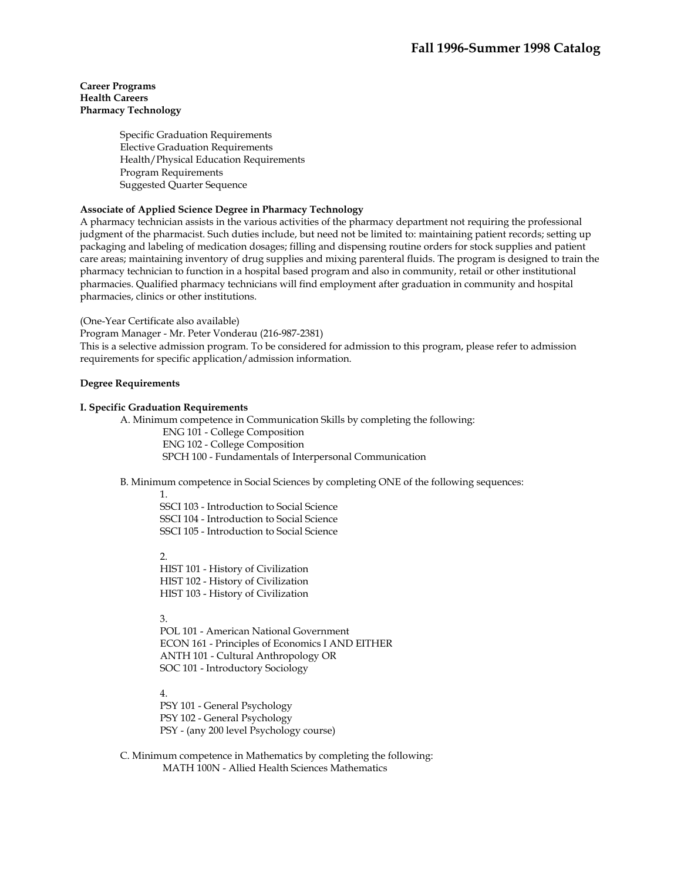**Career Programs**
**Health Careers**
**Pharmacy Technology**

- Specific Graduation Requirements
- Elective Graduation Requirements
- Health/Physical Education Requirements
- Program Requirements
- Suggested Quarter Sequence

**Associate of Applied Science Degree in Pharmacy Technology**

A pharmacy technician assists in the various activities of the pharmacy department not requiring the professional judgment of the pharmacist. Such duties include, but need not be limited to: maintaining patient records; setting up packaging and labeling of medication dosages; filling and dispensing routine orders for stock supplies and patient care areas; maintaining inventory of drug supplies and mixing parenteral fluids. The program is designed to train the pharmacy technician to function in a hospital based program and also in community, retail or other institutional pharmacies. Qualified pharmacy technicians will find employment after graduation in community and hospital pharmacies, clinics or other institutions.

(One-Year Certificate also available)
Program Manager - Mr. Peter Vonderau (216-987-2381)
This is a selective admission program. To be considered for admission to this program, please refer to admission requirements for specific application/admission information.

**Degree Requirements**

**I. Specific Graduation Requirements**

A. Minimum competence in Communication Skills by completing the following:

- ENG 101 - College Composition
- ENG 102 - College Composition
- SPCH 100 - Fundamentals of Interpersonal Communication

B. Minimum competence in Social Sciences by completing ONE of the following sequences:

1.
SSCI 103 - Introduction to Social Science
SSCI 104 - Introduction to Social Science
SSCI 105 - Introduction to Social Science

2.
HIST 101 - History of Civilization
HIST 102 - History of Civilization
HIST 103 - History of Civilization

3.
POL 101 - American National Government
ECON 161 - Principles of Economics I AND EITHER
ANTH 101 - Cultural Anthropology OR
SOC 101 - Introductory Sociology

4.
PSY 101 - General Psychology
PSY 102 - General Psychology
PSY - (any 200 level Psychology course)

C. Minimum competence in Mathematics by completing the following:

- MATH 100N - Allied Health Sciences Mathematics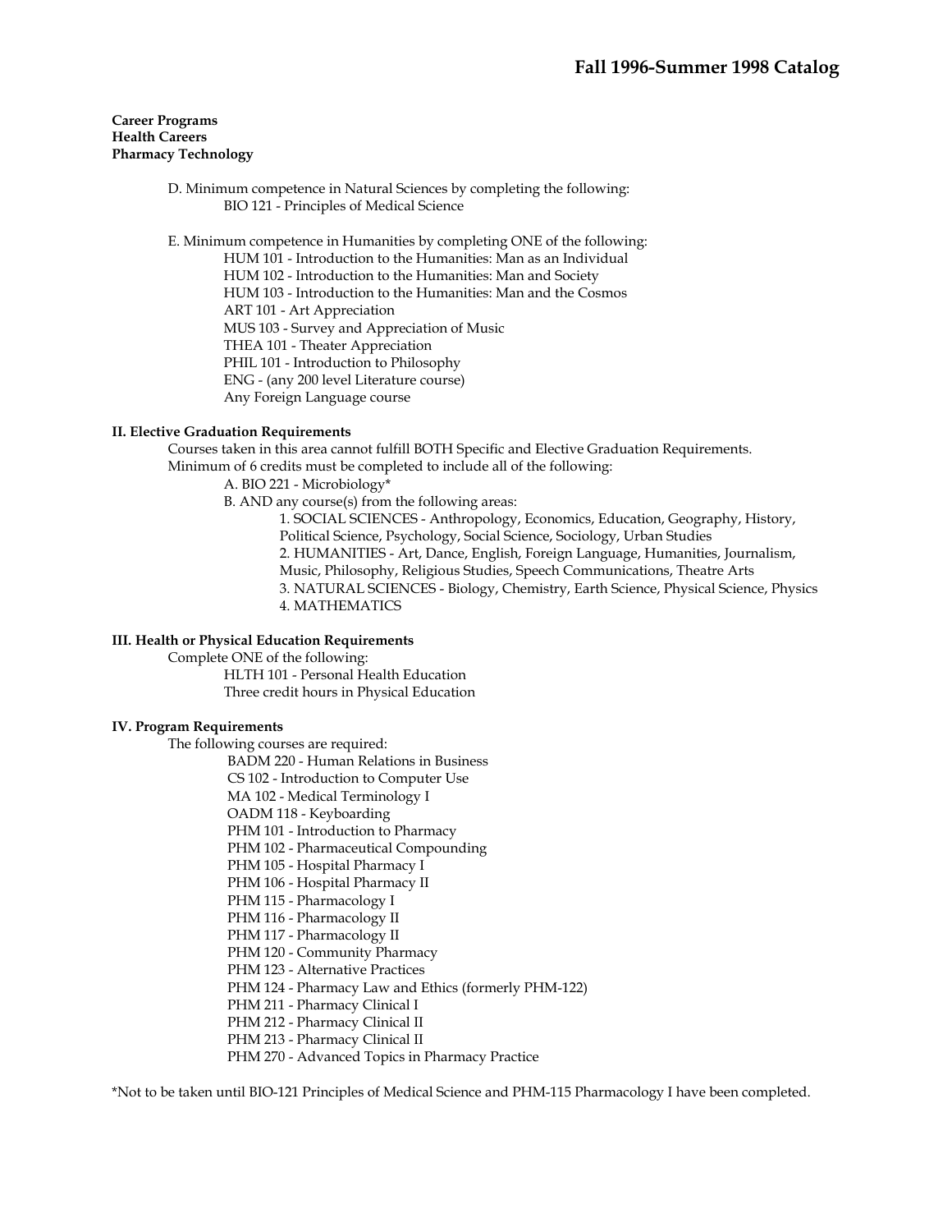**Career Programs**
**Health Careers**
**Pharmacy Technology**

D. Minimum competence in Natural Sciences by completing the following:
- BIO 121 - Principles of Medical Science

E. Minimum competence in Humanities by completing ONE of the following:
- HUM 101 - Introduction to the Humanities: Man as an Individual
- HUM 102 - Introduction to the Humanities: Man and Society
- HUM 103 - Introduction to the Humanities: Man and the Cosmos
- ART 101 - Art Appreciation
- MUS 103 - Survey and Appreciation of Music
- THEA 101 - Theater Appreciation
- PHIL 101 - Introduction to Philosophy
- ENG - (any 200 level Literature course)
- Any Foreign Language course

### II. Elective Graduation Requirements

Courses taken in this area cannot fulfill BOTH Specific and Elective Graduation Requirements.
Minimum of 6 credits must be completed to include all of the following:

A. BIO 221 - Microbiology*

B. AND any course(s) from the following areas:

1. SOCIAL SCIENCES - Anthropology, Economics, Education, Geography, History, Political Science, Psychology, Social Science, Sociology, Urban Studies
2. HUMANITIES - Art, Dance, English, Foreign Language, Humanities, Journalism, Music, Philosophy, Religious Studies, Speech Communications, Theatre Arts
3. NATURAL SCIENCES - Biology, Chemistry, Earth Science, Physical Science, Physics
4. MATHEMATICS

### III. Health or Physical Education Requirements

Complete ONE of the following:
- HLTH 101 - Personal Health Education
- Three credit hours in Physical Education

### IV. Program Requirements

The following courses are required:
- BADM 220 - Human Relations in Business
- CS 102 - Introduction to Computer Use
- MA 102 - Medical Terminology I
- OADM 118 - Keyboarding
- PHM 101 - Introduction to Pharmacy
- PHM 102 - Pharmaceutical Compounding
- PHM 105 - Hospital Pharmacy I
- PHM 106 - Hospital Pharmacy II
- PHM 115 - Pharmacology I
- PHM 116 - Pharmacology II
- PHM 117 - Pharmacology II
- PHM 120 - Community Pharmacy
- PHM 123 - Alternative Practices
- PHM 124 - Pharmacy Law and Ethics (formerly PHM-122)
- PHM 211 - Pharmacy Clinical I
- PHM 212 - Pharmacy Clinical II
- PHM 213 - Pharmacy Clinical II
- PHM 270 - Advanced Topics in Pharmacy Practice

*Not to be taken until BIO-121 Principles of Medical Science and PHM-115 Pharmacology I have been completed.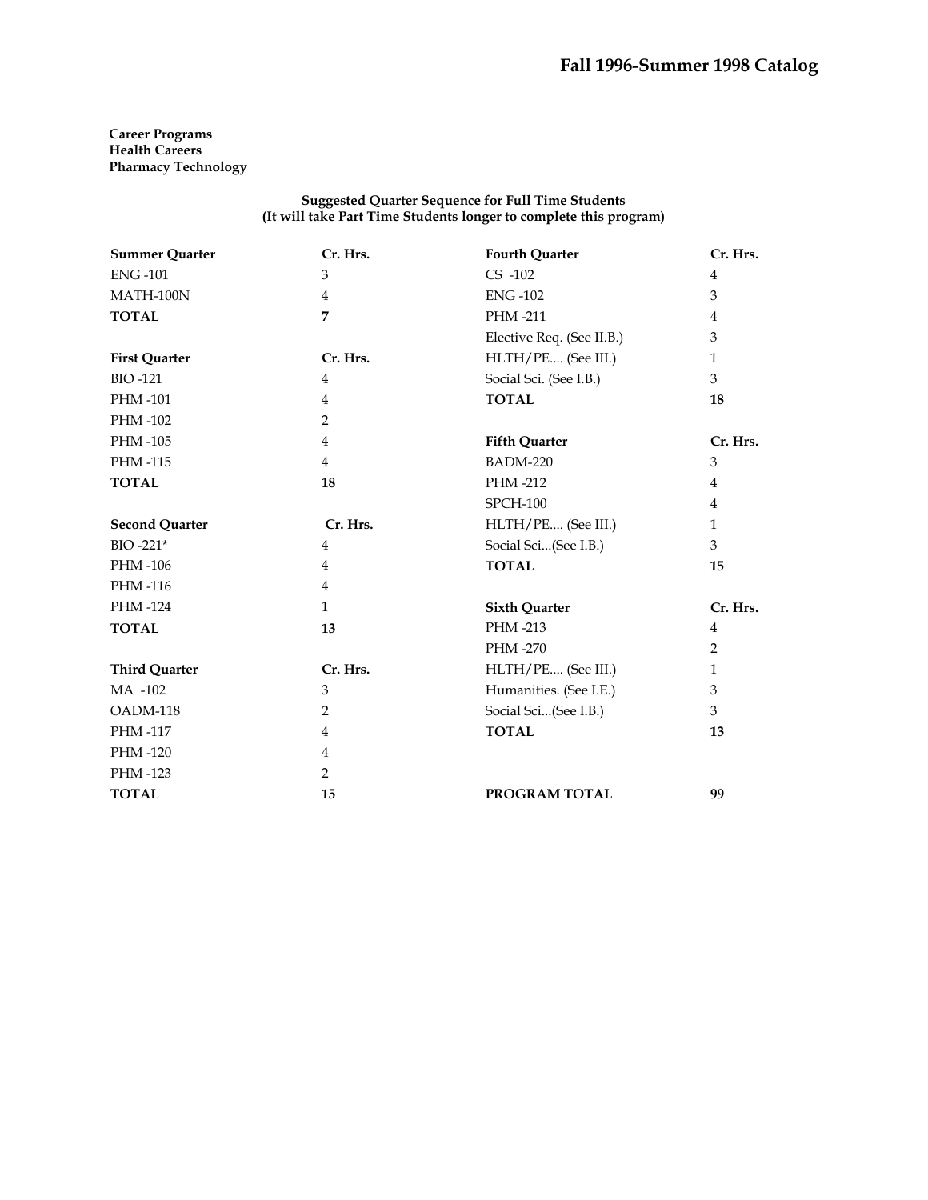**Career Programs**
**Health Careers**
**Pharmacy Technology**

**Suggested Quarter Sequence for Full Time Students**
**(It will take Part Time Students longer to complete this program)**

| **Summer Quarter** | **Cr. Hrs.** |
|---|---|
| ENG -101 | 3 |
| MATH-100N | 4 |
| **TOTAL** | **7** |

| **First Quarter** | **Cr. Hrs.** |
|---|---|
| BIO -121 | 4 |
| PHM -101 | 4 |
| PHM -102 | 2 |
| PHM -105 | 4 |
| PHM -115 | 4 |
| **TOTAL** | **18** |

| **Second Quarter** | **Cr. Hrs.** |
|---|---|
| BIO -221* | 4 |
| PHM -106 | 4 |
| PHM -116 | 4 |
| PHM -124 | 1 |
| **TOTAL** | **13** |

| **Third Quarter** | **Cr. Hrs.** |
|---|---|
| MA -102 | 3 |
| OADM-118 | 2 |
| PHM -117 | 4 |
| PHM -120 | 4 |
| PHM -123 | 2 |
| **TOTAL** | **15** |

| **Fourth Quarter** | **Cr. Hrs.** |
|---|---|
| CS -102 | 4 |
| ENG -102 | 3 |
| PHM -211 | 4 |
| Elective Req. (See II.B.) | 3 |
| HLTH/PE.... (See III.) | 1 |
| Social Sci. (See I.B.) | 3 |
| **TOTAL** | **18** |

| **Fifth Quarter** | **Cr. Hrs.** |
|---|---|
| BADM-220 | 3 |
| PHM -212 | 4 |
| SPCH-100 | 4 |
| HLTH/PE.... (See III.) | 1 |
| Social Sci...(See I.B.) | 3 |
| **TOTAL** | **15** |

| **Sixth Quarter** | **Cr. Hrs.** |
|---|---|
| PHM -213 | 4 |
| PHM -270 | 2 |
| HLTH/PE.... (See III.) | 1 |
| Humanities. (See I.E.) | 3 |
| Social Sci...(See I.B.) | 3 |
| **TOTAL** | **13** |

**PROGRAM TOTAL** **99**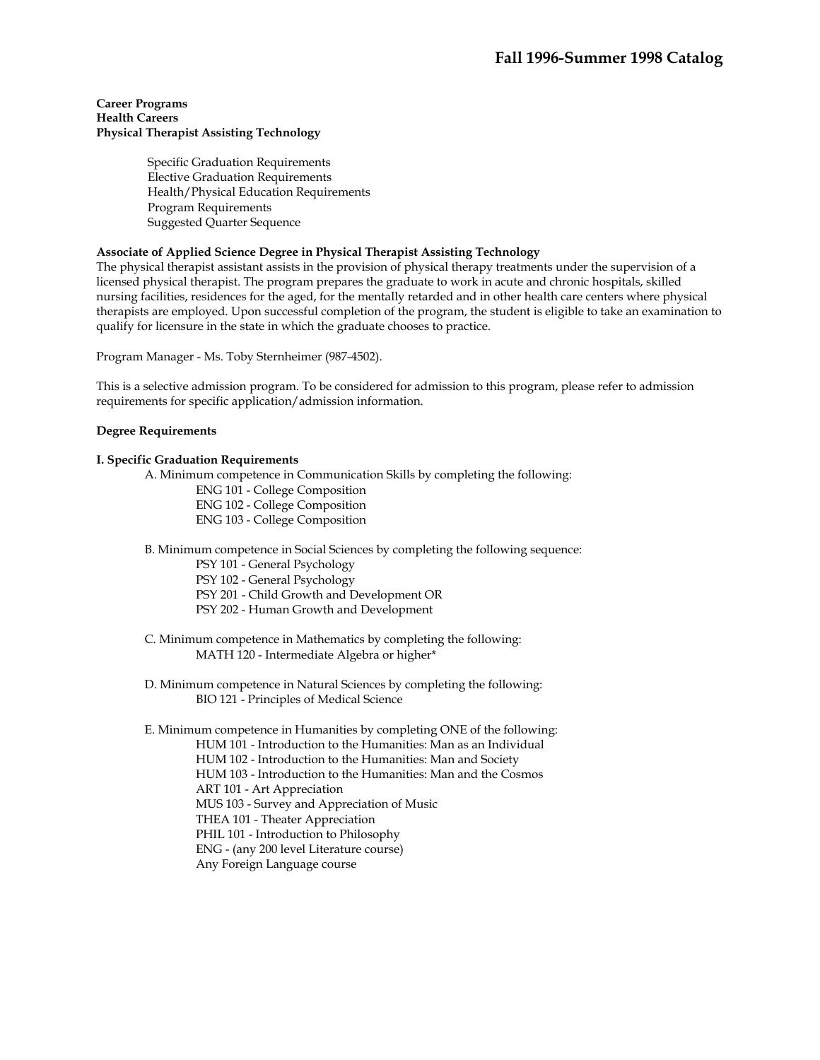**Career Programs**
**Health Careers**
**Physical Therapist Assisting Technology**

- Specific Graduation Requirements
- Elective Graduation Requirements
- Health/Physical Education Requirements
- Program Requirements
- Suggested Quarter Sequence

### Associate of Applied Science Degree in Physical Therapist Assisting Technology

The physical therapist assistant assists in the provision of physical therapy treatments under the supervision of a licensed physical therapist. The program prepares the graduate to work in acute and chronic hospitals, skilled nursing facilities, residences for the aged, for the mentally retarded and in other health care centers where physical therapists are employed. Upon successful completion of the program, the student is eligible to take an examination to qualify for licensure in the state in which the graduate chooses to practice.

Program Manager - Ms. Toby Sternheimer (987-4502).

This is a selective admission program. To be considered for admission to this program, please refer to admission requirements for specific application/admission information.

### Degree Requirements

#### I. Specific Graduation Requirements

A. Minimum competence in Communication Skills by completing the following:
- ENG 101 - College Composition
- ENG 102 - College Composition
- ENG 103 - College Composition

B. Minimum competence in Social Sciences by completing the following sequence:
- PSY 101 - General Psychology
- PSY 102 - General Psychology
- PSY 201 - Child Growth and Development OR
- PSY 202 - Human Growth and Development

C. Minimum competence in Mathematics by completing the following:
- MATH 120 - Intermediate Algebra or higher*

D. Minimum competence in Natural Sciences by completing the following:
- BIO 121 - Principles of Medical Science

E. Minimum competence in Humanities by completing ONE of the following:
- HUM 101 - Introduction to the Humanities: Man as an Individual
- HUM 102 - Introduction to the Humanities: Man and Society
- HUM 103 - Introduction to the Humanities: Man and the Cosmos
- ART 101 - Art Appreciation
- MUS 103 - Survey and Appreciation of Music
- THEA 101 - Theater Appreciation
- PHIL 101 - Introduction to Philosophy
- ENG - (any 200 level Literature course)
- Any Foreign Language course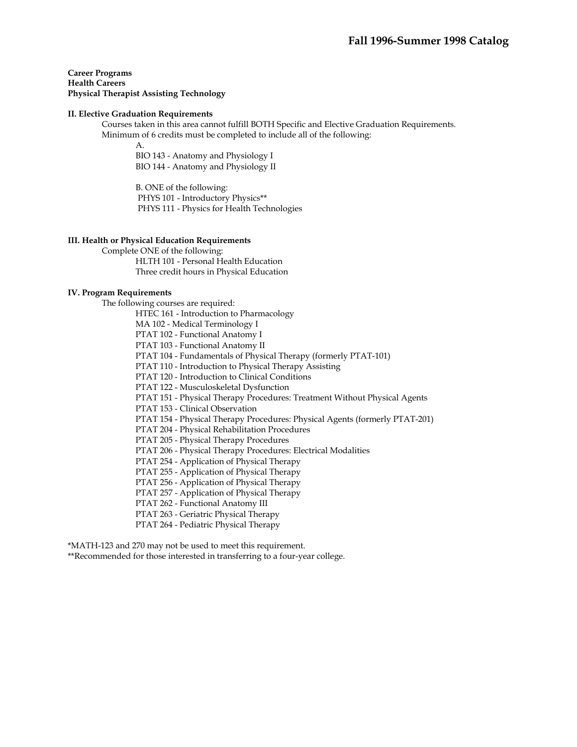**Career Programs**
**Health Careers**
**Physical Therapist Assisting Technology**

**II. Elective Graduation Requirements**

Courses taken in this area cannot fulfill BOTH Specific and Elective Graduation Requirements.
Minimum of 6 credits must be completed to include all of the following:

A.
BIO 143 - Anatomy and Physiology I
BIO 144 - Anatomy and Physiology II

B. ONE of the following:
PHYS 101 - Introductory Physics**
PHYS 111 - Physics for Health Technologies

**III. Health or Physical Education Requirements**

Complete ONE of the following:
HLTH 101 - Personal Health Education
Three credit hours in Physical Education

**IV. Program Requirements**

The following courses are required:
HTEC 161 - Introduction to Pharmacology
MA 102 - Medical Terminology I
PTAT 102 - Functional Anatomy I
PTAT 103 - Functional Anatomy II
PTAT 104 - Fundamentals of Physical Therapy (formerly PTAT-101)
PTAT 110 - Introduction to Physical Therapy Assisting
PTAT 120 - Introduction to Clinical Conditions
PTAT 122 - Musculoskeletal Dysfunction
PTAT 151 - Physical Therapy Procedures: Treatment Without Physical Agents
PTAT 153 - Clinical Observation
PTAT 154 - Physical Therapy Procedures: Physical Agents (formerly PTAT-201)
PTAT 204 - Physical Rehabilitation Procedures
PTAT 205 - Physical Therapy Procedures
PTAT 206 - Physical Therapy Procedures: Electrical Modalities
PTAT 254 - Application of Physical Therapy
PTAT 255 - Application of Physical Therapy
PTAT 256 - Application of Physical Therapy
PTAT 257 - Application of Physical Therapy
PTAT 262 - Functional Anatomy III
PTAT 263 - Geriatric Physical Therapy
PTAT 264 - Pediatric Physical Therapy

*MATH-123 and 270 may not be used to meet this requirement.
**Recommended for those interested in transferring to a four-year college.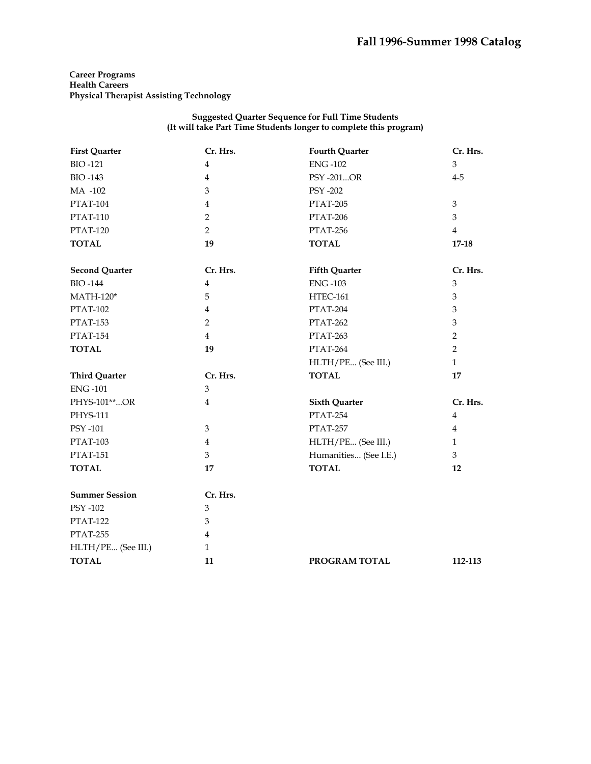**Career Programs**
**Health Careers**
**Physical Therapist Assisting Technology**

**Suggested Quarter Sequence for Full Time Students**
**(It will take Part Time Students longer to complete this program)**

| **First Quarter** | **Cr. Hrs.** |
|---|---|
| BIO -121 | 4 |
| BIO -143 | 4 |
| MA -102 | 3 |
| PTAT-104 | 4 |
| PTAT-110 | 2 |
| PTAT-120 | 2 |
| **TOTAL** | **19** |

| **Second Quarter** | **Cr. Hrs.** |
|---|---|
| BIO -144 | 4 |
| MATH-120* | 5 |
| PTAT-102 | 4 |
| PTAT-153 | 2 |
| PTAT-154 | 4 |
| **TOTAL** | **19** |

| **Third Quarter** | **Cr. Hrs.** |
|---|---|
| ENG -101 | 3 |
| PHYS-101**...OR | 4 |
| PHYS-111 | |
| PSY -101 | 3 |
| PTAT-103 | 4 |
| PTAT-151 | 3 |
| **TOTAL** | **17** |

| **Summer Session** | **Cr. Hrs.** |
|---|---|
| PSY -102 | 3 |
| PTAT-122 | 3 |
| PTAT-255 | 4 |
| HLTH/PE... (See III.) | 1 |
| **TOTAL** | **11** |

| **Fourth Quarter** | **Cr. Hrs.** |
|---|---|
| ENG -102 | 3 |
| PSY -201...OR | 4-5 |
| PSY -202 | |
| PTAT-205 | 3 |
| PTAT-206 | 3 |
| PTAT-256 | 4 |
| **TOTAL** | **17-18** |

| **Fifth Quarter** | **Cr. Hrs.** |
|---|---|
| ENG -103 | 3 |
| HTEC-161 | 3 |
| PTAT-204 | 3 |
| PTAT-262 | 3 |
| PTAT-263 | 2 |
| PTAT-264 | 2 |
| HLTH/PE... (See III.) | 1 |
| **TOTAL** | **17** |

| **Sixth Quarter** | **Cr. Hrs.** |
|---|---|
| PTAT-254 | 4 |
| PTAT-257 | 4 |
| HLTH/PE... (See III.) | 1 |
| Humanities... (See I.E.) | 3 |
| **TOTAL** | **12** |

**PROGRAM TOTAL** **112-113**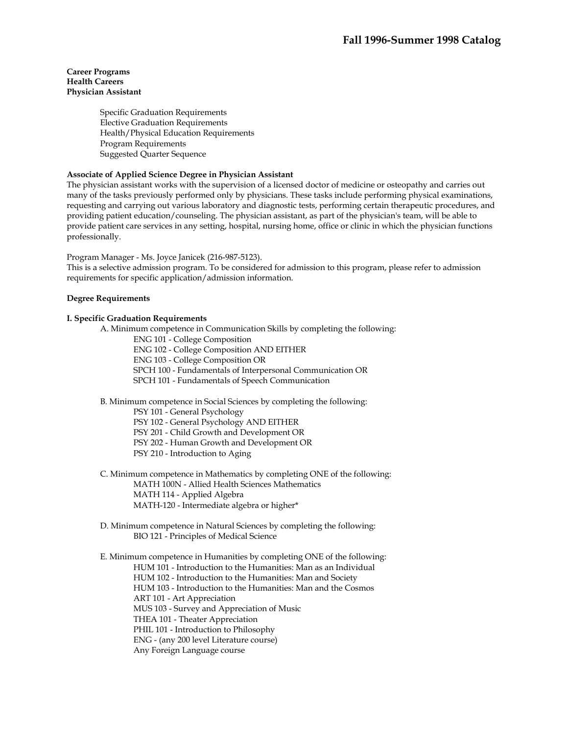# Fall 1996-Summer 1998 Catalog

**Career Programs**
**Health Careers**
**Physician Assistant**

- Specific Graduation Requirements
- Elective Graduation Requirements
- Health/Physical Education Requirements
- Program Requirements
- Suggested Quarter Sequence

**Associate of Applied Science Degree in Physician Assistant**

The physician assistant works with the supervision of a licensed doctor of medicine or osteopathy and carries out many of the tasks previously performed only by physicians. These tasks include performing physical examinations, requesting and carrying out various laboratory and diagnostic tests, performing certain therapeutic procedures, and providing patient education/counseling. The physician assistant, as part of the physician's team, will be able to provide patient care services in any setting, hospital, nursing home, office or clinic in which the physician functions professionally.

Program Manager - Ms. Joyce Janicek (216-987-5123).
This is a selective admission program. To be considered for admission to this program, please refer to admission requirements for specific application/admission information.

**Degree Requirements**

**I. Specific Graduation Requirements**

A. Minimum competence in Communication Skills by completing the following:
- ENG 101 - College Composition
- ENG 102 - College Composition AND EITHER
- ENG 103 - College Composition OR
- SPCH 100 - Fundamentals of Interpersonal Communication OR
- SPCH 101 - Fundamentals of Speech Communication

B. Minimum competence in Social Sciences by completing the following:
- PSY 101 - General Psychology
- PSY 102 - General Psychology AND EITHER
- PSY 201 - Child Growth and Development OR
- PSY 202 - Human Growth and Development OR
- PSY 210 - Introduction to Aging

C. Minimum competence in Mathematics by completing ONE of the following:
- MATH 100N - Allied Health Sciences Mathematics
- MATH 114 - Applied Algebra
- MATH-120 - Intermediate algebra or higher*

D. Minimum competence in Natural Sciences by completing the following:
- BIO 121 - Principles of Medical Science

E. Minimum competence in Humanities by completing ONE of the following:
- HUM 101 - Introduction to the Humanities: Man as an Individual
- HUM 102 - Introduction to the Humanities: Man and Society
- HUM 103 - Introduction to the Humanities: Man and the Cosmos
- ART 101 - Art Appreciation
- MUS 103 - Survey and Appreciation of Music
- THEA 101 - Theater Appreciation
- PHIL 101 - Introduction to Philosophy
- ENG - (any 200 level Literature course)
- Any Foreign Language course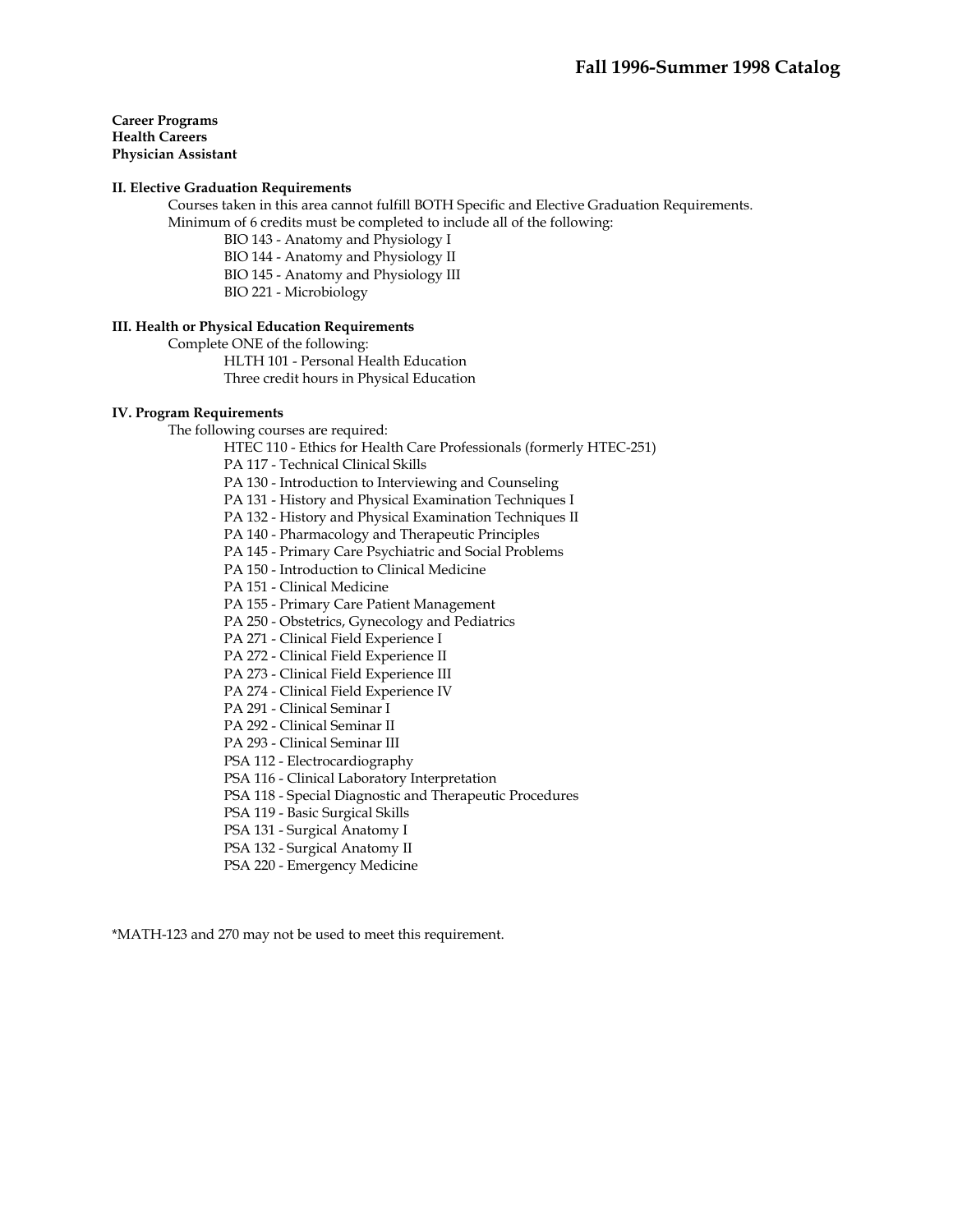**Career Programs**
**Health Careers**
**Physician Assistant**

**II. Elective Graduation Requirements**

Courses taken in this area cannot fulfill BOTH Specific and Elective Graduation Requirements.
Minimum of 6 credits must be completed to include all of the following:

- BIO 143 - Anatomy and Physiology I
- BIO 144 - Anatomy and Physiology II
- BIO 145 - Anatomy and Physiology III
- BIO 221 - Microbiology

**III. Health or Physical Education Requirements**

Complete ONE of the following:

- HLTH 101 - Personal Health Education
- Three credit hours in Physical Education

**IV. Program Requirements**

The following courses are required:

- HTEC 110 - Ethics for Health Care Professionals (formerly HTEC-251)
- PA 117 - Technical Clinical Skills
- PA 130 - Introduction to Interviewing and Counseling
- PA 131 - History and Physical Examination Techniques I
- PA 132 - History and Physical Examination Techniques II
- PA 140 - Pharmacology and Therapeutic Principles
- PA 145 - Primary Care Psychiatric and Social Problems
- PA 150 - Introduction to Clinical Medicine
- PA 151 - Clinical Medicine
- PA 155 - Primary Care Patient Management
- PA 250 - Obstetrics, Gynecology and Pediatrics
- PA 271 - Clinical Field Experience I
- PA 272 - Clinical Field Experience II
- PA 273 - Clinical Field Experience III
- PA 274 - Clinical Field Experience IV
- PA 291 - Clinical Seminar I
- PA 292 - Clinical Seminar II
- PA 293 - Clinical Seminar III
- PSA 112 - Electrocardiography
- PSA 116 - Clinical Laboratory Interpretation
- PSA 118 - Special Diagnostic and Therapeutic Procedures
- PSA 119 - Basic Surgical Skills
- PSA 131 - Surgical Anatomy I
- PSA 132 - Surgical Anatomy II
- PSA 220 - Emergency Medicine

*MATH-123 and 270 may not be used to meet this requirement.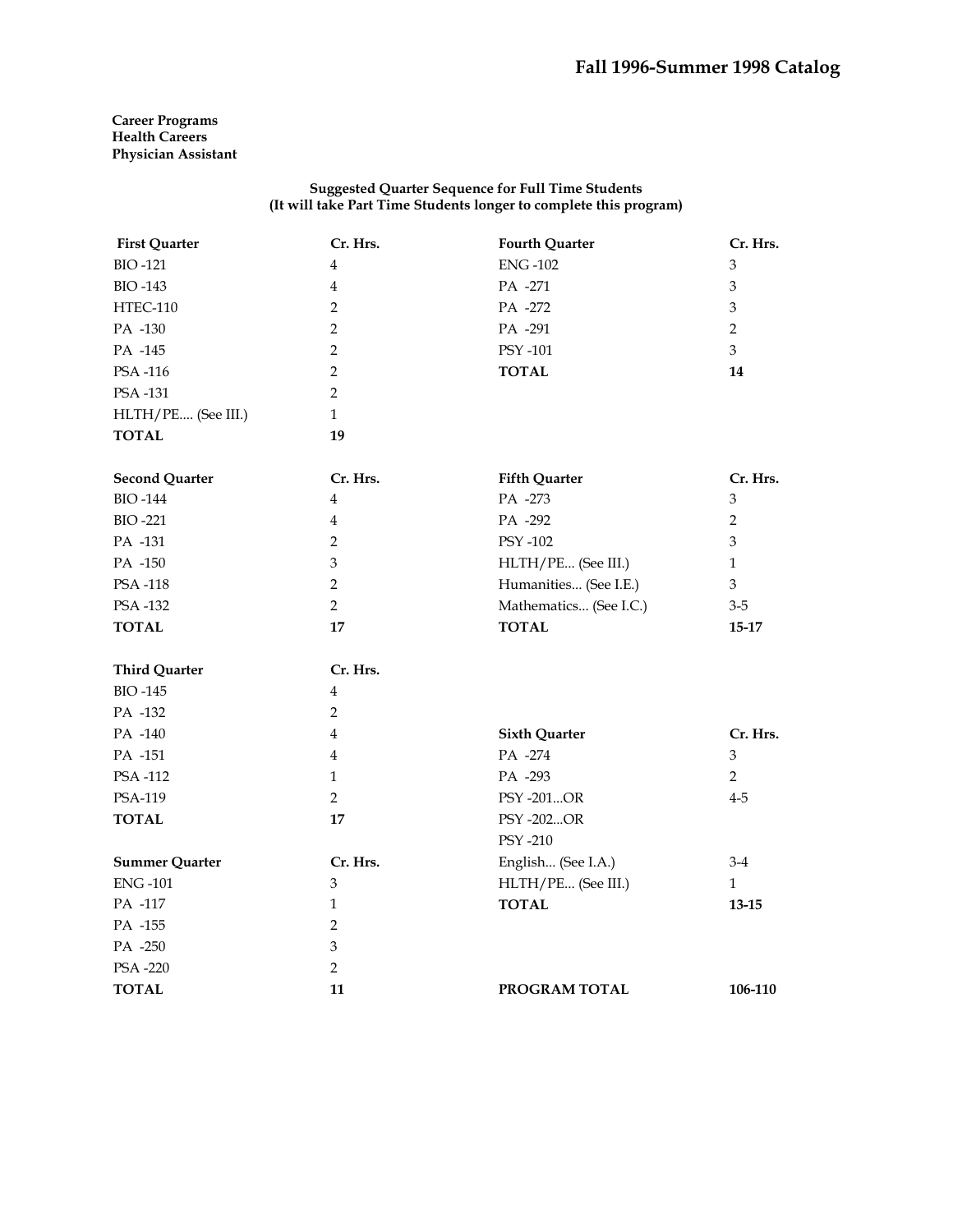**Career Programs**
**Health Careers**
**Physician Assistant**

**Suggested Quarter Sequence for Full Time Students**
**(It will take Part Time Students longer to complete this program)**

| First Quarter | Cr. Hrs. |
|---|---|
| BIO -121 | 4 |
| BIO -143 | 4 |
| HTEC-110 | 2 |
| PA -130 | 2 |
| PA -145 | 2 |
| PSA -116 | 2 |
| PSA -131 | 2 |
| HLTH/PE.... (See III.) | 1 |
| **TOTAL** | **19** |

| Second Quarter | Cr. Hrs. |
|---|---|
| BIO -144 | 4 |
| BIO -221 | 4 |
| PA -131 | 2 |
| PA -150 | 3 |
| PSA -118 | 2 |
| PSA -132 | 2 |
| **TOTAL** | **17** |

| Third Quarter | Cr. Hrs. |
|---|---|
| BIO -145 | 4 |
| PA -132 | 2 |
| PA -140 | 4 |
| PA -151 | 4 |
| PSA -112 | 1 |
| PSA-119 | 2 |
| **TOTAL** | **17** |

| Summer Quarter | Cr. Hrs. |
|---|---|
| ENG -101 | 3 |
| PA -117 | 1 |
| PA -155 | 2 |
| PA -250 | 3 |
| PSA -220 | 2 |
| **TOTAL** | **11** |

| Fourth Quarter | Cr. Hrs. |
|---|---|
| ENG -102 | 3 |
| PA -271 | 3 |
| PA -272 | 3 |
| PA -291 | 2 |
| PSY -101 | 3 |
| **TOTAL** | **14** |

| Fifth Quarter | Cr. Hrs. |
|---|---|
| PA -273 | 3 |
| PA -292 | 2 |
| PSY -102 | 3 |
| HLTH/PE... (See III.) | 1 |
| Humanities... (See I.E.) | 3 |
| Mathematics... (See I.C.) | 3-5 |
| **TOTAL** | **15-17** |

| Sixth Quarter | Cr. Hrs. |
|---|---|
| PA -274 | 3 |
| PA -293 | 2 |
| PSY -201...OR | 4-5 |
| PSY -202...OR | |
| PSY -210 | |
| English... (See I.A.) | 3-4 |
| HLTH/PE... (See III.) | 1 |
| **TOTAL** | **13-15** |

| **PROGRAM TOTAL** | **106-110** |
|---|---|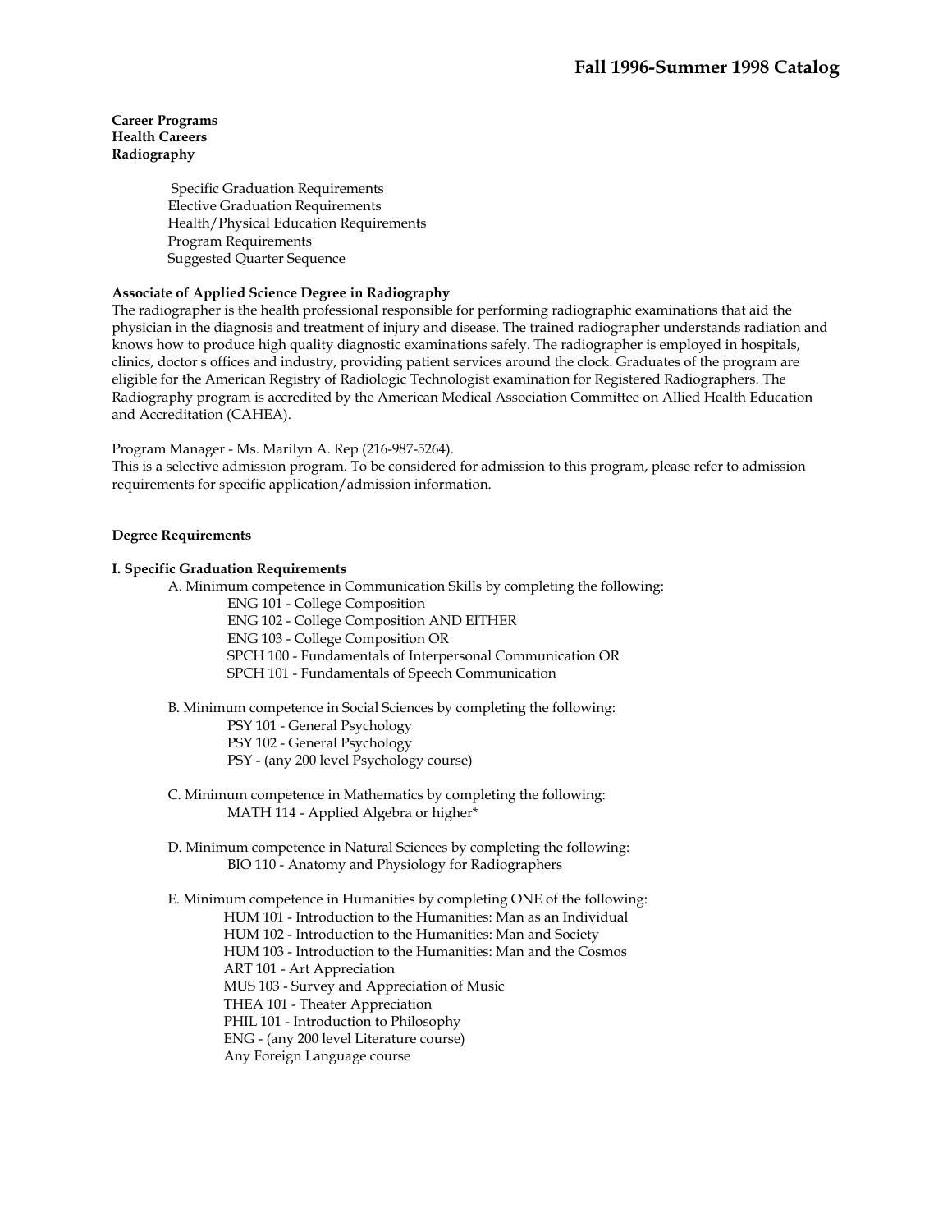**Career Programs**
**Health Careers**
**Radiography**

- Specific Graduation Requirements
- Elective Graduation Requirements
- Health/Physical Education Requirements
- Program Requirements
- Suggested Quarter Sequence

**Associate of Applied Science Degree in Radiography**

The radiographer is the health professional responsible for performing radiographic examinations that aid the physician in the diagnosis and treatment of injury and disease. The trained radiographer understands radiation and knows how to produce high quality diagnostic examinations safely. The radiographer is employed in hospitals, clinics, doctor's offices and industry, providing patient services around the clock. Graduates of the program are eligible for the American Registry of Radiologic Technologist examination for Registered Radiographers. The Radiography program is accredited by the American Medical Association Committee on Allied Health Education and Accreditation (CAHEA).

Program Manager - Ms. Marilyn A. Rep (216-987-5264).
This is a selective admission program. To be considered for admission to this program, please refer to admission requirements for specific application/admission information.

**Degree Requirements**

**I. Specific Graduation Requirements**

A. Minimum competence in Communication Skills by completing the following:
- ENG 101 - College Composition
- ENG 102 - College Composition AND EITHER
- ENG 103 - College Composition OR
- SPCH 100 - Fundamentals of Interpersonal Communication OR
- SPCH 101 - Fundamentals of Speech Communication

B. Minimum competence in Social Sciences by completing the following:
- PSY 101 - General Psychology
- PSY 102 - General Psychology
- PSY - (any 200 level Psychology course)

C. Minimum competence in Mathematics by completing the following:
- MATH 114 - Applied Algebra or higher*

D. Minimum competence in Natural Sciences by completing the following:
- BIO 110 - Anatomy and Physiology for Radiographers

E. Minimum competence in Humanities by completing ONE of the following:
- HUM 101 - Introduction to the Humanities: Man as an Individual
- HUM 102 - Introduction to the Humanities: Man and Society
- HUM 103 - Introduction to the Humanities: Man and the Cosmos
- ART 101 - Art Appreciation
- MUS 103 - Survey and Appreciation of Music
- THEA 101 - Theater Appreciation
- PHIL 101 - Introduction to Philosophy
- ENG - (any 200 level Literature course)
- Any Foreign Language course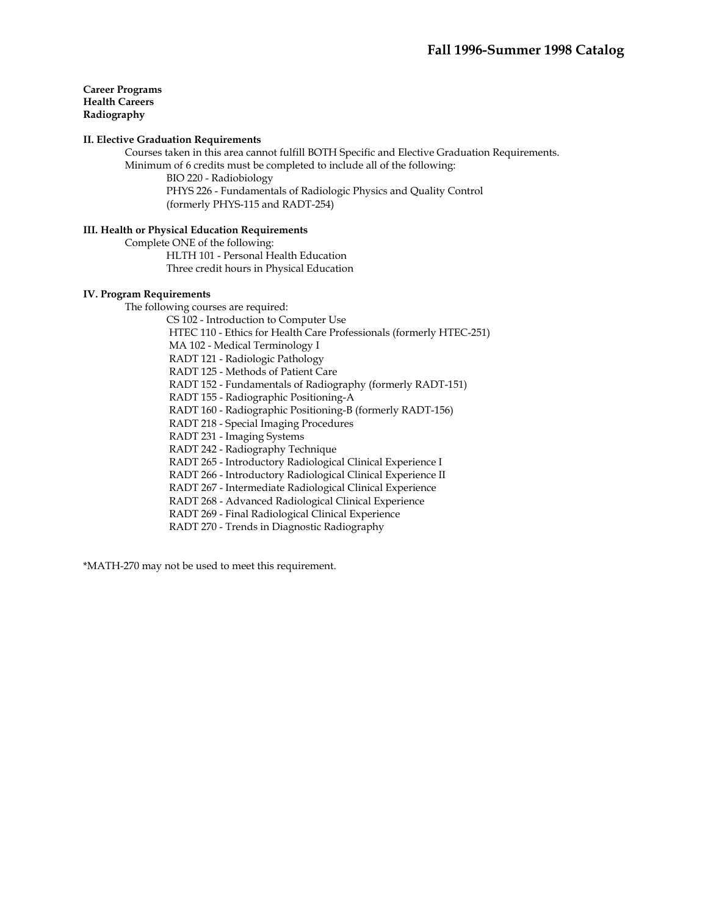**Career Programs**
**Health Careers**
**Radiography**

### II. Elective Graduation Requirements

Courses taken in this area cannot fulfill BOTH Specific and Elective Graduation Requirements.

Minimum of 6 credits must be completed to include all of the following:

- BIO 220 - Radiobiology
- PHYS 226 - Fundamentals of Radiologic Physics and Quality Control (formerly PHYS-115 and RADT-254)

### III. Health or Physical Education Requirements

Complete ONE of the following:

- HLTH 101 - Personal Health Education
- Three credit hours in Physical Education

### IV. Program Requirements

The following courses are required:

- CS 102 - Introduction to Computer Use
- HTEC 110 - Ethics for Health Care Professionals (formerly HTEC-251)
- MA 102 - Medical Terminology I
- RADT 121 - Radiologic Pathology
- RADT 125 - Methods of Patient Care
- RADT 152 - Fundamentals of Radiography (formerly RADT-151)
- RADT 155 - Radiographic Positioning-A
- RADT 160 - Radiographic Positioning-B (formerly RADT-156)
- RADT 218 - Special Imaging Procedures
- RADT 231 - Imaging Systems
- RADT 242 - Radiography Technique
- RADT 265 - Introductory Radiological Clinical Experience I
- RADT 266 - Introductory Radiological Clinical Experience II
- RADT 267 - Intermediate Radiological Clinical Experience
- RADT 268 - Advanced Radiological Clinical Experience
- RADT 269 - Final Radiological Clinical Experience
- RADT 270 - Trends in Diagnostic Radiography

*MATH-270 may not be used to meet this requirement.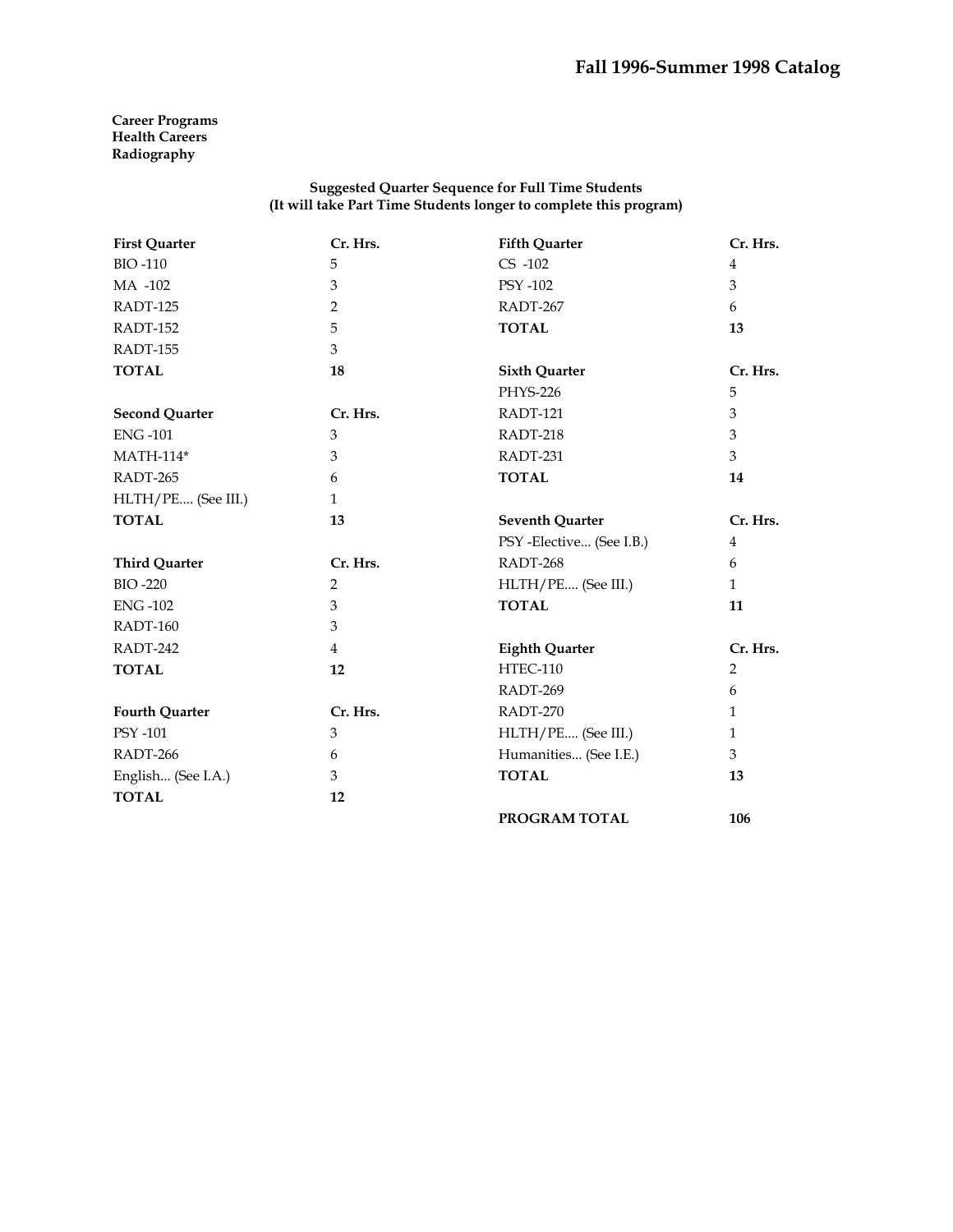**Career Programs**
**Health Careers**
**Radiography**

**Suggested Quarter Sequence for Full Time Students**
**(It will take Part Time Students longer to complete this program)**

| First Quarter | Cr. Hrs. |
|---|---|
| BIO -110 | 5 |
| MA -102 | 3 |
| RADT-125 | 2 |
| RADT-152 | 5 |
| RADT-155 | 3 |
| **TOTAL** | **18** |

| Second Quarter | Cr. Hrs. |
|---|---|
| ENG -101 | 3 |
| MATH-114* | 3 |
| RADT-265 | 6 |
| HLTH/PE.... (See III.) | 1 |
| **TOTAL** | **13** |

| Third Quarter | Cr. Hrs. |
|---|---|
| BIO -220 | 2 |
| ENG -102 | 3 |
| RADT-160 | 3 |
| RADT-242 | 4 |
| **TOTAL** | **12** |

| Fourth Quarter | Cr. Hrs. |
|---|---|
| PSY -101 | 3 |
| RADT-266 | 6 |
| English... (See I.A.) | 3 |
| **TOTAL** | **12** |

| Fifth Quarter | Cr. Hrs. |
|---|---|
| CS -102 | 4 |
| PSY -102 | 3 |
| RADT-267 | 6 |
| **TOTAL** | **13** |

| Sixth Quarter | Cr. Hrs. |
|---|---|
| PHYS-226 | 5 |
| RADT-121 | 3 |
| RADT-218 | 3 |
| RADT-231 | 3 |
| **TOTAL** | **14** |

| Seventh Quarter | Cr. Hrs. |
|---|---|
| PSY -Elective... (See I.B.) | 4 |
| RADT-268 | 6 |
| HLTH/PE.... (See III.) | 1 |
| **TOTAL** | **11** |

| Eighth Quarter | Cr. Hrs. |
|---|---|
| HTEC-110 | 2 |
| RADT-269 | 6 |
| RADT-270 | 1 |
| HLTH/PE.... (See III.) | 1 |
| Humanities... (See I.E.) | 3 |
| **TOTAL** | **13** |

**PROGRAM TOTAL** **106**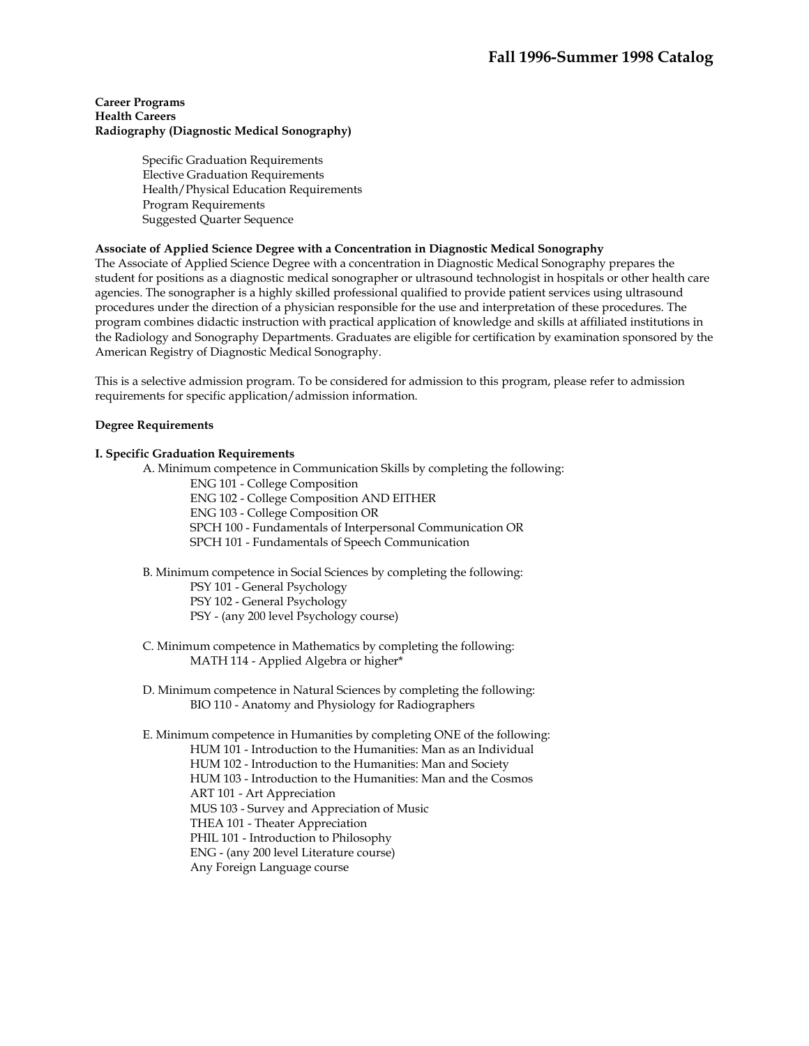# Fall 1996-Summer 1998 Catalog

**Career Programs**
**Health Careers**
**Radiography (Diagnostic Medical Sonography)**

- Specific Graduation Requirements
- Elective Graduation Requirements
- Health/Physical Education Requirements
- Program Requirements
- Suggested Quarter Sequence

**Associate of Applied Science Degree with a Concentration in Diagnostic Medical Sonography**

The Associate of Applied Science Degree with a concentration in Diagnostic Medical Sonography prepares the student for positions as a diagnostic medical sonographer or ultrasound technologist in hospitals or other health care agencies. The sonographer is a highly skilled professional qualified to provide patient services using ultrasound procedures under the direction of a physician responsible for the use and interpretation of these procedures. The program combines didactic instruction with practical application of knowledge and skills at affiliated institutions in the Radiology and Sonography Departments. Graduates are eligible for certification by examination sponsored by the American Registry of Diagnostic Medical Sonography.

This is a selective admission program. To be considered for admission to this program, please refer to admission requirements for specific application/admission information.

**Degree Requirements**

**I. Specific Graduation Requirements**

A. Minimum competence in Communication Skills by completing the following:
- ENG 101 - College Composition
- ENG 102 - College Composition AND EITHER
- ENG 103 - College Composition OR
- SPCH 100 - Fundamentals of Interpersonal Communication OR
- SPCH 101 - Fundamentals of Speech Communication

B. Minimum competence in Social Sciences by completing the following:
- PSY 101 - General Psychology
- PSY 102 - General Psychology
- PSY - (any 200 level Psychology course)

C. Minimum competence in Mathematics by completing the following:
- MATH 114 - Applied Algebra or higher*

D. Minimum competence in Natural Sciences by completing the following:
- BIO 110 - Anatomy and Physiology for Radiographers

E. Minimum competence in Humanities by completing ONE of the following:
- HUM 101 - Introduction to the Humanities: Man as an Individual
- HUM 102 - Introduction to the Humanities: Man and Society
- HUM 103 - Introduction to the Humanities: Man and the Cosmos
- ART 101 - Art Appreciation
- MUS 103 - Survey and Appreciation of Music
- THEA 101 - Theater Appreciation
- PHIL 101 - Introduction to Philosophy
- ENG - (any 200 level Literature course)
- Any Foreign Language course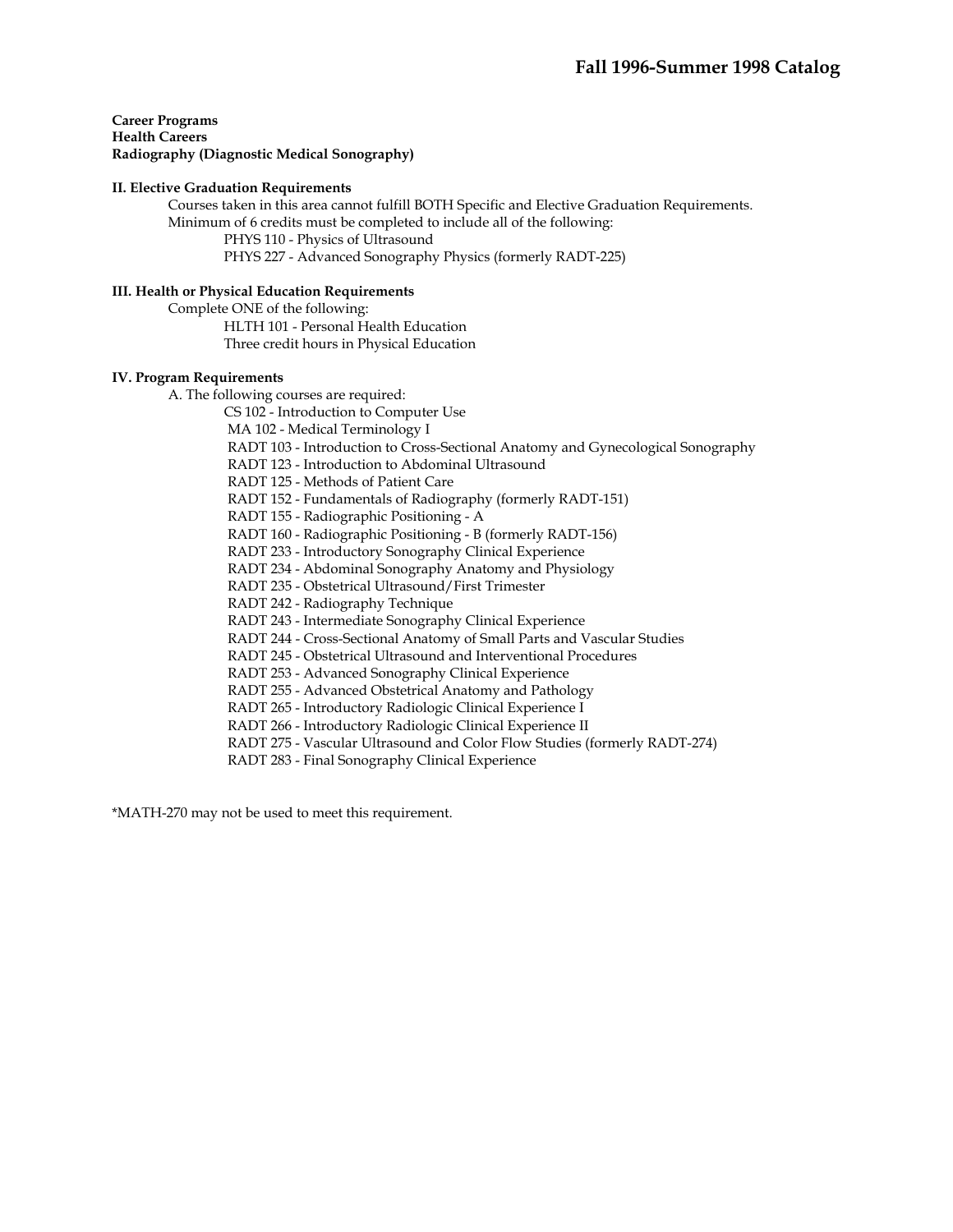**Career Programs**
**Health Careers**
**Radiography (Diagnostic Medical Sonography)**

**II. Elective Graduation Requirements**

Courses taken in this area cannot fulfill BOTH Specific and Elective Graduation Requirements.
Minimum of 6 credits must be completed to include all of the following:

- PHYS 110 - Physics of Ultrasound
- PHYS 227 - Advanced Sonography Physics (formerly RADT-225)

**III. Health or Physical Education Requirements**

Complete ONE of the following:

- HLTH 101 - Personal Health Education
- Three credit hours in Physical Education

**IV. Program Requirements**

A. The following courses are required:

- CS 102 - Introduction to Computer Use
- MA 102 - Medical Terminology I
- RADT 103 - Introduction to Cross-Sectional Anatomy and Gynecological Sonography
- RADT 123 - Introduction to Abdominal Ultrasound
- RADT 125 - Methods of Patient Care
- RADT 152 - Fundamentals of Radiography (formerly RADT-151)
- RADT 155 - Radiographic Positioning - A
- RADT 160 - Radiographic Positioning - B (formerly RADT-156)
- RADT 233 - Introductory Sonography Clinical Experience
- RADT 234 - Abdominal Sonography Anatomy and Physiology
- RADT 235 - Obstetrical Ultrasound/First Trimester
- RADT 242 - Radiography Technique
- RADT 243 - Intermediate Sonography Clinical Experience
- RADT 244 - Cross-Sectional Anatomy of Small Parts and Vascular Studies
- RADT 245 - Obstetrical Ultrasound and Interventional Procedures
- RADT 253 - Advanced Sonography Clinical Experience
- RADT 255 - Advanced Obstetrical Anatomy and Pathology
- RADT 265 - Introductory Radiologic Clinical Experience I
- RADT 266 - Introductory Radiologic Clinical Experience II
- RADT 275 - Vascular Ultrasound and Color Flow Studies (formerly RADT-274)
- RADT 283 - Final Sonography Clinical Experience

*MATH-270 may not be used to meet this requirement.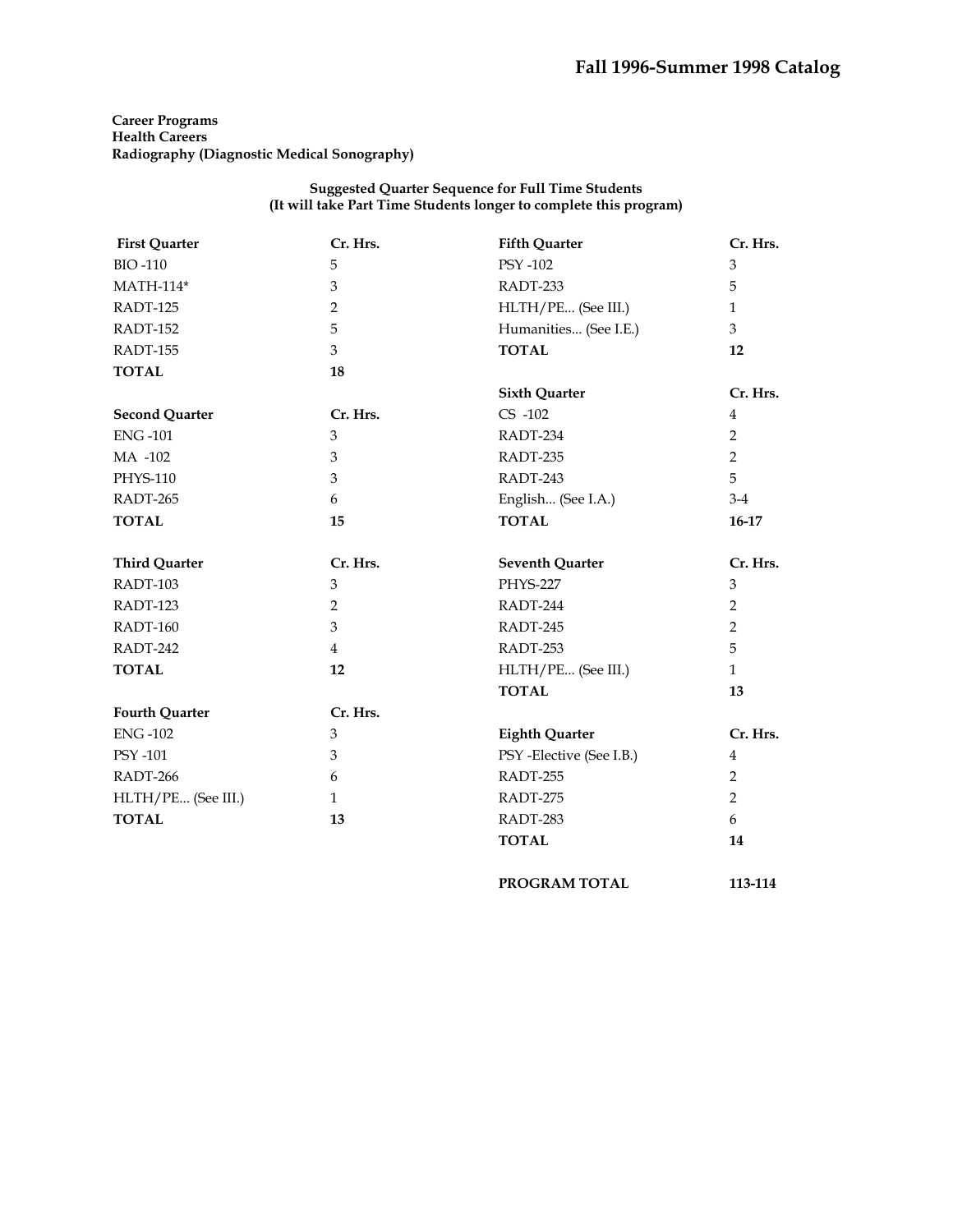**Career Programs**
**Health Careers**
**Radiography (Diagnostic Medical Sonography)**

**Suggested Quarter Sequence for Full Time Students**
**(It will take Part Time Students longer to complete this program)**

| First Quarter | Cr. Hrs. |
|---|---|
| BIO -110 | 5 |
| MATH-114* | 3 |
| RADT-125 | 2 |
| RADT-152 | 5 |
| RADT-155 | 3 |
| **TOTAL** | **18** |

| Second Quarter | Cr. Hrs. |
|---|---|
| ENG -101 | 3 |
| MA -102 | 3 |
| PHYS-110 | 3 |
| RADT-265 | 6 |
| **TOTAL** | **15** |

| Third Quarter | Cr. Hrs. |
|---|---|
| RADT-103 | 3 |
| RADT-123 | 2 |
| RADT-160 | 3 |
| RADT-242 | 4 |
| **TOTAL** | **12** |

| Fourth Quarter | Cr. Hrs. |
|---|---|
| ENG -102 | 3 |
| PSY -101 | 3 |
| RADT-266 | 6 |
| HLTH/PE... (See III.) | 1 |
| **TOTAL** | **13** |

| Fifth Quarter | Cr. Hrs. |
|---|---|
| PSY -102 | 3 |
| RADT-233 | 5 |
| HLTH/PE... (See III.) | 1 |
| Humanities... (See I.E.) | 3 |
| **TOTAL** | **12** |

| Sixth Quarter | Cr. Hrs. |
|---|---|
| CS -102 | 4 |
| RADT-234 | 2 |
| RADT-235 | 2 |
| RADT-243 | 5 |
| English... (See I.A.) | 3-4 |
| **TOTAL** | **16-17** |

| Seventh Quarter | Cr. Hrs. |
|---|---|
| PHYS-227 | 3 |
| RADT-244 | 2 |
| RADT-245 | 2 |
| RADT-253 | 5 |
| HLTH/PE... (See III.) | 1 |
| **TOTAL** | **13** |

| Eighth Quarter | Cr. Hrs. |
|---|---|
| PSY -Elective (See I.B.) | 4 |
| RADT-255 | 2 |
| RADT-275 | 2 |
| RADT-283 | 6 |
| **TOTAL** | **14** |

**PROGRAM TOTAL 113-114**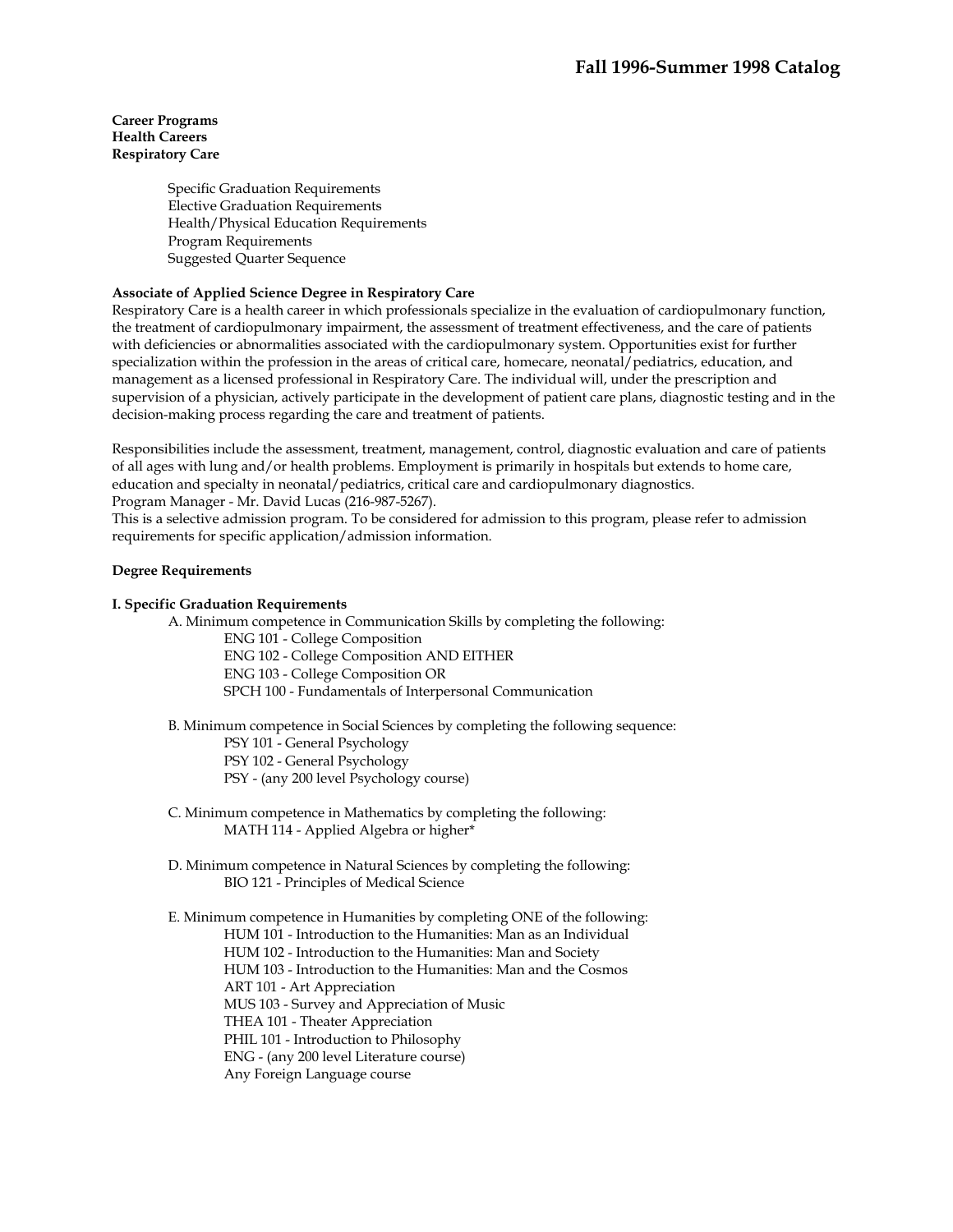**Career Programs**
**Health Careers**
**Respiratory Care**

- Specific Graduation Requirements
- Elective Graduation Requirements
- Health/Physical Education Requirements
- Program Requirements
- Suggested Quarter Sequence

**Associate of Applied Science Degree in Respiratory Care**

Respiratory Care is a health career in which professionals specialize in the evaluation of cardiopulmonary function, the treatment of cardiopulmonary impairment, the assessment of treatment effectiveness, and the care of patients with deficiencies or abnormalities associated with the cardiopulmonary system. Opportunities exist for further specialization within the profession in the areas of critical care, homecare, neonatal/pediatrics, education, and management as a licensed professional in Respiratory Care. The individual will, under the prescription and supervision of a physician, actively participate in the development of patient care plans, diagnostic testing and in the decision-making process regarding the care and treatment of patients.

Responsibilities include the assessment, treatment, management, control, diagnostic evaluation and care of patients of all ages with lung and/or health problems. Employment is primarily in hospitals but extends to home care, education and specialty in neonatal/pediatrics, critical care and cardiopulmonary diagnostics.
Program Manager - Mr. David Lucas (216-987-5267).
This is a selective admission program. To be considered for admission to this program, please refer to admission requirements for specific application/admission information.

**Degree Requirements**

**I. Specific Graduation Requirements**

A. Minimum competence in Communication Skills by completing the following:
- ENG 101 - College Composition
- ENG 102 - College Composition AND EITHER
- ENG 103 - College Composition OR
- SPCH 100 - Fundamentals of Interpersonal Communication

B. Minimum competence in Social Sciences by completing the following sequence:
- PSY 101 - General Psychology
- PSY 102 - General Psychology
- PSY - (any 200 level Psychology course)

C. Minimum competence in Mathematics by completing the following:
- MATH 114 - Applied Algebra or higher*

D. Minimum competence in Natural Sciences by completing the following:
- BIO 121 - Principles of Medical Science

E. Minimum competence in Humanities by completing ONE of the following:
- HUM 101 - Introduction to the Humanities: Man as an Individual
- HUM 102 - Introduction to the Humanities: Man and Society
- HUM 103 - Introduction to the Humanities: Man and the Cosmos
- ART 101 - Art Appreciation
- MUS 103 - Survey and Appreciation of Music
- THEA 101 - Theater Appreciation
- PHIL 101 - Introduction to Philosophy
- ENG - (any 200 level Literature course)
- Any Foreign Language course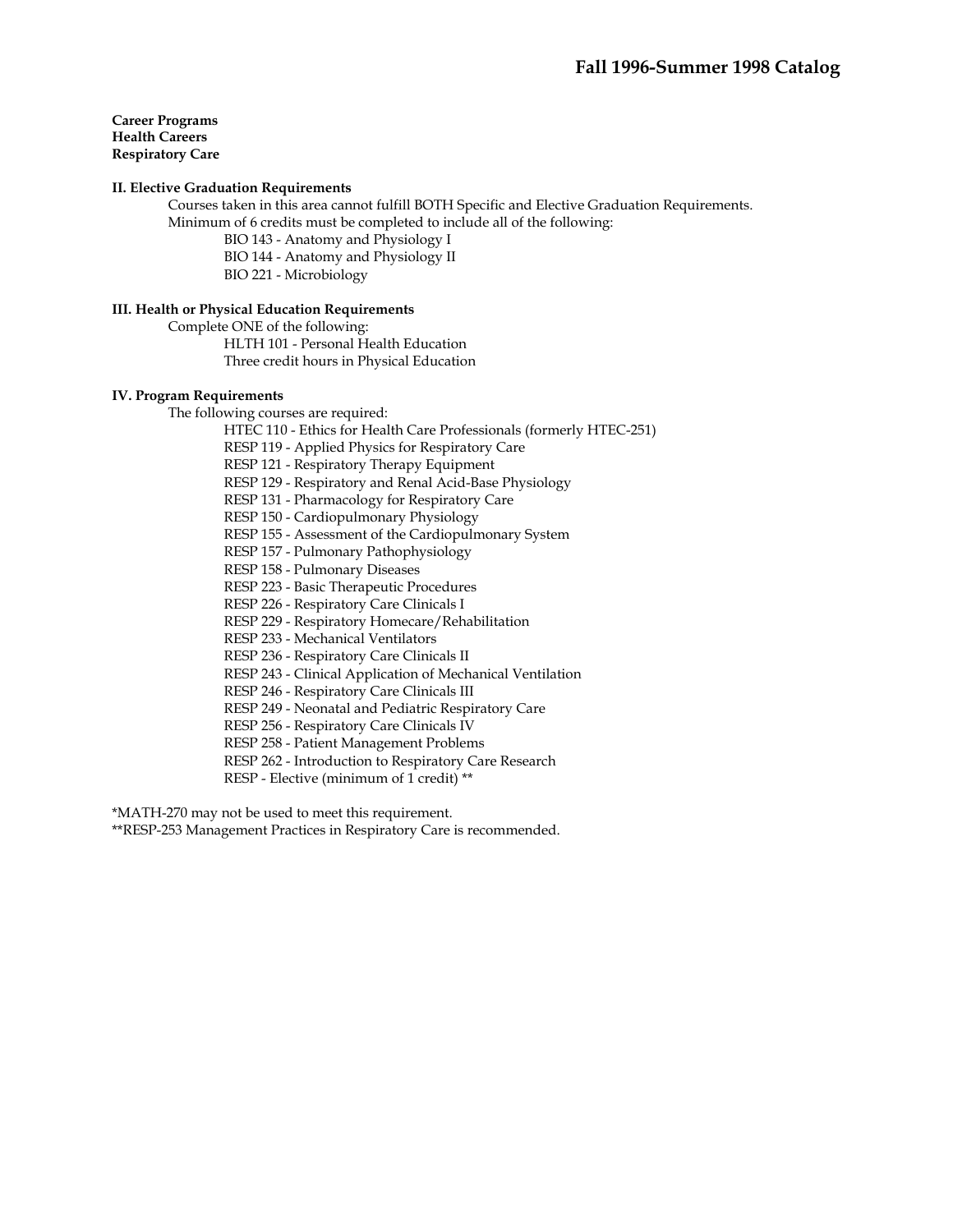**Career Programs**
**Health Careers**
**Respiratory Care**

### II. Elective Graduation Requirements

Courses taken in this area cannot fulfill BOTH Specific and Elective Graduation Requirements.
Minimum of 6 credits must be completed to include all of the following:

- BIO 143 - Anatomy and Physiology I
- BIO 144 - Anatomy and Physiology II
- BIO 221 - Microbiology

### III. Health or Physical Education Requirements

Complete ONE of the following:

- HLTH 101 - Personal Health Education
- Three credit hours in Physical Education

### IV. Program Requirements

The following courses are required:

- HTEC 110 - Ethics for Health Care Professionals (formerly HTEC-251)
- RESP 119 - Applied Physics for Respiratory Care
- RESP 121 - Respiratory Therapy Equipment
- RESP 129 - Respiratory and Renal Acid-Base Physiology
- RESP 131 - Pharmacology for Respiratory Care
- RESP 150 - Cardiopulmonary Physiology
- RESP 155 - Assessment of the Cardiopulmonary System
- RESP 157 - Pulmonary Pathophysiology
- RESP 158 - Pulmonary Diseases
- RESP 223 - Basic Therapeutic Procedures
- RESP 226 - Respiratory Care Clinicals I
- RESP 229 - Respiratory Homecare/Rehabilitation
- RESP 233 - Mechanical Ventilators
- RESP 236 - Respiratory Care Clinicals II
- RESP 243 - Clinical Application of Mechanical Ventilation
- RESP 246 - Respiratory Care Clinicals III
- RESP 249 - Neonatal and Pediatric Respiratory Care
- RESP 256 - Respiratory Care Clinicals IV
- RESP 258 - Patient Management Problems
- RESP 262 - Introduction to Respiratory Care Research
- RESP - Elective (minimum of 1 credit) **

*MATH-270 may not be used to meet this requirement.
**RESP-253 Management Practices in Respiratory Care is recommended.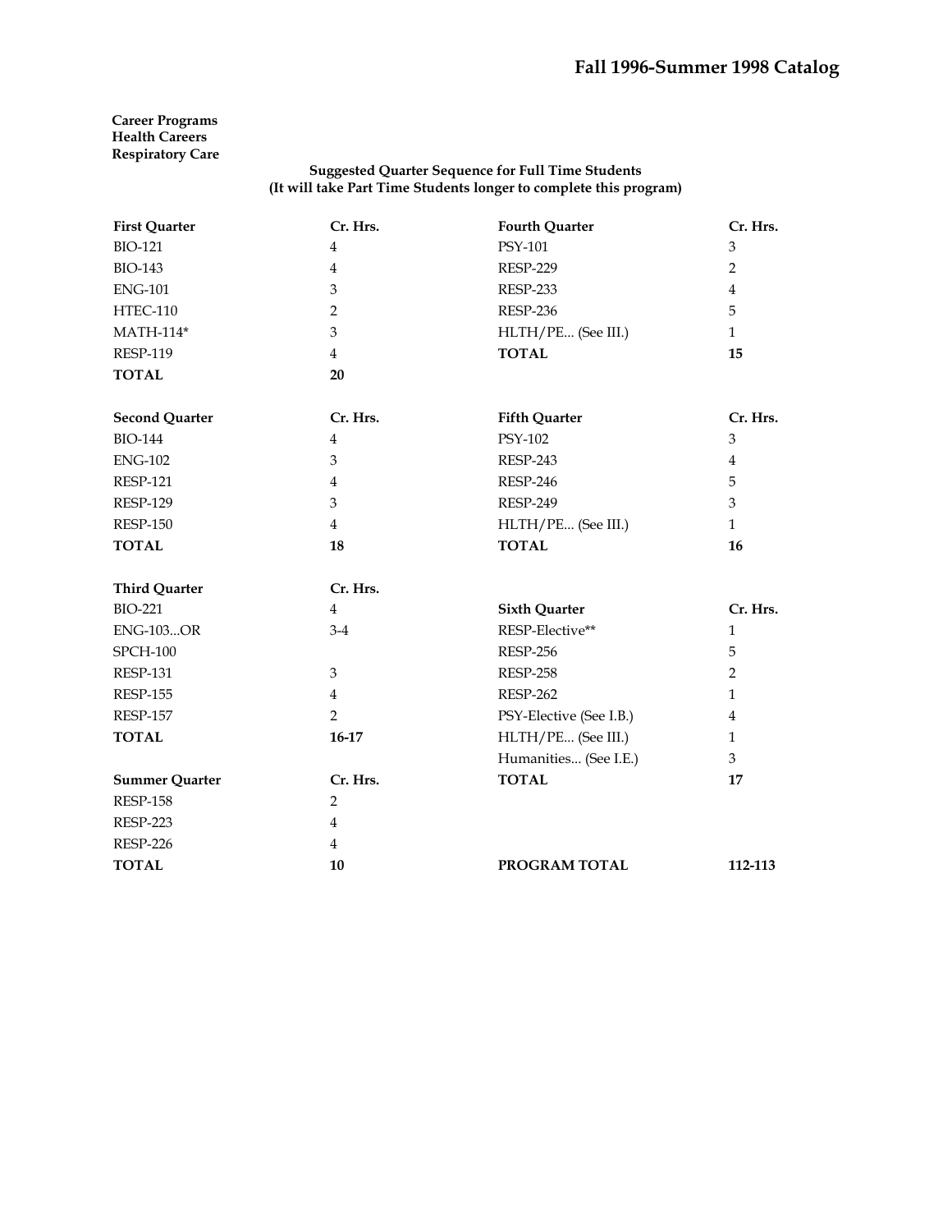**Career Programs**
**Health Careers**
**Respiratory Care**

**Suggested Quarter Sequence for Full Time Students**
**(It will take Part Time Students longer to complete this program)**

| **First Quarter** | **Cr. Hrs.** |
|---|---|
| BIO-121 | 4 |
| BIO-143 | 4 |
| ENG-101 | 3 |
| HTEC-110 | 2 |
| MATH-114* | 3 |
| RESP-119 | 4 |
| **TOTAL** | **20** |

| **Second Quarter** | **Cr. Hrs.** |
|---|---|
| BIO-144 | 4 |
| ENG-102 | 3 |
| RESP-121 | 4 |
| RESP-129 | 3 |
| RESP-150 | 4 |
| **TOTAL** | **18** |

| **Third Quarter** | **Cr. Hrs.** |
|---|---|
| BIO-221 | 4 |
| ENG-103...OR | 3-4 |
| SPCH-100 | |
| RESP-131 | 3 |
| RESP-155 | 4 |
| RESP-157 | 2 |
| **TOTAL** | **16-17** |

| **Summer Quarter** | **Cr. Hrs.** |
|---|---|
| RESP-158 | 2 |
| RESP-223 | 4 |
| RESP-226 | 4 |
| **TOTAL** | **10** |

| **Fourth Quarter** | **Cr. Hrs.** |
|---|---|
| PSY-101 | 3 |
| RESP-229 | 2 |
| RESP-233 | 4 |
| RESP-236 | 5 |
| HLTH/PE... (See III.) | 1 |
| **TOTAL** | **15** |

| **Fifth Quarter** | **Cr. Hrs.** |
|---|---|
| PSY-102 | 3 |
| RESP-243 | 4 |
| RESP-246 | 5 |
| RESP-249 | 3 |
| HLTH/PE... (See III.) | 1 |
| **TOTAL** | **16** |

| **Sixth Quarter** | **Cr. Hrs.** |
|---|---|
| RESP-Elective** | 1 |
| RESP-256 | 5 |
| RESP-258 | 2 |
| RESP-262 | 1 |
| PSY-Elective (See I.B.) | 4 |
| HLTH/PE... (See III.) | 1 |
| Humanities... (See I.E.) | 3 |
| **TOTAL** | **17** |

| **PROGRAM TOTAL** | **112-113** |
|---|---|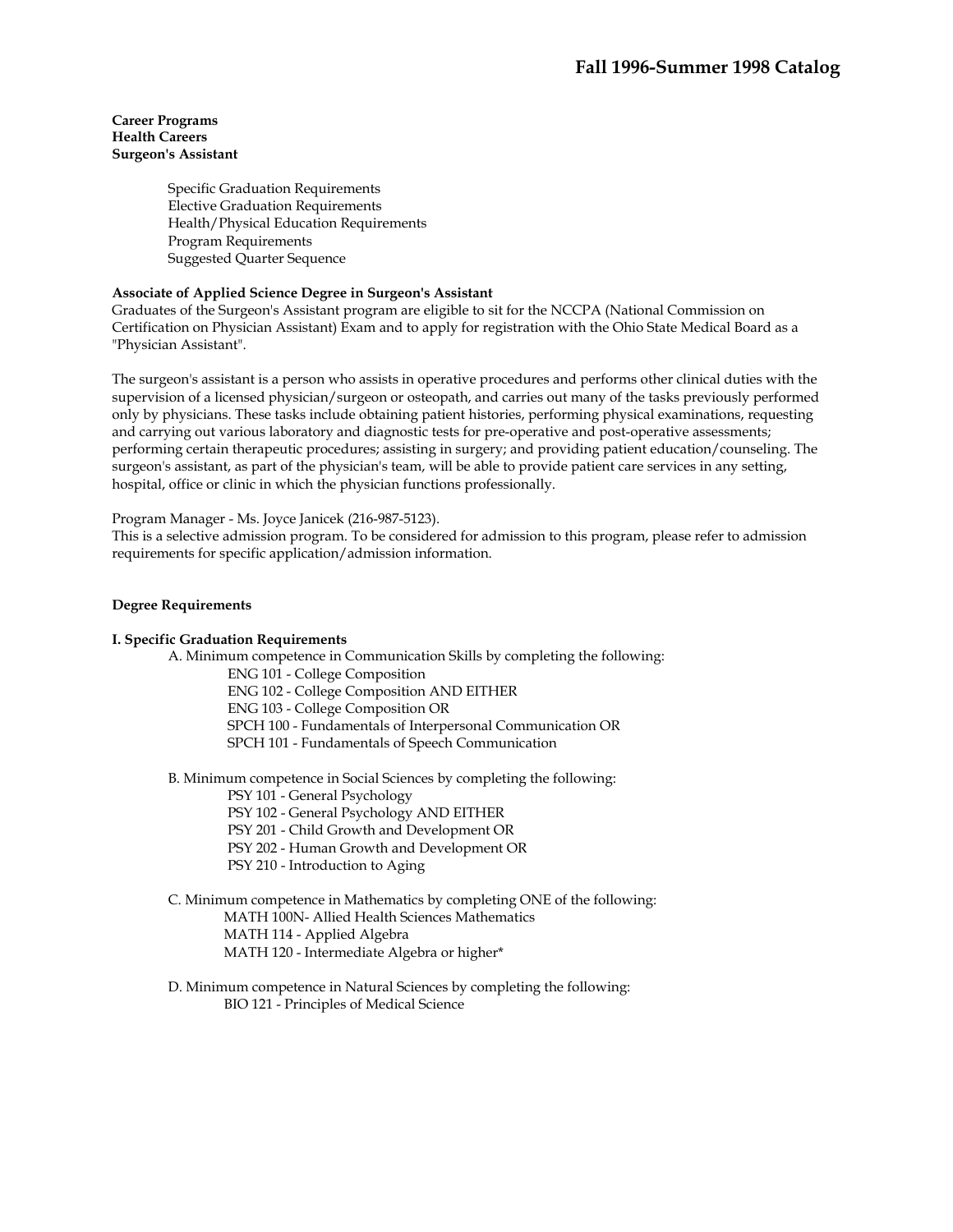# Fall 1996-Summer 1998 Catalog

**Career Programs**
**Health Careers**
**Surgeon's Assistant**

- Specific Graduation Requirements
- Elective Graduation Requirements
- Health/Physical Education Requirements
- Program Requirements
- Suggested Quarter Sequence

**Associate of Applied Science Degree in Surgeon's Assistant**

Graduates of the Surgeon's Assistant program are eligible to sit for the NCCPA (National Commission on Certification on Physician Assistant) Exam and to apply for registration with the Ohio State Medical Board as a "Physician Assistant".

The surgeon's assistant is a person who assists in operative procedures and performs other clinical duties with the supervision of a licensed physician/surgeon or osteopath, and carries out many of the tasks previously performed only by physicians. These tasks include obtaining patient histories, performing physical examinations, requesting and carrying out various laboratory and diagnostic tests for pre-operative and post-operative assessments; performing certain therapeutic procedures; assisting in surgery; and providing patient education/counseling. The surgeon's assistant, as part of the physician's team, will be able to provide patient care services in any setting, hospital, office or clinic in which the physician functions professionally.

Program Manager - Ms. Joyce Janicek (216-987-5123).
This is a selective admission program. To be considered for admission to this program, please refer to admission requirements for specific application/admission information.

**Degree Requirements**

**I. Specific Graduation Requirements**

A. Minimum competence in Communication Skills by completing the following:
- ENG 101 - College Composition
- ENG 102 - College Composition AND EITHER
- ENG 103 - College Composition OR
- SPCH 100 - Fundamentals of Interpersonal Communication OR
- SPCH 101 - Fundamentals of Speech Communication

B. Minimum competence in Social Sciences by completing the following:
- PSY 101 - General Psychology
- PSY 102 - General Psychology AND EITHER
- PSY 201 - Child Growth and Development OR
- PSY 202 - Human Growth and Development OR
- PSY 210 - Introduction to Aging

C. Minimum competence in Mathematics by completing ONE of the following:
- MATH 100N- Allied Health Sciences Mathematics
- MATH 114 - Applied Algebra
- MATH 120 - Intermediate Algebra or higher*

D. Minimum competence in Natural Sciences by completing the following:
- BIO 121 - Principles of Medical Science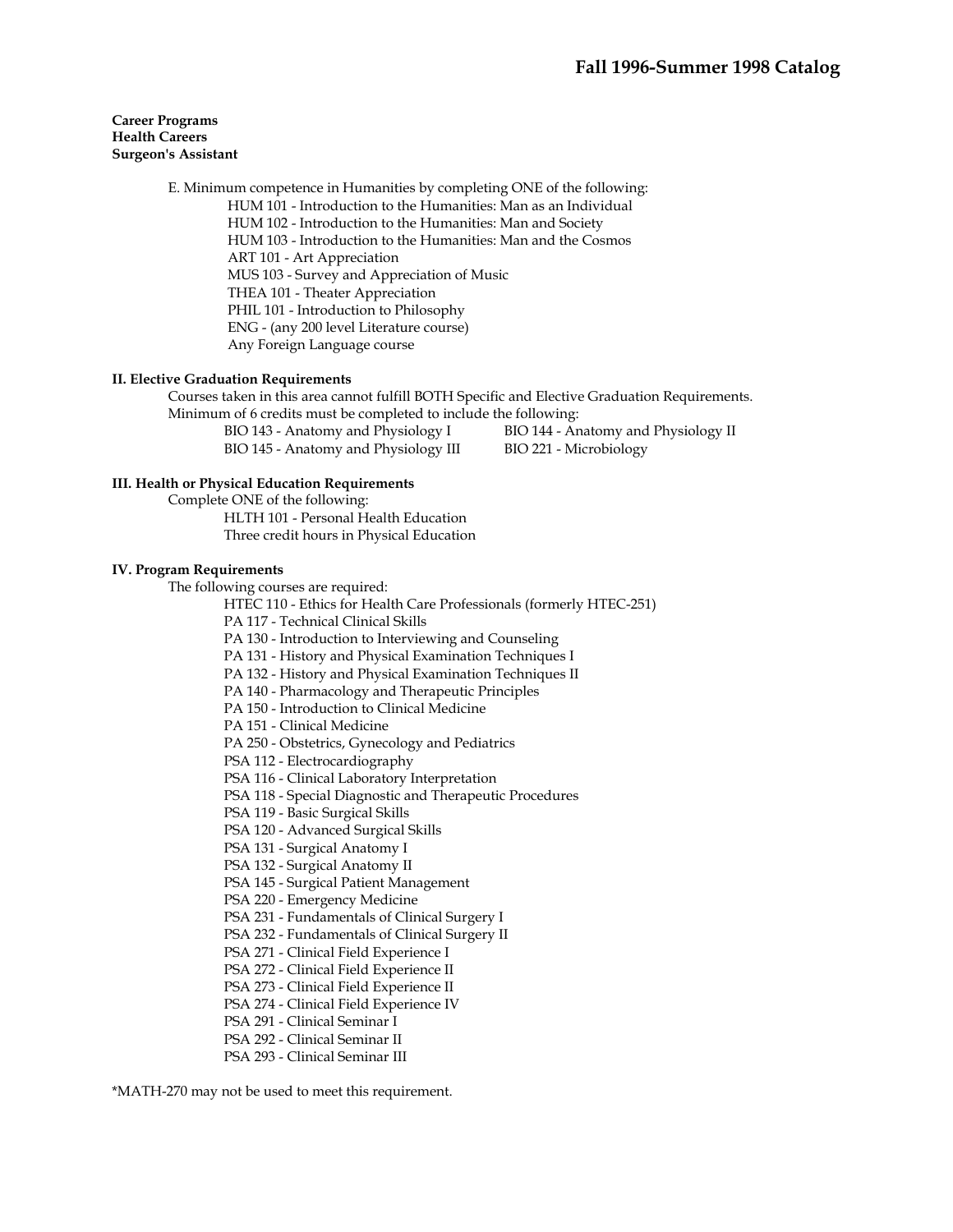**Career Programs**
**Health Careers**
**Surgeon's Assistant**

E. Minimum competence in Humanities by completing ONE of the following:
- HUM 101 - Introduction to the Humanities: Man as an Individual
- HUM 102 - Introduction to the Humanities: Man and Society
- HUM 103 - Introduction to the Humanities: Man and the Cosmos
- ART 101 - Art Appreciation
- MUS 103 - Survey and Appreciation of Music
- THEA 101 - Theater Appreciation
- PHIL 101 - Introduction to Philosophy
- ENG - (any 200 level Literature course)
- Any Foreign Language course

**II. Elective Graduation Requirements**

Courses taken in this area cannot fulfill BOTH Specific and Elective Graduation Requirements.
Minimum of 6 credits must be completed to include the following:
- BIO 143 - Anatomy and Physiology I
- BIO 144 - Anatomy and Physiology II
- BIO 145 - Anatomy and Physiology III
- BIO 221 - Microbiology

**III. Health or Physical Education Requirements**

Complete ONE of the following:
- HLTH 101 - Personal Health Education
- Three credit hours in Physical Education

**IV. Program Requirements**

The following courses are required:
- HTEC 110 - Ethics for Health Care Professionals (formerly HTEC-251)
- PA 117 - Technical Clinical Skills
- PA 130 - Introduction to Interviewing and Counseling
- PA 131 - History and Physical Examination Techniques I
- PA 132 - History and Physical Examination Techniques II
- PA 140 - Pharmacology and Therapeutic Principles
- PA 150 - Introduction to Clinical Medicine
- PA 151 - Clinical Medicine
- PA 250 - Obstetrics, Gynecology and Pediatrics
- PSA 112 - Electrocardiography
- PSA 116 - Clinical Laboratory Interpretation
- PSA 118 - Special Diagnostic and Therapeutic Procedures
- PSA 119 - Basic Surgical Skills
- PSA 120 - Advanced Surgical Skills
- PSA 131 - Surgical Anatomy I
- PSA 132 - Surgical Anatomy II
- PSA 145 - Surgical Patient Management
- PSA 220 - Emergency Medicine
- PSA 231 - Fundamentals of Clinical Surgery I
- PSA 232 - Fundamentals of Clinical Surgery II
- PSA 271 - Clinical Field Experience I
- PSA 272 - Clinical Field Experience II
- PSA 273 - Clinical Field Experience II
- PSA 274 - Clinical Field Experience IV
- PSA 291 - Clinical Seminar I
- PSA 292 - Clinical Seminar II
- PSA 293 - Clinical Seminar III

*MATH-270 may not be used to meet this requirement.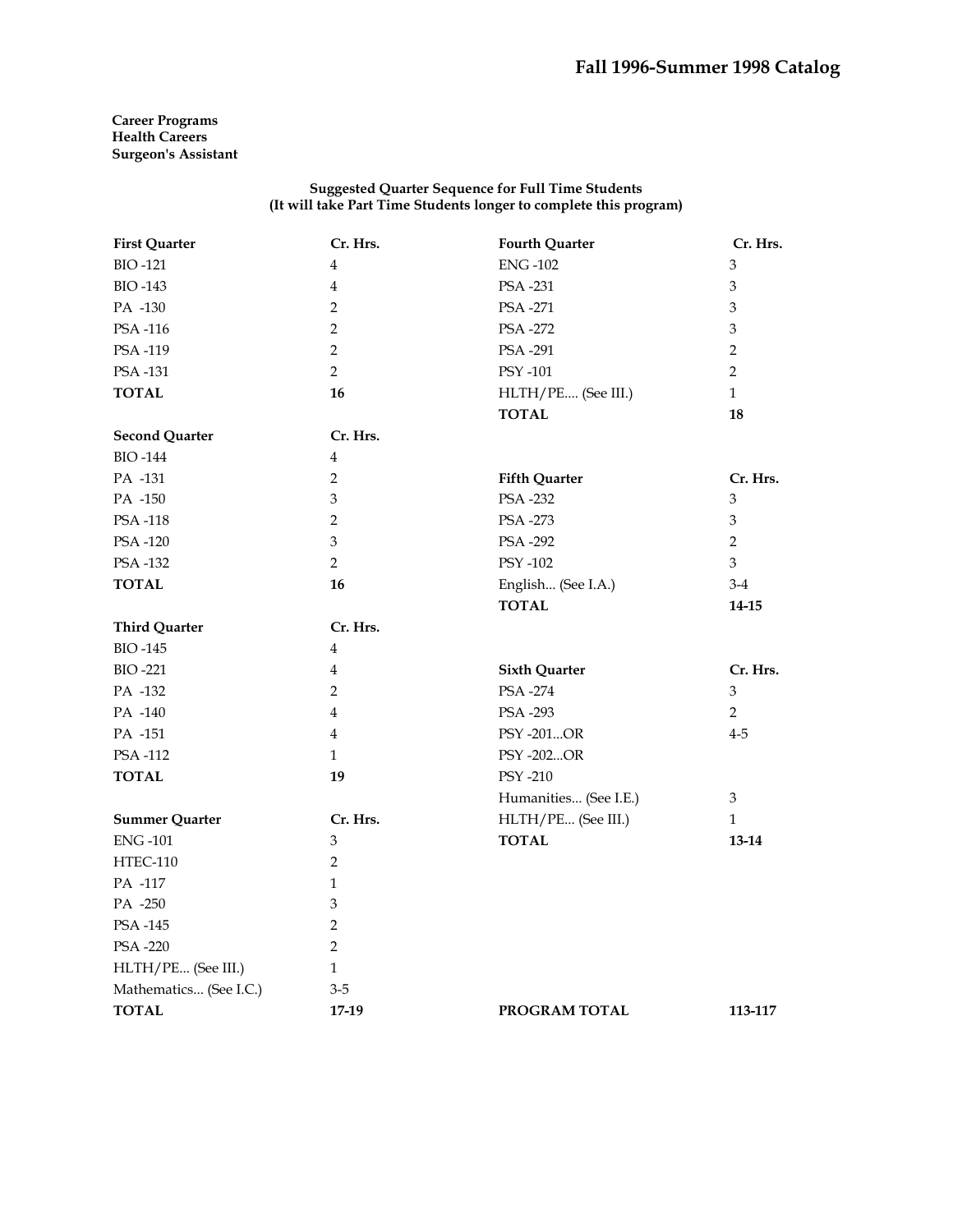**Career Programs**
**Health Careers**
**Surgeon's Assistant**

**Suggested Quarter Sequence for Full Time Students**
**(It will take Part Time Students longer to complete this program)**

| **First Quarter** | **Cr. Hrs.** |
|---|---|
| BIO -121 | 4 |
| BIO -143 | 4 |
| PA -130 | 2 |
| PSA -116 | 2 |
| PSA -119 | 2 |
| PSA -131 | 2 |
| **TOTAL** | **16** |

| **Second Quarter** | **Cr. Hrs.** |
|---|---|
| BIO -144 | 4 |
| PA -131 | 2 |
| PA -150 | 3 |
| PSA -118 | 2 |
| PSA -120 | 3 |
| PSA -132 | 2 |
| **TOTAL** | **16** |

| **Third Quarter** | **Cr. Hrs.** |
|---|---|
| BIO -145 | 4 |
| BIO -221 | 4 |
| PA -132 | 2 |
| PA -140 | 4 |
| PA -151 | 4 |
| PSA -112 | 1 |
| **TOTAL** | **19** |

| **Summer Quarter** | **Cr. Hrs.** |
|---|---|
| ENG -101 | 3 |
| HTEC-110 | 2 |
| PA -117 | 1 |
| PA -250 | 3 |
| PSA -145 | 2 |
| PSA -220 | 2 |
| HLTH/PE... (See III.) | 1 |
| Mathematics... (See I.C.) | 3-5 |
| **TOTAL** | **17-19** |

| **Fourth Quarter** | **Cr. Hrs.** |
|---|---|
| ENG -102 | 3 |
| PSA -231 | 3 |
| PSA -271 | 3 |
| PSA -272 | 3 |
| PSA -291 | 2 |
| PSY -101 | 2 |
| HLTH/PE.... (See III.) | 1 |
| **TOTAL** | **18** |

| **Fifth Quarter** | **Cr. Hrs.** |
|---|---|
| PSA -232 | 3 |
| PSA -273 | 3 |
| PSA -292 | 2 |
| PSY -102 | 3 |
| English... (See I.A.) | 3-4 |
| **TOTAL** | **14-15** |

| **Sixth Quarter** | **Cr. Hrs.** |
|---|---|
| PSA -274 | 3 |
| PSA -293 | 2 |
| PSY -201...OR | 4-5 |
| PSY -202...OR | |
| PSY -210 | |
| Humanities... (See I.E.) | 3 |
| HLTH/PE... (See III.) | 1 |
| **TOTAL** | **13-14** |

| **PROGRAM TOTAL** | **113-117** |
|---|---|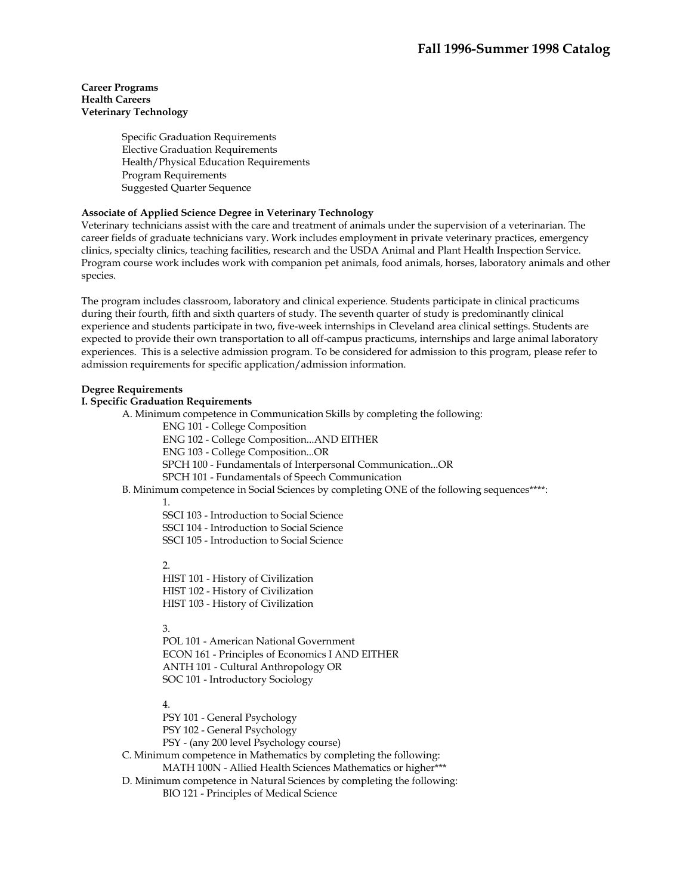**Career Programs**
**Health Careers**
**Veterinary Technology**

Specific Graduation Requirements
Elective Graduation Requirements
Health/Physical Education Requirements
Program Requirements
Suggested Quarter Sequence

**Associate of Applied Science Degree in Veterinary Technology**

Veterinary technicians assist with the care and treatment of animals under the supervision of a veterinarian. The career fields of graduate technicians vary. Work includes employment in private veterinary practices, emergency clinics, specialty clinics, teaching facilities, research and the USDA Animal and Plant Health Inspection Service. Program course work includes work with companion pet animals, food animals, horses, laboratory animals and other species.

The program includes classroom, laboratory and clinical experience. Students participate in clinical practicums during their fourth, fifth and sixth quarters of study. The seventh quarter of study is predominantly clinical experience and students participate in two, five-week internships in Cleveland area clinical settings. Students are expected to provide their own transportation to all off-campus practicums, internships and large animal laboratory experiences. This is a selective admission program. To be considered for admission to this program, please refer to admission requirements for specific application/admission information.

**Degree Requirements**

**I. Specific Graduation Requirements**

A. Minimum competence in Communication Skills by completing the following:

ENG 101 - College Composition
ENG 102 - College Composition...AND EITHER
ENG 103 - College Composition...OR
SPCH 100 - Fundamentals of Interpersonal Communication...OR
SPCH 101 - Fundamentals of Speech Communication

B. Minimum competence in Social Sciences by completing ONE of the following sequences****:

1.
SSCI 103 - Introduction to Social Science
SSCI 104 - Introduction to Social Science
SSCI 105 - Introduction to Social Science

2.
HIST 101 - History of Civilization
HIST 102 - History of Civilization
HIST 103 - History of Civilization

3.
POL 101 - American National Government
ECON 161 - Principles of Economics I AND EITHER
ANTH 101 - Cultural Anthropology OR
SOC 101 - Introductory Sociology

4.
PSY 101 - General Psychology
PSY 102 - General Psychology
PSY - (any 200 level Psychology course)

C. Minimum competence in Mathematics by completing the following:

MATH 100N - Allied Health Sciences Mathematics or higher***

D. Minimum competence in Natural Sciences by completing the following:

BIO 121 - Principles of Medical Science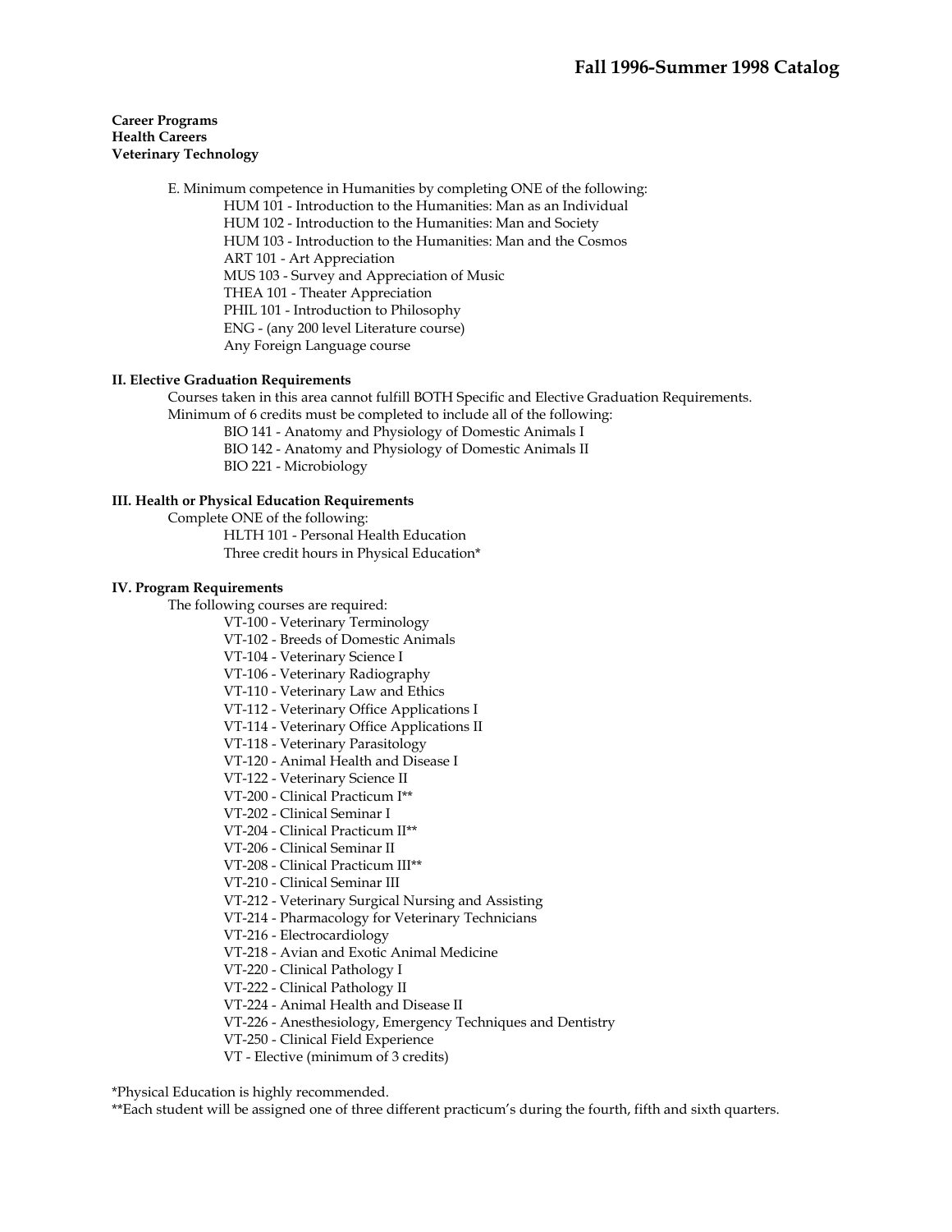**Career Programs**
**Health Careers**
**Veterinary Technology**

E. Minimum competence in Humanities by completing ONE of the following:
- HUM 101 - Introduction to the Humanities: Man as an Individual
- HUM 102 - Introduction to the Humanities: Man and Society
- HUM 103 - Introduction to the Humanities: Man and the Cosmos
- ART 101 - Art Appreciation
- MUS 103 - Survey and Appreciation of Music
- THEA 101 - Theater Appreciation
- PHIL 101 - Introduction to Philosophy
- ENG - (any 200 level Literature course)
- Any Foreign Language course

### II. Elective Graduation Requirements

Courses taken in this area cannot fulfill BOTH Specific and Elective Graduation Requirements.
Minimum of 6 credits must be completed to include all of the following:
- BIO 141 - Anatomy and Physiology of Domestic Animals I
- BIO 142 - Anatomy and Physiology of Domestic Animals II
- BIO 221 - Microbiology

### III. Health or Physical Education Requirements

Complete ONE of the following:
- HLTH 101 - Personal Health Education
- Three credit hours in Physical Education*

### IV. Program Requirements

The following courses are required:
- VT-100 - Veterinary Terminology
- VT-102 - Breeds of Domestic Animals
- VT-104 - Veterinary Science I
- VT-106 - Veterinary Radiography
- VT-110 - Veterinary Law and Ethics
- VT-112 - Veterinary Office Applications I
- VT-114 - Veterinary Office Applications II
- VT-118 - Veterinary Parasitology
- VT-120 - Animal Health and Disease I
- VT-122 - Veterinary Science II
- VT-200 - Clinical Practicum I**
- VT-202 - Clinical Seminar I
- VT-204 - Clinical Practicum II**
- VT-206 - Clinical Seminar II
- VT-208 - Clinical Practicum III**
- VT-210 - Clinical Seminar III
- VT-212 - Veterinary Surgical Nursing and Assisting
- VT-214 - Pharmacology for Veterinary Technicians
- VT-216 - Electrocardiology
- VT-218 - Avian and Exotic Animal Medicine
- VT-220 - Clinical Pathology I
- VT-222 - Clinical Pathology II
- VT-224 - Animal Health and Disease II
- VT-226 - Anesthesiology, Emergency Techniques and Dentistry
- VT-250 - Clinical Field Experience
- VT - Elective (minimum of 3 credits)

*Physical Education is highly recommended.
**Each student will be assigned one of three different practicum's during the fourth, fifth and sixth quarters.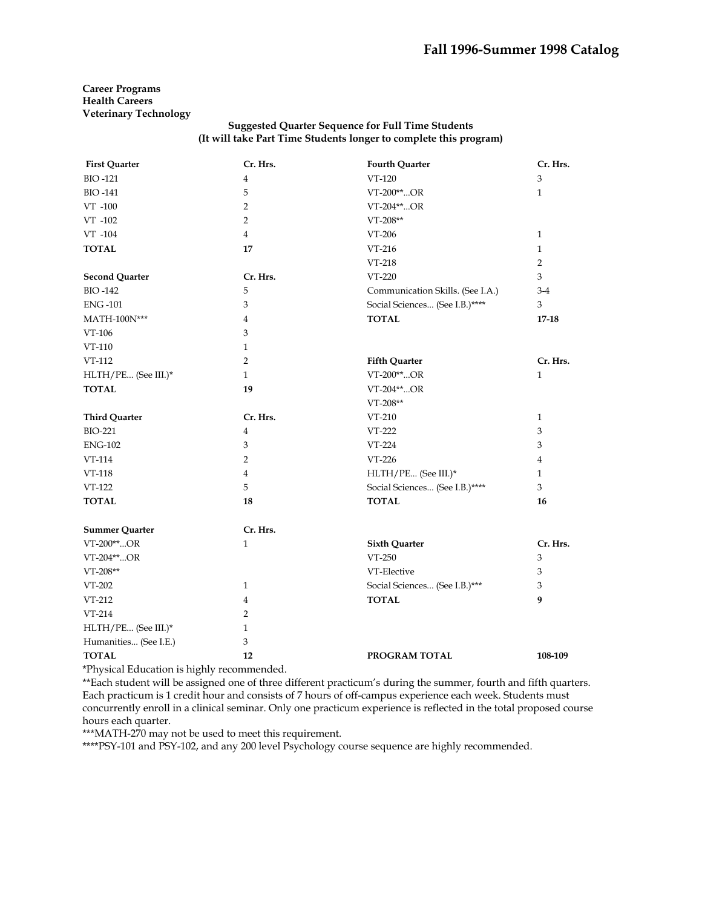**Career Programs**
**Health Careers**
**Veterinary Technology**

**Suggested Quarter Sequence for Full Time Students**
**(It will take Part Time Students longer to complete this program)**

| First Quarter | Cr. Hrs. |
|---|---|
| BIO -121 | 4 |
| BIO -141 | 5 |
| VT -100 | 2 |
| VT -102 | 2 |
| VT -104 | 4 |
| **TOTAL** | **17** |

| Second Quarter | Cr. Hrs. |
|---|---|
| BIO -142 | 5 |
| ENG -101 | 3 |
| MATH-100N*** | 4 |
| VT-106 | 3 |
| VT-110 | 1 |
| VT-112 | 2 |
| HLTH/PE... (See III.)* | 1 |
| **TOTAL** | **19** |

| Third Quarter | Cr. Hrs. |
|---|---|
| BIO-221 | 4 |
| ENG-102 | 3 |
| VT-114 | 2 |
| VT-118 | 4 |
| VT-122 | 5 |
| **TOTAL** | **18** |

| Summer Quarter | Cr. Hrs. |
|---|---|
| VT-200**...OR | 1 |
| VT-204**...OR | |
| VT-208** | |
| VT-202 | 1 |
| VT-212 | 4 |
| VT-214 | 2 |
| HLTH/PE... (See III.)* | 1 |
| Humanities... (See I.E.) | 3 |
| **TOTAL** | **12** |

| Fourth Quarter | Cr. Hrs. |
|---|---|
| VT-120 | 3 |
| VT-200**...OR | 1 |
| VT-204**...OR | |
| VT-208** | |
| VT-206 | 1 |
| VT-216 | 1 |
| VT-218 | 2 |
| VT-220 | 3 |
| Communication Skills. (See I.A.) | 3-4 |
| Social Sciences... (See I.B.)**** | 3 |
| **TOTAL** | **17-18** |

| Fifth Quarter | Cr. Hrs. |
|---|---|
| VT-200**...OR | 1 |
| VT-204**...OR | |
| VT-208** | |
| VT-210 | 1 |
| VT-222 | 3 |
| VT-224 | 3 |
| VT-226 | 4 |
| HLTH/PE... (See III.)* | 1 |
| Social Sciences... (See I.B.)**** | 3 |
| **TOTAL** | **16** |

| Sixth Quarter | Cr. Hrs. |
|---|---|
| VT-250 | 3 |
| VT-Elective | 3 |
| Social Sciences... (See I.B.)*** | 3 |
| **TOTAL** | **9** |

**PROGRAM TOTAL** **108-109**

*Physical Education is highly recommended.

**Each student will be assigned one of three different practicum's during the summer, fourth and fifth quarters. Each practicum is 1 credit hour and consists of 7 hours of off-campus experience each week. Students must concurrently enroll in a clinical seminar. Only one practicum experience is reflected in the total proposed course hours each quarter.

***MATH-270 may not be used to meet this requirement.

****PSY-101 and PSY-102, and any 200 level Psychology course sequence are highly recommended.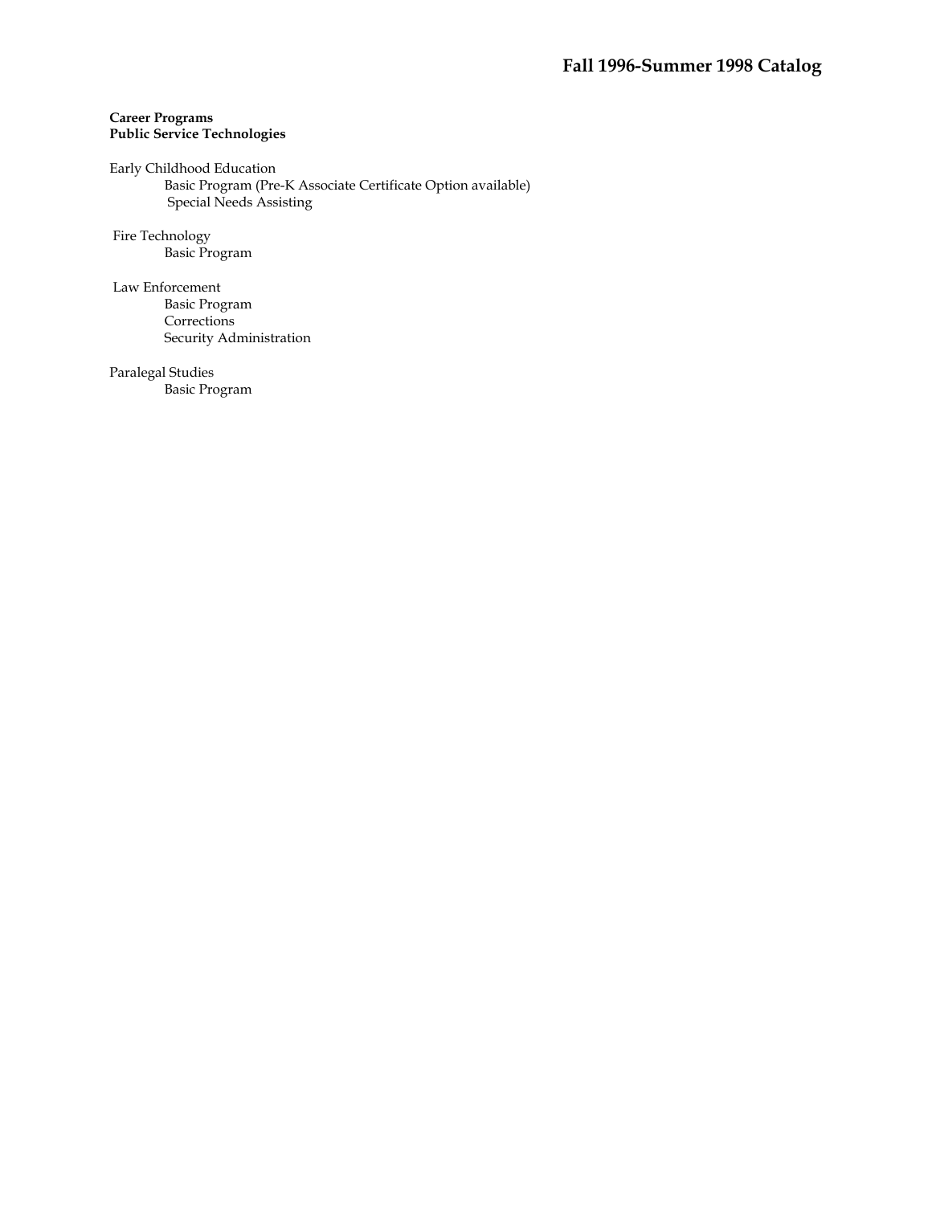**Career Programs**
**Public Service Technologies**

Early Childhood Education
- Basic Program (Pre-K Associate Certificate Option available)
- Special Needs Assisting

Fire Technology
- Basic Program

Law Enforcement
- Basic Program
- Corrections
- Security Administration

Paralegal Studies
- Basic Program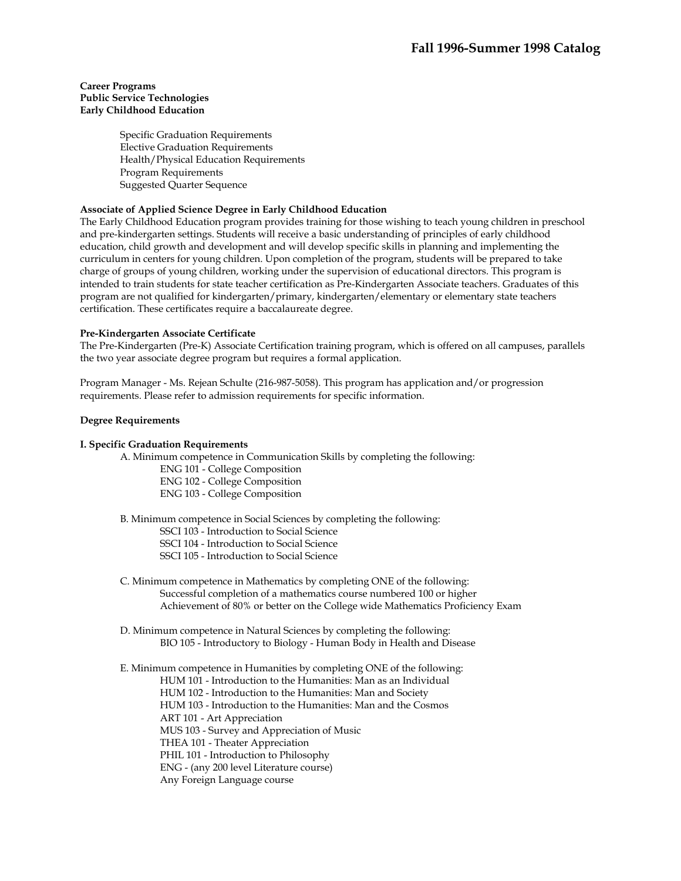Fall 1996-Summer 1998 Catalog

**Career Programs**
**Public Service Technologies**
**Early Childhood Education**

- Specific Graduation Requirements
- Elective Graduation Requirements
- Health/Physical Education Requirements
- Program Requirements
- Suggested Quarter Sequence

**Associate of Applied Science Degree in Early Childhood Education**

The Early Childhood Education program provides training for those wishing to teach young children in preschool and pre-kindergarten settings. Students will receive a basic understanding of principles of early childhood education, child growth and development and will develop specific skills in planning and implementing the curriculum in centers for young children. Upon completion of the program, students will be prepared to take charge of groups of young children, working under the supervision of educational directors. This program is intended to train students for state teacher certification as Pre-Kindergarten Associate teachers. Graduates of this program are not qualified for kindergarten/primary, kindergarten/elementary or elementary state teachers certification. These certificates require a baccalaureate degree.

**Pre-Kindergarten Associate Certificate**

The Pre-Kindergarten (Pre-K) Associate Certification training program, which is offered on all campuses, parallels the two year associate degree program but requires a formal application.

Program Manager - Ms. Rejean Schulte (216-987-5058). This program has application and/or progression requirements. Please refer to admission requirements for specific information.

**Degree Requirements**

**I. Specific Graduation Requirements**

A. Minimum competence in Communication Skills by completing the following:
- ENG 101 - College Composition
- ENG 102 - College Composition
- ENG 103 - College Composition

B. Minimum competence in Social Sciences by completing the following:
- SSCI 103 - Introduction to Social Science
- SSCI 104 - Introduction to Social Science
- SSCI 105 - Introduction to Social Science

C. Minimum competence in Mathematics by completing ONE of the following:
- Successful completion of a mathematics course numbered 100 or higher
- Achievement of 80% or better on the College wide Mathematics Proficiency Exam

D. Minimum competence in Natural Sciences by completing the following:
- BIO 105 - Introductory to Biology - Human Body in Health and Disease

E. Minimum competence in Humanities by completing ONE of the following:
- HUM 101 - Introduction to the Humanities: Man as an Individual
- HUM 102 - Introduction to the Humanities: Man and Society
- HUM 103 - Introduction to the Humanities: Man and the Cosmos
- ART 101 - Art Appreciation
- MUS 103 - Survey and Appreciation of Music
- THEA 101 - Theater Appreciation
- PHIL 101 - Introduction to Philosophy
- ENG - (any 200 level Literature course)
- Any Foreign Language course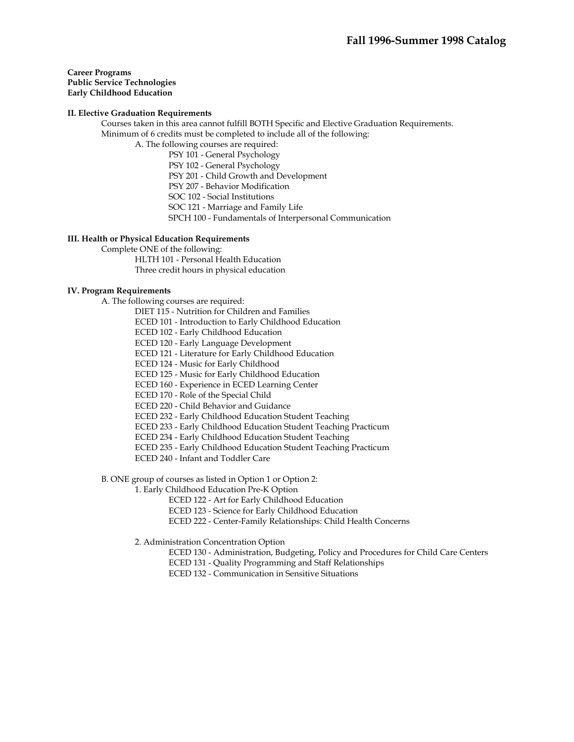**Career Programs**
**Public Service Technologies**
**Early Childhood Education**

## II. Elective Graduation Requirements

Courses taken in this area cannot fulfill BOTH Specific and Elective Graduation Requirements.
Minimum of 6 credits must be completed to include all of the following:

A. The following courses are required:

- PSY 101 - General Psychology
- PSY 102 - General Psychology
- PSY 201 - Child Growth and Development
- PSY 207 - Behavior Modification
- SOC 102 - Social Institutions
- SOC 121 - Marriage and Family Life
- SPCH 100 - Fundamentals of Interpersonal Communication

## III. Health or Physical Education Requirements

Complete ONE of the following:

- HLTH 101 - Personal Health Education
- Three credit hours in physical education

## IV. Program Requirements

A. The following courses are required:

- DIET 115 - Nutrition for Children and Families
- ECED 101 - Introduction to Early Childhood Education
- ECED 102 - Early Childhood Education
- ECED 120 - Early Language Development
- ECED 121 - Literature for Early Childhood Education
- ECED 124 - Music for Early Childhood
- ECED 125 - Music for Early Childhood Education
- ECED 160 - Experience in ECED Learning Center
- ECED 170 - Role of the Special Child
- ECED 220 - Child Behavior and Guidance
- ECED 232 - Early Childhood Education Student Teaching
- ECED 233 - Early Childhood Education Student Teaching Practicum
- ECED 234 - Early Childhood Education Student Teaching
- ECED 235 - Early Childhood Education Student Teaching Practicum
- ECED 240 - Infant and Toddler Care

B. ONE group of courses as listed in Option 1 or Option 2:

1. Early Childhood Education Pre-K Option
   - ECED 122 - Art for Early Childhood Education
   - ECED 123 - Science for Early Childhood Education
   - ECED 222 - Center-Family Relationships: Child Health Concerns

2. Administration Concentration Option
   - ECED 130 - Administration, Budgeting, Policy and Procedures for Child Care Centers
   - ECED 131 - Quality Programming and Staff Relationships
   - ECED 132 - Communication in Sensitive Situations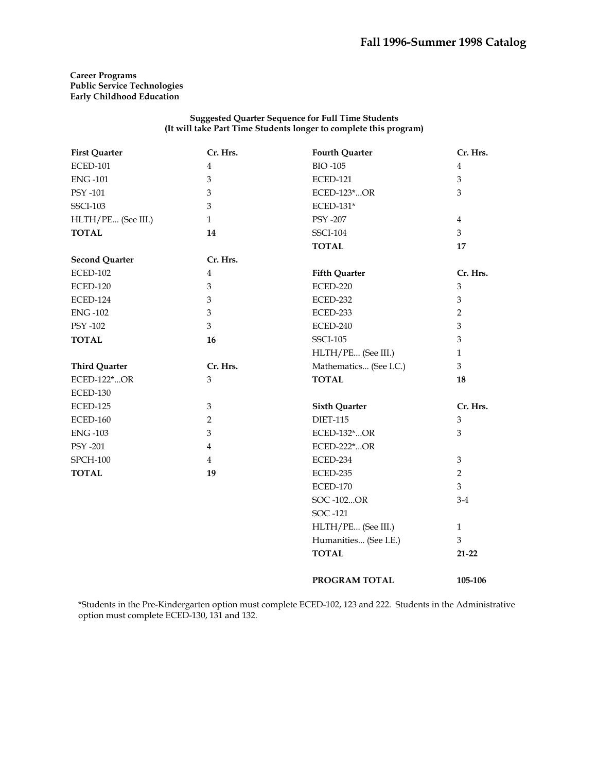**Career Programs**
**Public Service Technologies**
**Early Childhood Education**

**Suggested Quarter Sequence for Full Time Students**
**(It will take Part Time Students longer to complete this program)**

| First Quarter | Cr. Hrs. |
|---|---|
| ECED-101 | 4 |
| ENG -101 | 3 |
| PSY -101 | 3 |
| SSCI-103 | 3 |
| HLTH/PE... (See III.) | 1 |
| **TOTAL** | **14** |

| Second Quarter | Cr. Hrs. |
|---|---|
| ECED-102 | 4 |
| ECED-120 | 3 |
| ECED-124 | 3 |
| ENG -102 | 3 |
| PSY -102 | 3 |
| **TOTAL** | **16** |

| Third Quarter | Cr. Hrs. |
|---|---|
| ECED-122*...OR | 3 |
| ECED-130 | |
| ECED-125 | 3 |
| ECED-160 | 2 |
| ENG -103 | 3 |
| PSY -201 | 4 |
| SPCH-100 | 4 |
| **TOTAL** | **19** |

| Fourth Quarter | Cr. Hrs. |
|---|---|
| BIO -105 | 4 |
| ECED-121 | 3 |
| ECED-123*...OR | 3 |
| ECED-131* | |
| PSY -207 | 4 |
| SSCI-104 | 3 |
| **TOTAL** | **17** |

| Fifth Quarter | Cr. Hrs. |
|---|---|
| ECED-220 | 3 |
| ECED-232 | 3 |
| ECED-233 | 2 |
| ECED-240 | 3 |
| SSCI-105 | 3 |
| HLTH/PE... (See III.) | 1 |
| Mathematics... (See I.C.) | 3 |
| **TOTAL** | **18** |

| Sixth Quarter | Cr. Hrs. |
|---|---|
| DIET-115 | 3 |
| ECED-132*...OR | 3 |
| ECED-222*...OR | |
| ECED-234 | 3 |
| ECED-235 | 2 |
| ECED-170 | 3 |
| SOC -102...OR | 3-4 |
| SOC -121 | |
| HLTH/PE... (See III.) | 1 |
| Humanities... (See I.E.) | 3 |
| **TOTAL** | **21-22** |

**PROGRAM TOTAL** **105-106**

*Students in the Pre-Kindergarten option must complete ECED-102, 123 and 222. Students in the Administrative option must complete ECED-130, 131 and 132.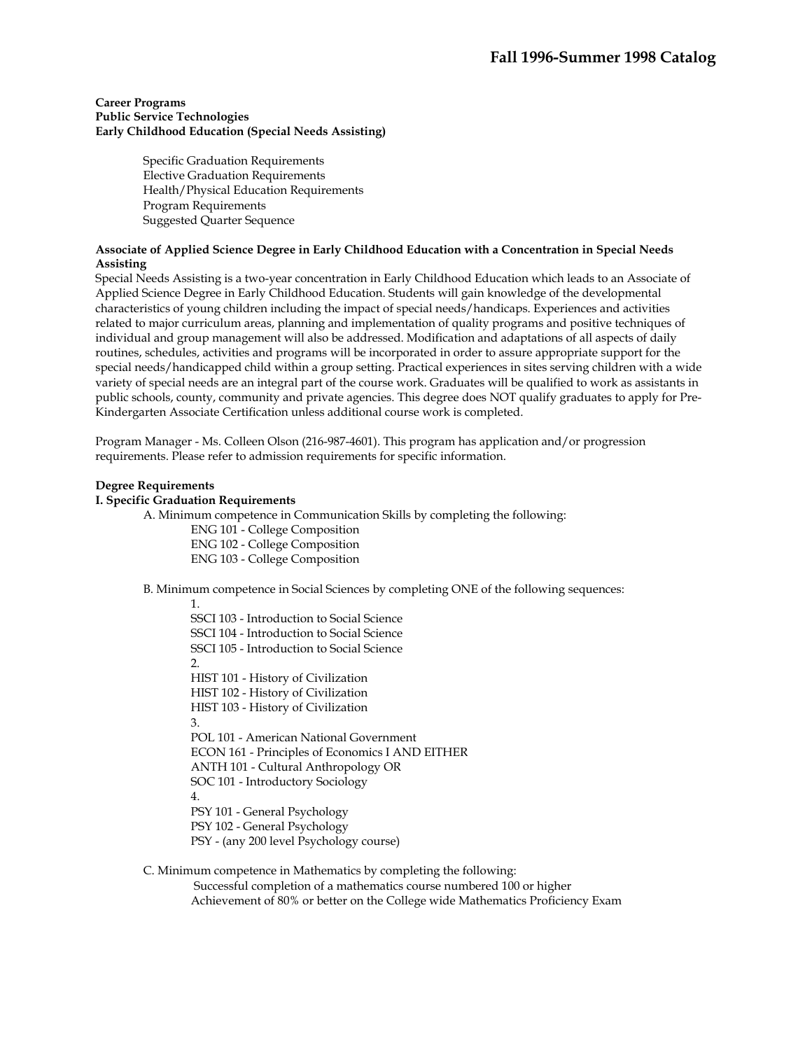**Career Programs**
**Public Service Technologies**
**Early Childhood Education (Special Needs Assisting)**

- Specific Graduation Requirements
- Elective Graduation Requirements
- Health/Physical Education Requirements
- Program Requirements
- Suggested Quarter Sequence

**Associate of Applied Science Degree in Early Childhood Education with a Concentration in Special Needs Assisting**

Special Needs Assisting is a two-year concentration in Early Childhood Education which leads to an Associate of Applied Science Degree in Early Childhood Education. Students will gain knowledge of the developmental characteristics of young children including the impact of special needs/handicaps. Experiences and activities related to major curriculum areas, planning and implementation of quality programs and positive techniques of individual and group management will also be addressed. Modification and adaptations of all aspects of daily routines, schedules, activities and programs will be incorporated in order to assure appropriate support for the special needs/handicapped child within a group setting. Practical experiences in sites serving children with a wide variety of special needs are an integral part of the course work. Graduates will be qualified to work as assistants in public schools, county, community and private agencies. This degree does NOT qualify graduates to apply for Pre-Kindergarten Associate Certification unless additional course work is completed.

Program Manager - Ms. Colleen Olson (216-987-4601). This program has application and/or progression requirements. Please refer to admission requirements for specific information.

**Degree Requirements**

**I. Specific Graduation Requirements**

A. Minimum competence in Communication Skills by completing the following:

- ENG 101 - College Composition
- ENG 102 - College Composition
- ENG 103 - College Composition

B. Minimum competence in Social Sciences by completing ONE of the following sequences:

1.
   - SSCI 103 - Introduction to Social Science
   - SSCI 104 - Introduction to Social Science
   - SSCI 105 - Introduction to Social Science
2.
   - HIST 101 - History of Civilization
   - HIST 102 - History of Civilization
   - HIST 103 - History of Civilization
3.
   - POL 101 - American National Government
   - ECON 161 - Principles of Economics I AND EITHER
   - ANTH 101 - Cultural Anthropology OR
   - SOC 101 - Introductory Sociology
4.
   - PSY 101 - General Psychology
   - PSY 102 - General Psychology
   - PSY - (any 200 level Psychology course)

C. Minimum competence in Mathematics by completing the following:

- Successful completion of a mathematics course numbered 100 or higher
- Achievement of 80% or better on the College wide Mathematics Proficiency Exam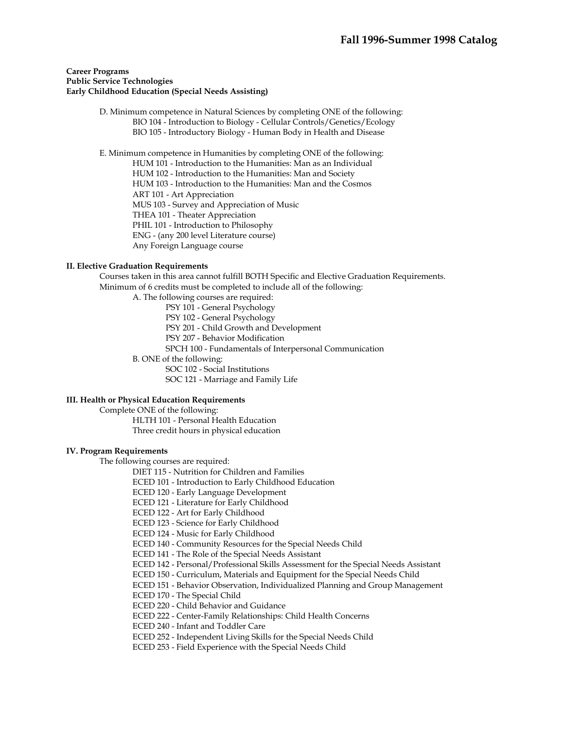**Career Programs**
**Public Service Technologies**
**Early Childhood Education (Special Needs Assisting)**

D. Minimum competence in Natural Sciences by completing ONE of the following:
- BIO 104 - Introduction to Biology - Cellular Controls/Genetics/Ecology
- BIO 105 - Introductory Biology - Human Body in Health and Disease

E. Minimum competence in Humanities by completing ONE of the following:
- HUM 101 - Introduction to the Humanities: Man as an Individual
- HUM 102 - Introduction to the Humanities: Man and Society
- HUM 103 - Introduction to the Humanities: Man and the Cosmos
- ART 101 - Art Appreciation
- MUS 103 - Survey and Appreciation of Music
- THEA 101 - Theater Appreciation
- PHIL 101 - Introduction to Philosophy
- ENG - (any 200 level Literature course)
- Any Foreign Language course

**II. Elective Graduation Requirements**

Courses taken in this area cannot fulfill BOTH Specific and Elective Graduation Requirements.
Minimum of 6 credits must be completed to include all of the following:

A. The following courses are required:
- PSY 101 - General Psychology
- PSY 102 - General Psychology
- PSY 201 - Child Growth and Development
- PSY 207 - Behavior Modification
- SPCH 100 - Fundamentals of Interpersonal Communication

B. ONE of the following:
- SOC 102 - Social Institutions
- SOC 121 - Marriage and Family Life

**III. Health or Physical Education Requirements**

Complete ONE of the following:
- HLTH 101 - Personal Health Education
- Three credit hours in physical education

**IV. Program Requirements**

The following courses are required:
- DIET 115 - Nutrition for Children and Families
- ECED 101 - Introduction to Early Childhood Education
- ECED 120 - Early Language Development
- ECED 121 - Literature for Early Childhood
- ECED 122 - Art for Early Childhood
- ECED 123 - Science for Early Childhood
- ECED 124 - Music for Early Childhood
- ECED 140 - Community Resources for the Special Needs Child
- ECED 141 - The Role of the Special Needs Assistant
- ECED 142 - Personal/Professional Skills Assessment for the Special Needs Assistant
- ECED 150 - Curriculum, Materials and Equipment for the Special Needs Child
- ECED 151 - Behavior Observation, Individualized Planning and Group Management
- ECED 170 - The Special Child
- ECED 220 - Child Behavior and Guidance
- ECED 222 - Center-Family Relationships: Child Health Concerns
- ECED 240 - Infant and Toddler Care
- ECED 252 - Independent Living Skills for the Special Needs Child
- ECED 253 - Field Experience with the Special Needs Child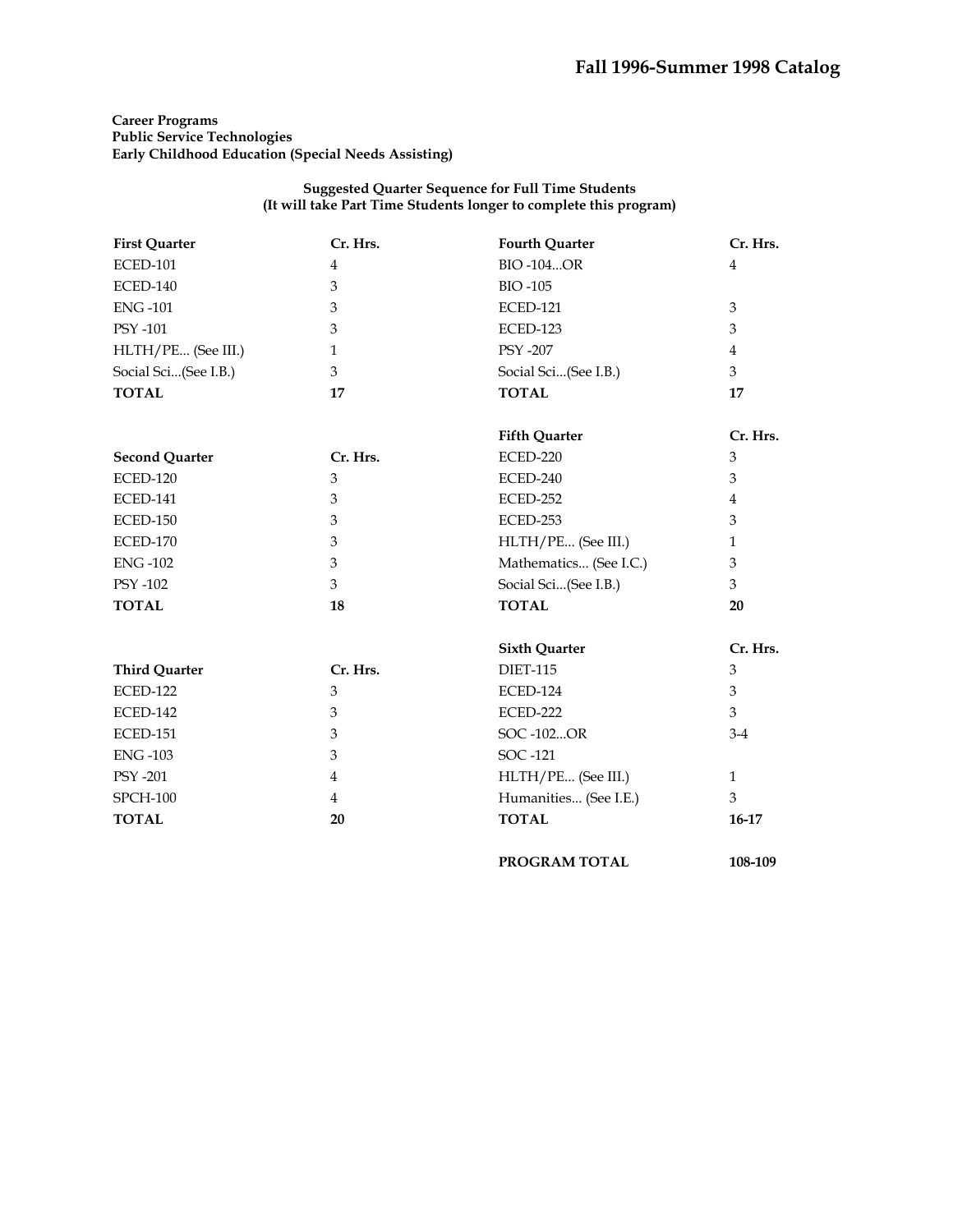**Career Programs**
**Public Service Technologies**
**Early Childhood Education (Special Needs Assisting)**

**Suggested Quarter Sequence for Full Time Students**
**(It will take Part Time Students longer to complete this program)**

| First Quarter | Cr. Hrs. |
|---|---|
| ECED-101 | 4 |
| ECED-140 | 3 |
| ENG -101 | 3 |
| PSY -101 | 3 |
| HLTH/PE... (See III.) | 1 |
| Social Sci...(See I.B.) | 3 |
| **TOTAL** | **17** |

| Second Quarter | Cr. Hrs. |
|---|---|
| ECED-120 | 3 |
| ECED-141 | 3 |
| ECED-150 | 3 |
| ECED-170 | 3 |
| ENG -102 | 3 |
| PSY -102 | 3 |
| **TOTAL** | **18** |

| Third Quarter | Cr. Hrs. |
|---|---|
| ECED-122 | 3 |
| ECED-142 | 3 |
| ECED-151 | 3 |
| ENG -103 | 3 |
| PSY -201 | 4 |
| SPCH-100 | 4 |
| **TOTAL** | **20** |

| Fourth Quarter | Cr. Hrs. |
|---|---|
| BIO -104...OR | 4 |
| BIO -105 | |
| ECED-121 | 3 |
| ECED-123 | 3 |
| PSY -207 | 4 |
| Social Sci...(See I.B.) | 3 |
| **TOTAL** | **17** |

| Fifth Quarter | Cr. Hrs. |
|---|---|
| ECED-220 | 3 |
| ECED-240 | 3 |
| ECED-252 | 4 |
| ECED-253 | 3 |
| HLTH/PE... (See III.) | 1 |
| Mathematics... (See I.C.) | 3 |
| Social Sci...(See I.B.) | 3 |
| **TOTAL** | **20** |

| Sixth Quarter | Cr. Hrs. |
|---|---|
| DIET-115 | 3 |
| ECED-124 | 3 |
| ECED-222 | 3 |
| SOC -102...OR | 3-4 |
| SOC -121 | |
| HLTH/PE... (See III.) | 1 |
| Humanities... (See I.E.) | 3 |
| **TOTAL** | **16-17** |

**PROGRAM TOTAL** **108-109**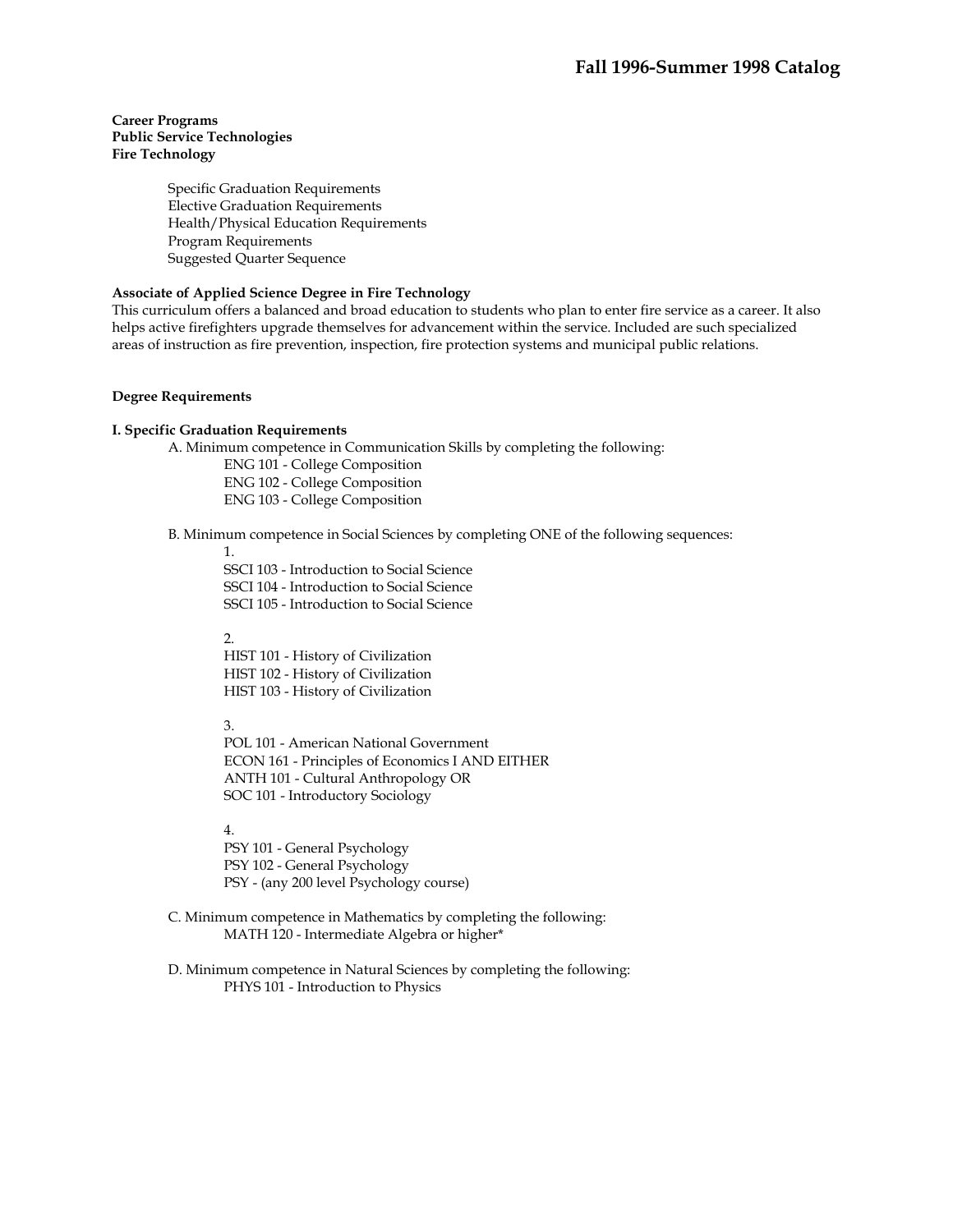**Career Programs**
**Public Service Technologies**
**Fire Technology**

- Specific Graduation Requirements
- Elective Graduation Requirements
- Health/Physical Education Requirements
- Program Requirements
- Suggested Quarter Sequence

**Associate of Applied Science Degree in Fire Technology**

This curriculum offers a balanced and broad education to students who plan to enter fire service as a career. It also helps active firefighters upgrade themselves for advancement within the service. Included are such specialized areas of instruction as fire prevention, inspection, fire protection systems and municipal public relations.

**Degree Requirements**

**I. Specific Graduation Requirements**

A. Minimum competence in Communication Skills by completing the following:

- ENG 101 - College Composition
- ENG 102 - College Composition
- ENG 103 - College Composition

B. Minimum competence in Social Sciences by completing ONE of the following sequences:

1.
- SSCI 103 - Introduction to Social Science
- SSCI 104 - Introduction to Social Science
- SSCI 105 - Introduction to Social Science

2.
- HIST 101 - History of Civilization
- HIST 102 - History of Civilization
- HIST 103 - History of Civilization

3.
- POL 101 - American National Government
- ECON 161 - Principles of Economics I AND EITHER
- ANTH 101 - Cultural Anthropology OR
- SOC 101 - Introductory Sociology

4.
- PSY 101 - General Psychology
- PSY 102 - General Psychology
- PSY - (any 200 level Psychology course)

C. Minimum competence in Mathematics by completing the following:

- MATH 120 - Intermediate Algebra or higher*

D. Minimum competence in Natural Sciences by completing the following:

- PHYS 101 - Introduction to Physics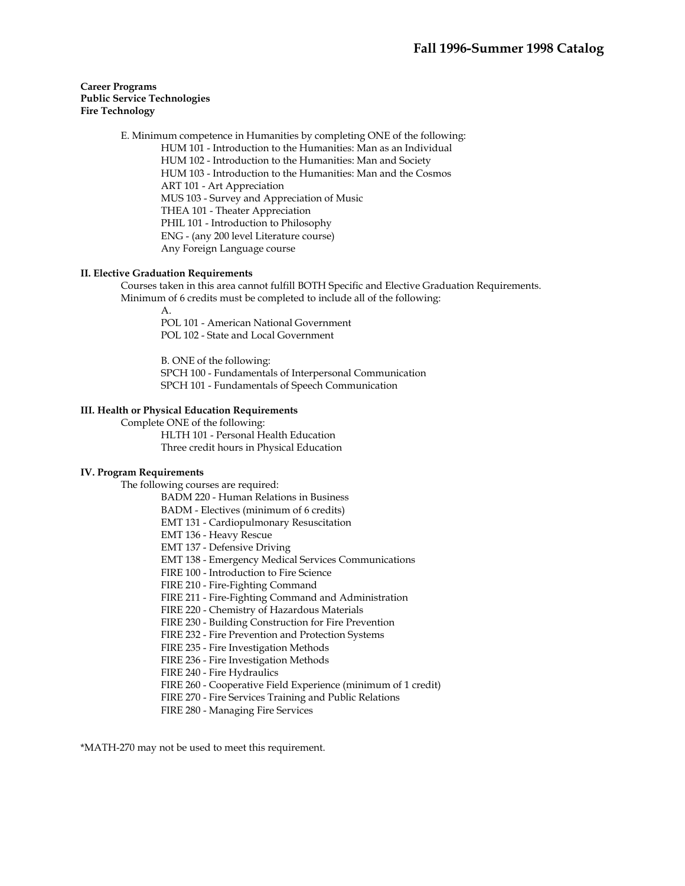**Career Programs**
**Public Service Technologies**
**Fire Technology**

E. Minimum competence in Humanities by completing ONE of the following:
- HUM 101 - Introduction to the Humanities: Man as an Individual
- HUM 102 - Introduction to the Humanities: Man and Society
- HUM 103 - Introduction to the Humanities: Man and the Cosmos
- ART 101 - Art Appreciation
- MUS 103 - Survey and Appreciation of Music
- THEA 101 - Theater Appreciation
- PHIL 101 - Introduction to Philosophy
- ENG - (any 200 level Literature course)
- Any Foreign Language course

**II. Elective Graduation Requirements**

Courses taken in this area cannot fulfill BOTH Specific and Elective Graduation Requirements.
Minimum of 6 credits must be completed to include all of the following:

A.
- POL 101 - American National Government
- POL 102 - State and Local Government

B. ONE of the following:
- SPCH 100 - Fundamentals of Interpersonal Communication
- SPCH 101 - Fundamentals of Speech Communication

**III. Health or Physical Education Requirements**

Complete ONE of the following:
- HLTH 101 - Personal Health Education
- Three credit hours in Physical Education

**IV. Program Requirements**

The following courses are required:
- BADM 220 - Human Relations in Business
- BADM - Electives (minimum of 6 credits)
- EMT 131 - Cardiopulmonary Resuscitation
- EMT 136 - Heavy Rescue
- EMT 137 - Defensive Driving
- EMT 138 - Emergency Medical Services Communications
- FIRE 100 - Introduction to Fire Science
- FIRE 210 - Fire-Fighting Command
- FIRE 211 - Fire-Fighting Command and Administration
- FIRE 220 - Chemistry of Hazardous Materials
- FIRE 230 - Building Construction for Fire Prevention
- FIRE 232 - Fire Prevention and Protection Systems
- FIRE 235 - Fire Investigation Methods
- FIRE 236 - Fire Investigation Methods
- FIRE 240 - Fire Hydraulics
- FIRE 260 - Cooperative Field Experience (minimum of 1 credit)
- FIRE 270 - Fire Services Training and Public Relations
- FIRE 280 - Managing Fire Services

*MATH-270 may not be used to meet this requirement.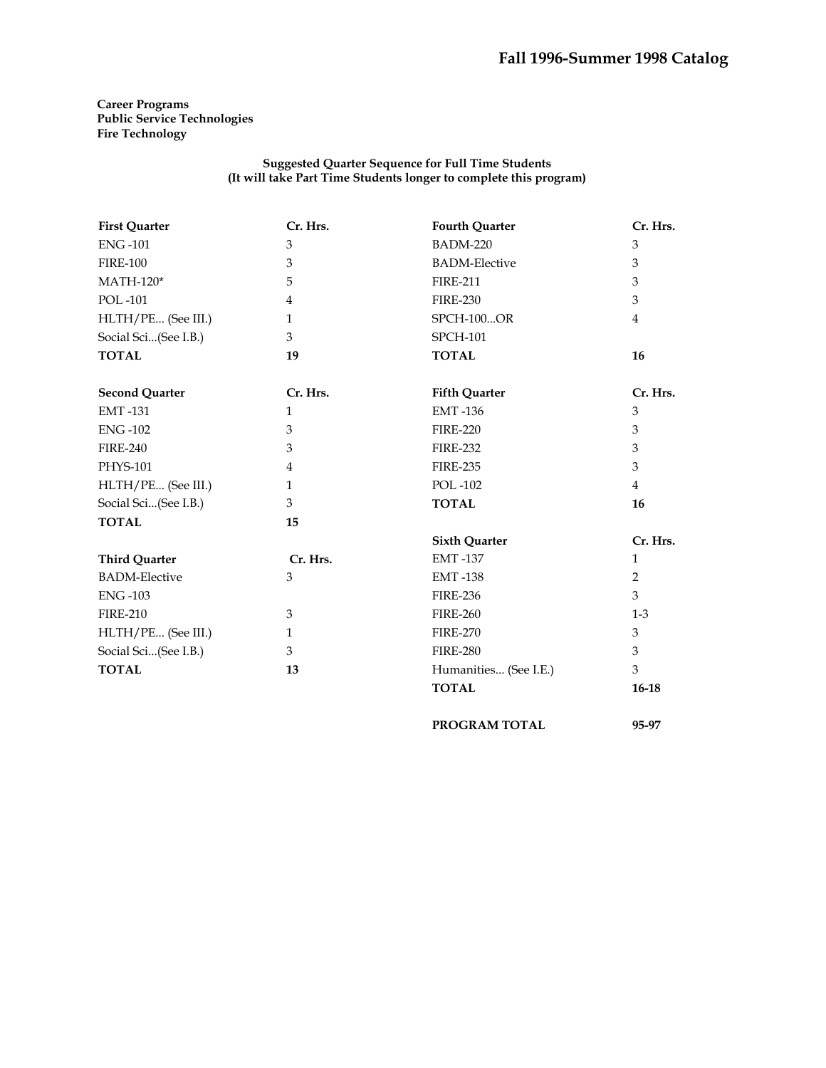**Career Programs**
**Public Service Technologies**
**Fire Technology**

**Suggested Quarter Sequence for Full Time Students**
**(It will take Part Time Students longer to complete this program)**

| First Quarter | Cr. Hrs. |
|---|---|
| ENG -101 | 3 |
| FIRE-100 | 3 |
| MATH-120* | 5 |
| POL -101 | 4 |
| HLTH/PE... (See III.) | 1 |
| Social Sci...(See I.B.) | 3 |
| **TOTAL** | **19** |

| Second Quarter | Cr. Hrs. |
|---|---|
| EMT -131 | 1 |
| ENG -102 | 3 |
| FIRE-240 | 3 |
| PHYS-101 | 4 |
| HLTH/PE... (See III.) | 1 |
| Social Sci...(See I.B.) | 3 |
| **TOTAL** | **15** |

| Third Quarter | Cr. Hrs. |
|---|---|
| BADM-Elective | 3 |
| ENG -103 | |
| FIRE-210 | 3 |
| HLTH/PE... (See III.) | 1 |
| Social Sci...(See I.B.) | 3 |
| **TOTAL** | **13** |

| Fourth Quarter | Cr. Hrs. |
|---|---|
| BADM-220 | 3 |
| BADM-Elective | 3 |
| FIRE-211 | 3 |
| FIRE-230 | 3 |
| SPCH-100...OR | 4 |
| SPCH-101 | |
| **TOTAL** | **16** |

| Fifth Quarter | Cr. Hrs. |
|---|---|
| EMT -136 | 3 |
| FIRE-220 | 3 |
| FIRE-232 | 3 |
| FIRE-235 | 3 |
| POL -102 | 4 |
| **TOTAL** | **16** |

| Sixth Quarter | Cr. Hrs. |
|---|---|
| EMT -137 | 1 |
| EMT -138 | 2 |
| FIRE-236 | 3 |
| FIRE-260 | 1-3 |
| FIRE-270 | 3 |
| FIRE-280 | 3 |
| Humanities... (See I.E.) | 3 |
| **TOTAL** | **16-18** |

| | |
|---|---|
| **PROGRAM TOTAL** | **95-97** |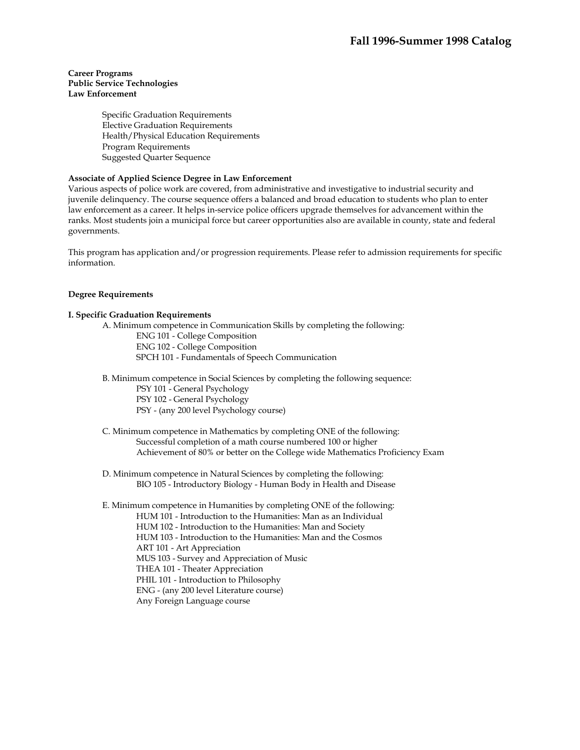**Career Programs**
**Public Service Technologies**
**Law Enforcement**

- Specific Graduation Requirements
- Elective Graduation Requirements
- Health/Physical Education Requirements
- Program Requirements
- Suggested Quarter Sequence

**Associate of Applied Science Degree in Law Enforcement**

Various aspects of police work are covered, from administrative and investigative to industrial security and juvenile delinquency. The course sequence offers a balanced and broad education to students who plan to enter law enforcement as a career. It helps in-service police officers upgrade themselves for advancement within the ranks. Most students join a municipal force but career opportunities also are available in county, state and federal governments.

This program has application and/or progression requirements. Please refer to admission requirements for specific information.

**Degree Requirements**

**I. Specific Graduation Requirements**

A. Minimum competence in Communication Skills by completing the following:
- ENG 101 - College Composition
- ENG 102 - College Composition
- SPCH 101 - Fundamentals of Speech Communication

B. Minimum competence in Social Sciences by completing the following sequence:
- PSY 101 - General Psychology
- PSY 102 - General Psychology
- PSY - (any 200 level Psychology course)

C. Minimum competence in Mathematics by completing ONE of the following:
- Successful completion of a math course numbered 100 or higher
- Achievement of 80% or better on the College wide Mathematics Proficiency Exam

D. Minimum competence in Natural Sciences by completing the following:
- BIO 105 - Introductory Biology - Human Body in Health and Disease

E. Minimum competence in Humanities by completing ONE of the following:
- HUM 101 - Introduction to the Humanities: Man as an Individual
- HUM 102 - Introduction to the Humanities: Man and Society
- HUM 103 - Introduction to the Humanities: Man and the Cosmos
- ART 101 - Art Appreciation
- MUS 103 - Survey and Appreciation of Music
- THEA 101 - Theater Appreciation
- PHIL 101 - Introduction to Philosophy
- ENG - (any 200 level Literature course)
- Any Foreign Language course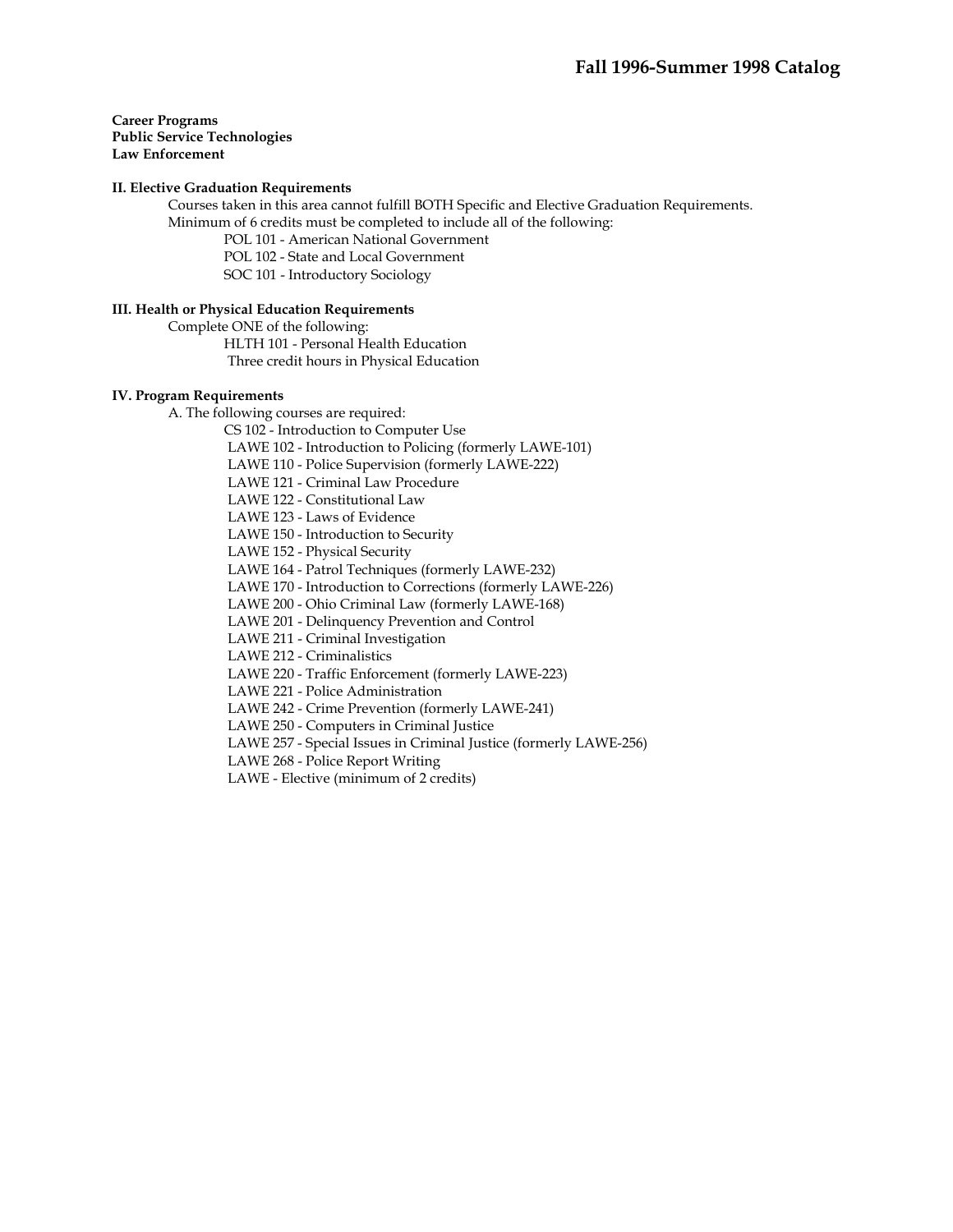**Career Programs**
**Public Service Technologies**
**Law Enforcement**

### II. Elective Graduation Requirements

Courses taken in this area cannot fulfill BOTH Specific and Elective Graduation Requirements.

Minimum of 6 credits must be completed to include all of the following:

- POL 101 - American National Government
- POL 102 - State and Local Government
- SOC 101 - Introductory Sociology

### III. Health or Physical Education Requirements

Complete ONE of the following:

- HLTH 101 - Personal Health Education
- Three credit hours in Physical Education

### IV. Program Requirements

A. The following courses are required:

- CS 102 - Introduction to Computer Use
- LAWE 102 - Introduction to Policing (formerly LAWE-101)
- LAWE 110 - Police Supervision (formerly LAWE-222)
- LAWE 121 - Criminal Law Procedure
- LAWE 122 - Constitutional Law
- LAWE 123 - Laws of Evidence
- LAWE 150 - Introduction to Security
- LAWE 152 - Physical Security
- LAWE 164 - Patrol Techniques (formerly LAWE-232)
- LAWE 170 - Introduction to Corrections (formerly LAWE-226)
- LAWE 200 - Ohio Criminal Law (formerly LAWE-168)
- LAWE 201 - Delinquency Prevention and Control
- LAWE 211 - Criminal Investigation
- LAWE 212 - Criminalistics
- LAWE 220 - Traffic Enforcement (formerly LAWE-223)
- LAWE 221 - Police Administration
- LAWE 242 - Crime Prevention (formerly LAWE-241)
- LAWE 250 - Computers in Criminal Justice
- LAWE 257 - Special Issues in Criminal Justice (formerly LAWE-256)
- LAWE 268 - Police Report Writing
- LAWE - Elective (minimum of 2 credits)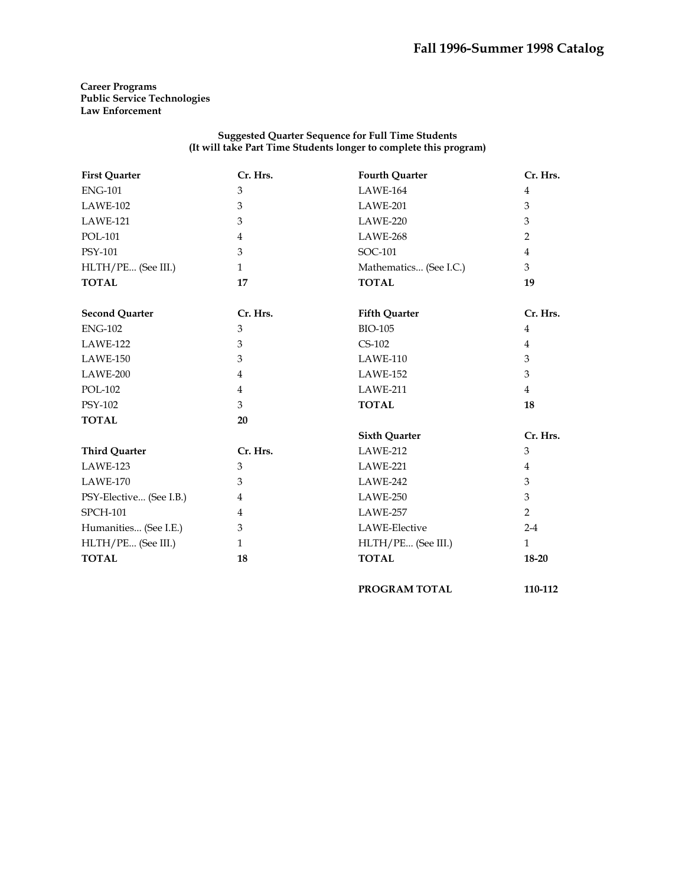**Career Programs**
**Public Service Technologies**
**Law Enforcement**

**Suggested Quarter Sequence for Full Time Students**
**(It will take Part Time Students longer to complete this program)**

| First Quarter | Cr. Hrs. |
|---|---|
| ENG-101 | 3 |
| LAWE-102 | 3 |
| LAWE-121 | 3 |
| POL-101 | 4 |
| PSY-101 | 3 |
| HLTH/PE... (See III.) | 1 |
| **TOTAL** | **17** |

| Second Quarter | Cr. Hrs. |
|---|---|
| ENG-102 | 3 |
| LAWE-122 | 3 |
| LAWE-150 | 3 |
| LAWE-200 | 4 |
| POL-102 | 4 |
| PSY-102 | 3 |
| **TOTAL** | **20** |

| Third Quarter | Cr. Hrs. |
|---|---|
| LAWE-123 | 3 |
| LAWE-170 | 3 |
| PSY-Elective... (See I.B.) | 4 |
| SPCH-101 | 4 |
| Humanities... (See I.E.) | 3 |
| HLTH/PE... (See III.) | 1 |
| **TOTAL** | **18** |

| Fourth Quarter | Cr. Hrs. |
|---|---|
| LAWE-164 | 4 |
| LAWE-201 | 3 |
| LAWE-220 | 3 |
| LAWE-268 | 2 |
| SOC-101 | 4 |
| Mathematics... (See I.C.) | 3 |
| **TOTAL** | **19** |

| Fifth Quarter | Cr. Hrs. |
|---|---|
| BIO-105 | 4 |
| CS-102 | 4 |
| LAWE-110 | 3 |
| LAWE-152 | 3 |
| LAWE-211 | 4 |
| **TOTAL** | **18** |

| Sixth Quarter | Cr. Hrs. |
|---|---|
| LAWE-212 | 3 |
| LAWE-221 | 4 |
| LAWE-242 | 3 |
| LAWE-250 | 3 |
| LAWE-257 | 2 |
| LAWE-Elective | 2-4 |
| HLTH/PE... (See III.) | 1 |
| **TOTAL** | **18-20** |

**PROGRAM TOTAL** **110-112**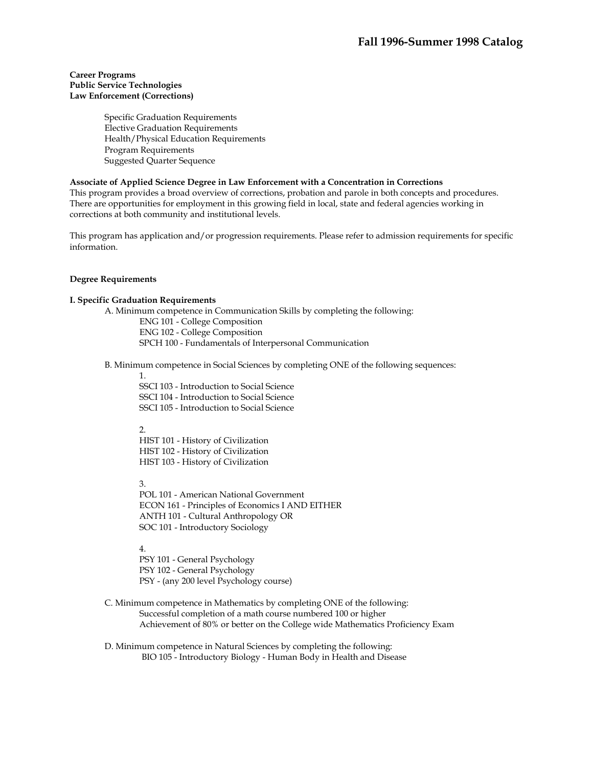# Fall 1996-Summer 1998 Catalog

**Career Programs**
**Public Service Technologies**
**Law Enforcement (Corrections)**

- Specific Graduation Requirements
- Elective Graduation Requirements
- Health/Physical Education Requirements
- Program Requirements
- Suggested Quarter Sequence

**Associate of Applied Science Degree in Law Enforcement with a Concentration in Corrections**
This program provides a broad overview of corrections, probation and parole in both concepts and procedures. There are opportunities for employment in this growing field in local, state and federal agencies working in corrections at both community and institutional levels.

This program has application and/or progression requirements. Please refer to admission requirements for specific information.

**Degree Requirements**

**I. Specific Graduation Requirements**

A. Minimum competence in Communication Skills by completing the following:
- ENG 101 - College Composition
- ENG 102 - College Composition
- SPCH 100 - Fundamentals of Interpersonal Communication

B. Minimum competence in Social Sciences by completing ONE of the following sequences:

1.
- SSCI 103 - Introduction to Social Science
- SSCI 104 - Introduction to Social Science
- SSCI 105 - Introduction to Social Science

2.
- HIST 101 - History of Civilization
- HIST 102 - History of Civilization
- HIST 103 - History of Civilization

3.
- POL 101 - American National Government
- ECON 161 - Principles of Economics I AND EITHER
- ANTH 101 - Cultural Anthropology OR
- SOC 101 - Introductory Sociology

4.
- PSY 101 - General Psychology
- PSY 102 - General Psychology
- PSY - (any 200 level Psychology course)

C. Minimum competence in Mathematics by completing ONE of the following:
- Successful completion of a math course numbered 100 or higher
- Achievement of 80% or better on the College wide Mathematics Proficiency Exam

D. Minimum competence in Natural Sciences by completing the following:
- BIO 105 - Introductory Biology - Human Body in Health and Disease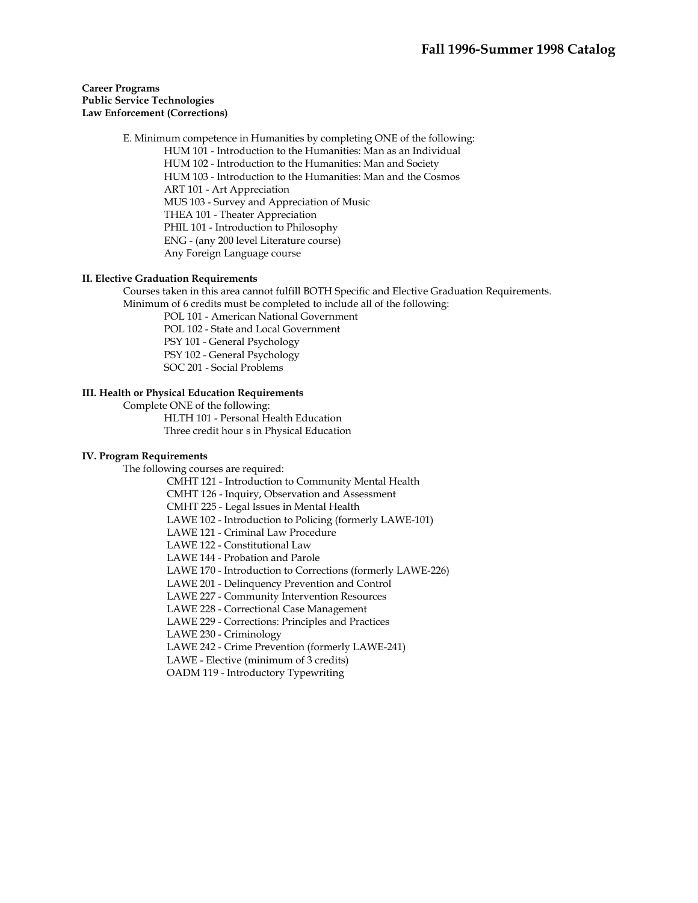**Career Programs**
**Public Service Technologies**
**Law Enforcement (Corrections)**

E. Minimum competence in Humanities by completing ONE of the following:
- HUM 101 - Introduction to the Humanities: Man as an Individual
- HUM 102 - Introduction to the Humanities: Man and Society
- HUM 103 - Introduction to the Humanities: Man and the Cosmos
- ART 101 - Art Appreciation
- MUS 103 - Survey and Appreciation of Music
- THEA 101 - Theater Appreciation
- PHIL 101 - Introduction to Philosophy
- ENG - (any 200 level Literature course)
- Any Foreign Language course

### II. Elective Graduation Requirements

Courses taken in this area cannot fulfill BOTH Specific and Elective Graduation Requirements.
Minimum of 6 credits must be completed to include all of the following:
- POL 101 - American National Government
- POL 102 - State and Local Government
- PSY 101 - General Psychology
- PSY 102 - General Psychology
- SOC 201 - Social Problems

### III. Health or Physical Education Requirements

Complete ONE of the following:
- HLTH 101 - Personal Health Education
- Three credit hour s in Physical Education

### IV. Program Requirements

The following courses are required:
- CMHT 121 - Introduction to Community Mental Health
- CMHT 126 - Inquiry, Observation and Assessment
- CMHT 225 - Legal Issues in Mental Health
- LAWE 102 - Introduction to Policing (formerly LAWE-101)
- LAWE 121 - Criminal Law Procedure
- LAWE 122 - Constitutional Law
- LAWE 144 - Probation and Parole
- LAWE 170 - Introduction to Corrections (formerly LAWE-226)
- LAWE 201 - Delinquency Prevention and Control
- LAWE 227 - Community Intervention Resources
- LAWE 228 - Correctional Case Management
- LAWE 229 - Corrections: Principles and Practices
- LAWE 230 - Criminology
- LAWE 242 - Crime Prevention (formerly LAWE-241)
- LAWE - Elective (minimum of 3 credits)
- OADM 119 - Introductory Typewriting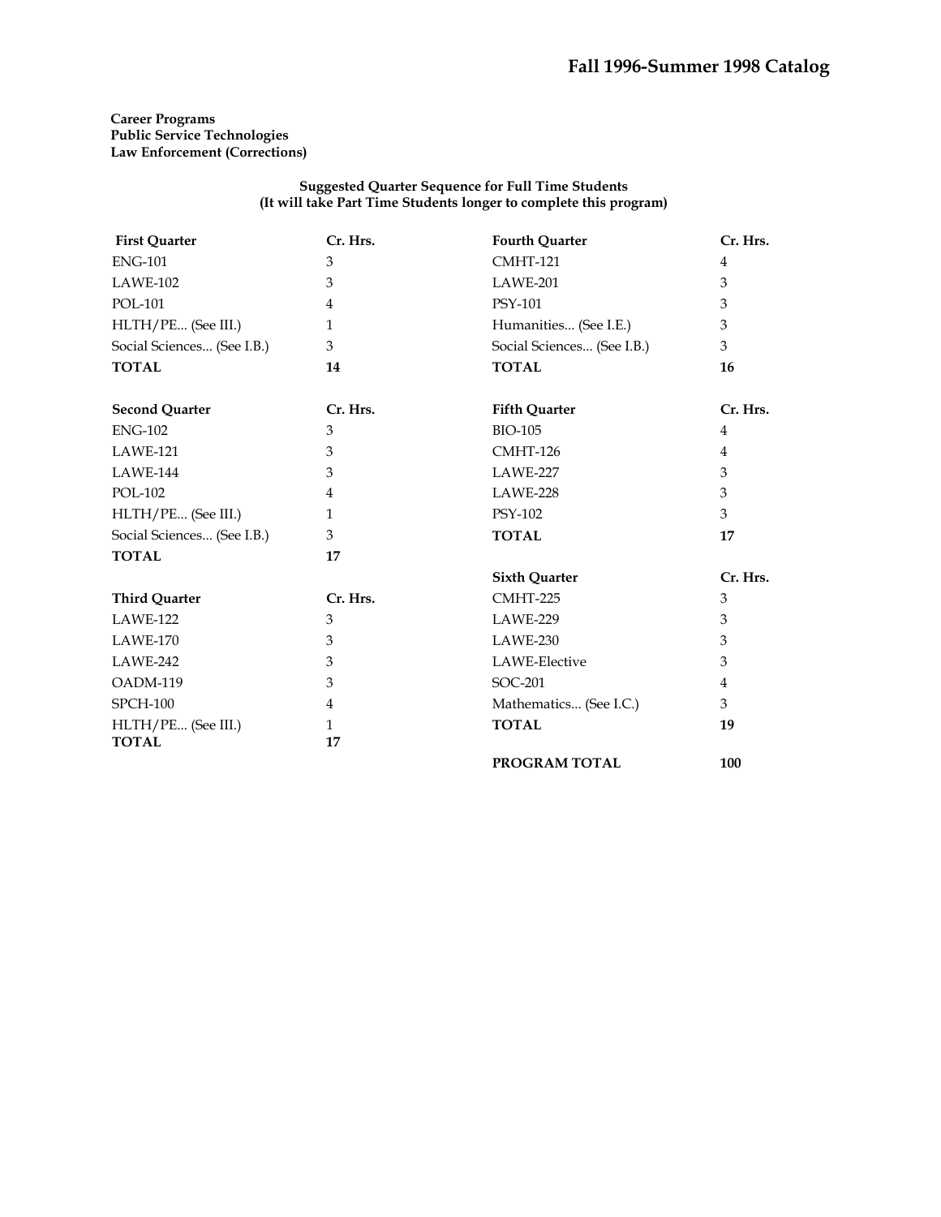**Career Programs**
**Public Service Technologies**
**Law Enforcement (Corrections)**

**Suggested Quarter Sequence for Full Time Students**
**(It will take Part Time Students longer to complete this program)**

| First Quarter | Cr. Hrs. |
|---|---|
| ENG-101 | 3 |
| LAWE-102 | 3 |
| POL-101 | 4 |
| HLTH/PE... (See III.) | 1 |
| Social Sciences... (See I.B.) | 3 |
| **TOTAL** | **14** |

| Second Quarter | Cr. Hrs. |
|---|---|
| ENG-102 | 3 |
| LAWE-121 | 3 |
| LAWE-144 | 3 |
| POL-102 | 4 |
| HLTH/PE... (See III.) | 1 |
| Social Sciences... (See I.B.) | 3 |
| **TOTAL** | **17** |

| Third Quarter | Cr. Hrs. |
|---|---|
| LAWE-122 | 3 |
| LAWE-170 | 3 |
| LAWE-242 | 3 |
| OADM-119 | 3 |
| SPCH-100 | 4 |
| HLTH/PE... (See III.) | 1 |
| **TOTAL** | **17** |

| Fourth Quarter | Cr. Hrs. |
|---|---|
| CMHT-121 | 4 |
| LAWE-201 | 3 |
| PSY-101 | 3 |
| Humanities... (See I.E.) | 3 |
| Social Sciences... (See I.B.) | 3 |
| **TOTAL** | **16** |

| Fifth Quarter | Cr. Hrs. |
|---|---|
| BIO-105 | 4 |
| CMHT-126 | 4 |
| LAWE-227 | 3 |
| LAWE-228 | 3 |
| PSY-102 | 3 |
| **TOTAL** | **17** |

| Sixth Quarter | Cr. Hrs. |
|---|---|
| CMHT-225 | 3 |
| LAWE-229 | 3 |
| LAWE-230 | 3 |
| LAWE-Elective | 3 |
| SOC-201 | 4 |
| Mathematics... (See I.C.) | 3 |
| **TOTAL** | **19** |

**PROGRAM TOTAL** **100**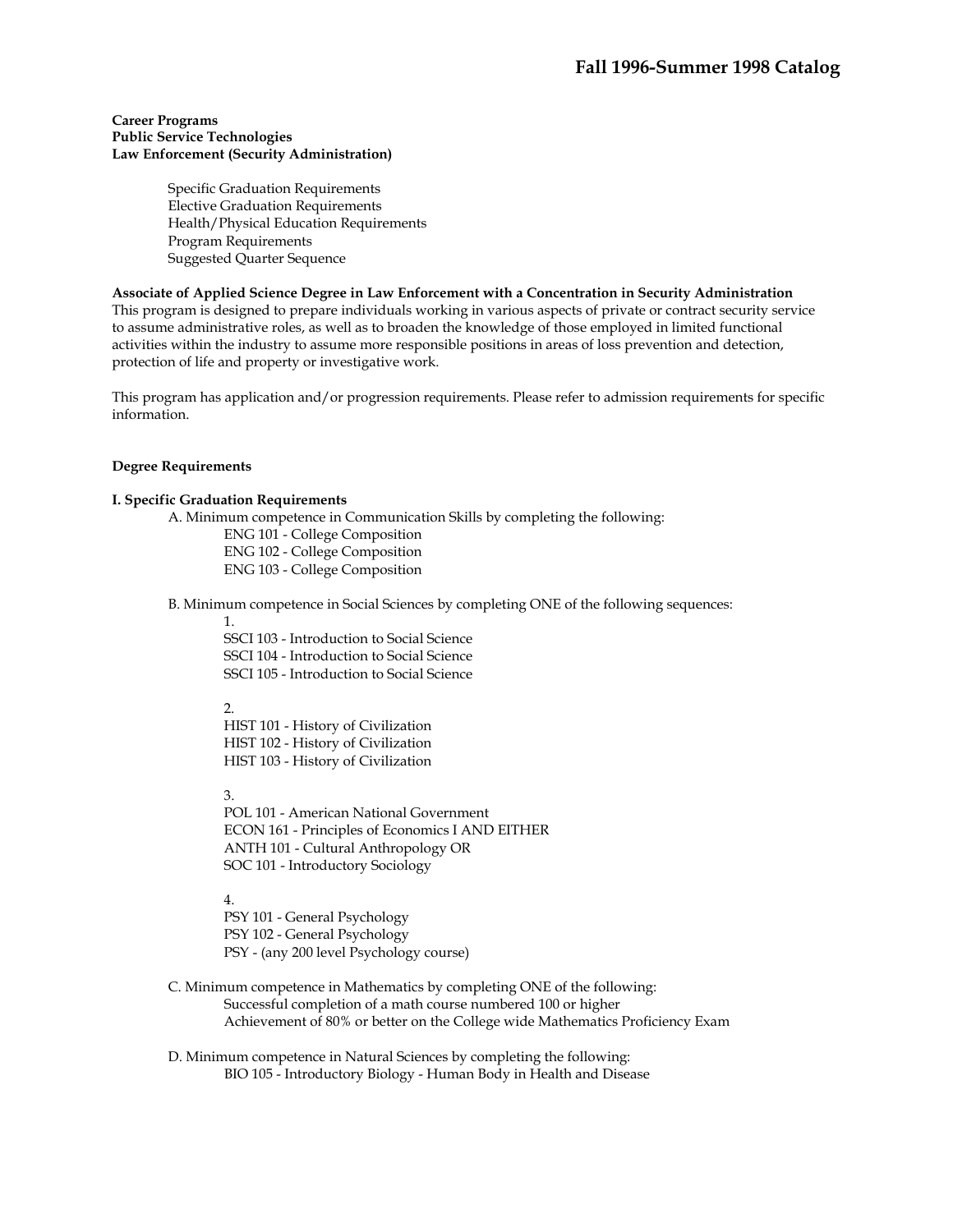**Career Programs**
**Public Service Technologies**
**Law Enforcement (Security Administration)**

- Specific Graduation Requirements
- Elective Graduation Requirements
- Health/Physical Education Requirements
- Program Requirements
- Suggested Quarter Sequence

**Associate of Applied Science Degree in Law Enforcement with a Concentration in Security Administration**
This program is designed to prepare individuals working in various aspects of private or contract security service to assume administrative roles, as well as to broaden the knowledge of those employed in limited functional activities within the industry to assume more responsible positions in areas of loss prevention and detection, protection of life and property or investigative work.

This program has application and/or progression requirements. Please refer to admission requirements for specific information.

**Degree Requirements**

**I. Specific Graduation Requirements**

A. Minimum competence in Communication Skills by completing the following:
- ENG 101 - College Composition
- ENG 102 - College Composition
- ENG 103 - College Composition

B. Minimum competence in Social Sciences by completing ONE of the following sequences:

1.
- SSCI 103 - Introduction to Social Science
- SSCI 104 - Introduction to Social Science
- SSCI 105 - Introduction to Social Science

2.
- HIST 101 - History of Civilization
- HIST 102 - History of Civilization
- HIST 103 - History of Civilization

3.
- POL 101 - American National Government
- ECON 161 - Principles of Economics I AND EITHER
- ANTH 101 - Cultural Anthropology OR
- SOC 101 - Introductory Sociology

4.
- PSY 101 - General Psychology
- PSY 102 - General Psychology
- PSY - (any 200 level Psychology course)

C. Minimum competence in Mathematics by completing ONE of the following:
- Successful completion of a math course numbered 100 or higher
- Achievement of 80% or better on the College wide Mathematics Proficiency Exam

D. Minimum competence in Natural Sciences by completing the following:
- BIO 105 - Introductory Biology - Human Body in Health and Disease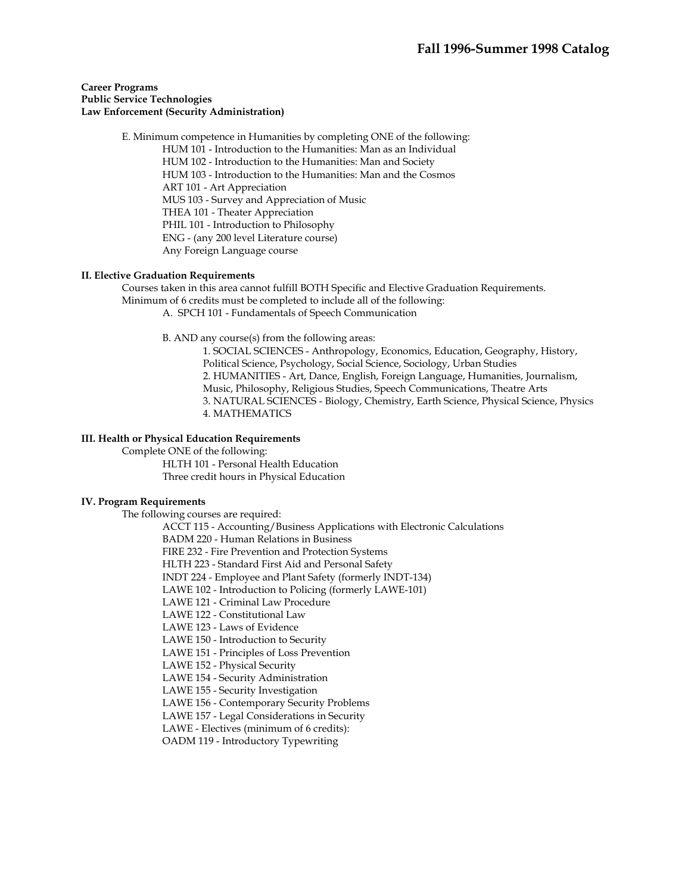**Career Programs**
**Public Service Technologies**
**Law Enforcement (Security Administration)**

E. Minimum competence in Humanities by completing ONE of the following:
- HUM 101 - Introduction to the Humanities: Man as an Individual
- HUM 102 - Introduction to the Humanities: Man and Society
- HUM 103 - Introduction to the Humanities: Man and the Cosmos
- ART 101 - Art Appreciation
- MUS 103 - Survey and Appreciation of Music
- THEA 101 - Theater Appreciation
- PHIL 101 - Introduction to Philosophy
- ENG - (any 200 level Literature course)
- Any Foreign Language course

### II. Elective Graduation Requirements

Courses taken in this area cannot fulfill BOTH Specific and Elective Graduation Requirements.
Minimum of 6 credits must be completed to include all of the following:

A. SPCH 101 - Fundamentals of Speech Communication

B. AND any course(s) from the following areas:
1. SOCIAL SCIENCES - Anthropology, Economics, Education, Geography, History, Political Science, Psychology, Social Science, Sociology, Urban Studies
2. HUMANITIES - Art, Dance, English, Foreign Language, Humanities, Journalism, Music, Philosophy, Religious Studies, Speech Communications, Theatre Arts
3. NATURAL SCIENCES - Biology, Chemistry, Earth Science, Physical Science, Physics
4. MATHEMATICS

### III. Health or Physical Education Requirements

Complete ONE of the following:
- HLTH 101 - Personal Health Education
- Three credit hours in Physical Education

### IV. Program Requirements

The following courses are required:
- ACCT 115 - Accounting/Business Applications with Electronic Calculations
- BADM 220 - Human Relations in Business
- FIRE 232 - Fire Prevention and Protection Systems
- HLTH 223 - Standard First Aid and Personal Safety
- INDT 224 - Employee and Plant Safety (formerly INDT-134)
- LAWE 102 - Introduction to Policing (formerly LAWE-101)
- LAWE 121 - Criminal Law Procedure
- LAWE 122 - Constitutional Law
- LAWE 123 - Laws of Evidence
- LAWE 150 - Introduction to Security
- LAWE 151 - Principles of Loss Prevention
- LAWE 152 - Physical Security
- LAWE 154 - Security Administration
- LAWE 155 - Security Investigation
- LAWE 156 - Contemporary Security Problems
- LAWE 157 - Legal Considerations in Security
- LAWE - Electives (minimum of 6 credits):
- OADM 119 - Introductory Typewriting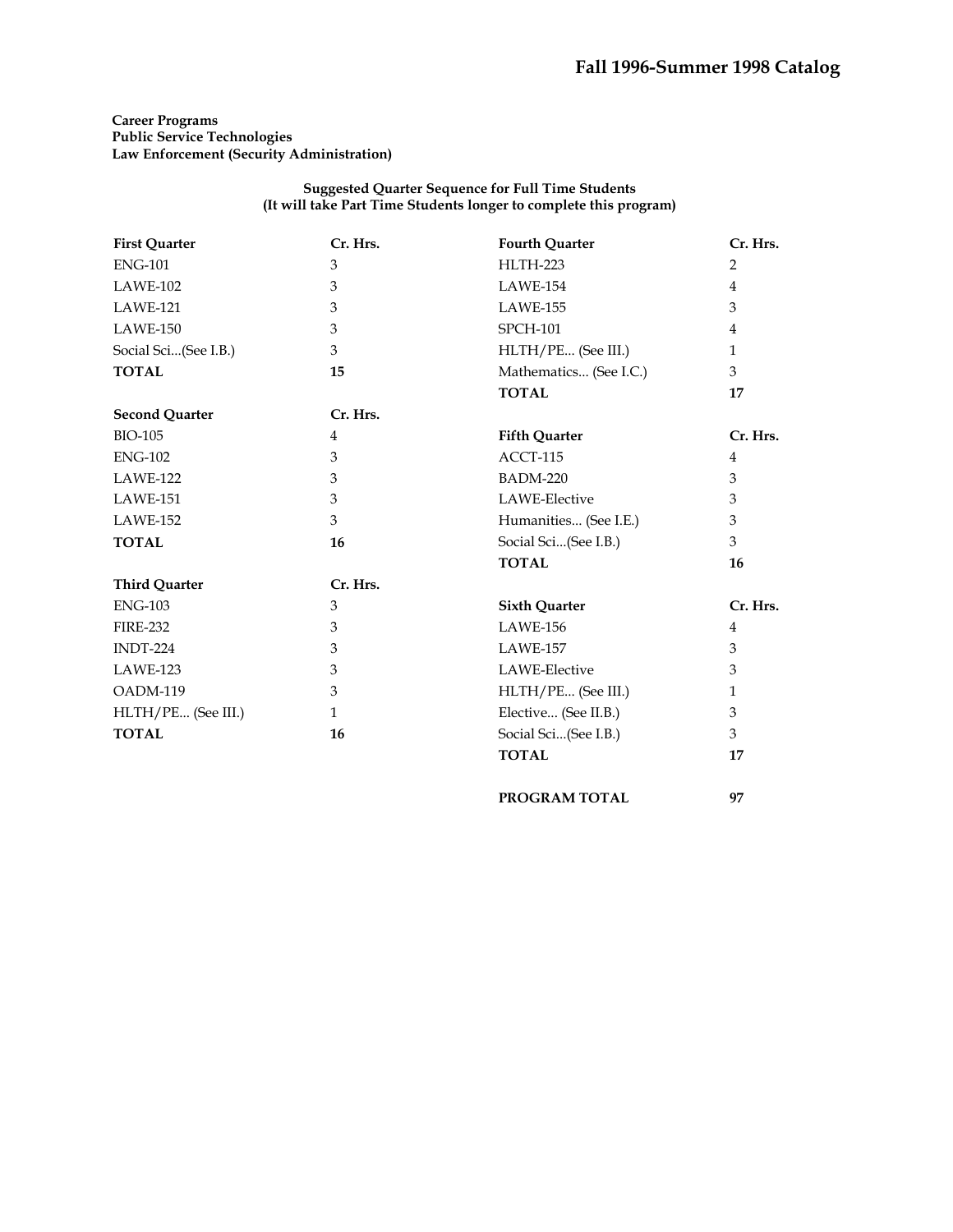**Career Programs**
**Public Service Technologies**
**Law Enforcement (Security Administration)**

**Suggested Quarter Sequence for Full Time Students**
**(It will take Part Time Students longer to complete this program)**

| First Quarter | Cr. Hrs. |
|---|---|
| ENG-101 | 3 |
| LAWE-102 | 3 |
| LAWE-121 | 3 |
| LAWE-150 | 3 |
| Social Sci...(See I.B.) | 3 |
| **TOTAL** | **15** |

| Second Quarter | Cr. Hrs. |
|---|---|
| BIO-105 | 4 |
| ENG-102 | 3 |
| LAWE-122 | 3 |
| LAWE-151 | 3 |
| LAWE-152 | 3 |
| **TOTAL** | **16** |

| Third Quarter | Cr. Hrs. |
|---|---|
| ENG-103 | 3 |
| FIRE-232 | 3 |
| INDT-224 | 3 |
| LAWE-123 | 3 |
| OADM-119 | 3 |
| HLTH/PE... (See III.) | 1 |
| **TOTAL** | **16** |

| Fourth Quarter | Cr. Hrs. |
|---|---|
| HLTH-223 | 2 |
| LAWE-154 | 4 |
| LAWE-155 | 3 |
| SPCH-101 | 4 |
| HLTH/PE... (See III.) | 1 |
| Mathematics... (See I.C.) | 3 |
| **TOTAL** | **17** |

| Fifth Quarter | Cr. Hrs. |
|---|---|
| ACCT-115 | 4 |
| BADM-220 | 3 |
| LAWE-Elective | 3 |
| Humanities... (See I.E.) | 3 |
| Social Sci...(See I.B.) | 3 |
| **TOTAL** | **16** |

| Sixth Quarter | Cr. Hrs. |
|---|---|
| LAWE-156 | 4 |
| LAWE-157 | 3 |
| LAWE-Elective | 3 |
| HLTH/PE... (See III.) | 1 |
| Elective... (See II.B.) | 3 |
| Social Sci...(See I.B.) | 3 |
| **TOTAL** | **17** |

**PROGRAM TOTAL** **97**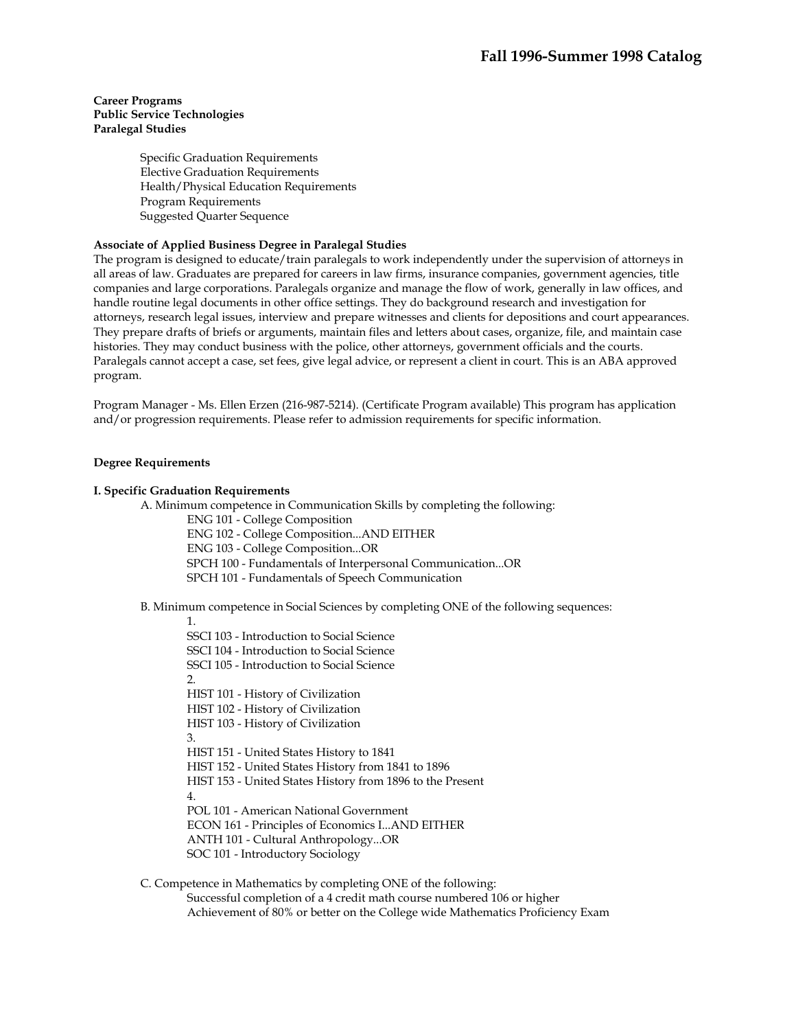# Fall 1996-Summer 1998 Catalog

**Career Programs**
**Public Service Technologies**
**Paralegal Studies**

- Specific Graduation Requirements
- Elective Graduation Requirements
- Health/Physical Education Requirements
- Program Requirements
- Suggested Quarter Sequence

**Associate of Applied Business Degree in Paralegal Studies**

The program is designed to educate/train paralegals to work independently under the supervision of attorneys in all areas of law. Graduates are prepared for careers in law firms, insurance companies, government agencies, title companies and large corporations. Paralegals organize and manage the flow of work, generally in law offices, and handle routine legal documents in other office settings. They do background research and investigation for attorneys, research legal issues, interview and prepare witnesses and clients for depositions and court appearances. They prepare drafts of briefs or arguments, maintain files and letters about cases, organize, file, and maintain case histories. They may conduct business with the police, other attorneys, government officials and the courts. Paralegals cannot accept a case, set fees, give legal advice, or represent a client in court. This is an ABA approved program.

Program Manager - Ms. Ellen Erzen (216-987-5214). (Certificate Program available) This program has application and/or progression requirements. Please refer to admission requirements for specific information.

**Degree Requirements**

**I. Specific Graduation Requirements**

A. Minimum competence in Communication Skills by completing the following:

ENG 101 - College Composition
ENG 102 - College Composition...AND EITHER
ENG 103 - College Composition...OR
SPCH 100 - Fundamentals of Interpersonal Communication...OR
SPCH 101 - Fundamentals of Speech Communication

B. Minimum competence in Social Sciences by completing ONE of the following sequences:

1.
SSCI 103 - Introduction to Social Science
SSCI 104 - Introduction to Social Science
SSCI 105 - Introduction to Social Science

2.
HIST 101 - History of Civilization
HIST 102 - History of Civilization
HIST 103 - History of Civilization

3.
HIST 151 - United States History to 1841
HIST 152 - United States History from 1841 to 1896
HIST 153 - United States History from 1896 to the Present

4.
POL 101 - American National Government
ECON 161 - Principles of Economics I...AND EITHER
ANTH 101 - Cultural Anthropology...OR
SOC 101 - Introductory Sociology

C. Competence in Mathematics by completing ONE of the following:

Successful completion of a 4 credit math course numbered 106 or higher
Achievement of 80% or better on the College wide Mathematics Proficiency Exam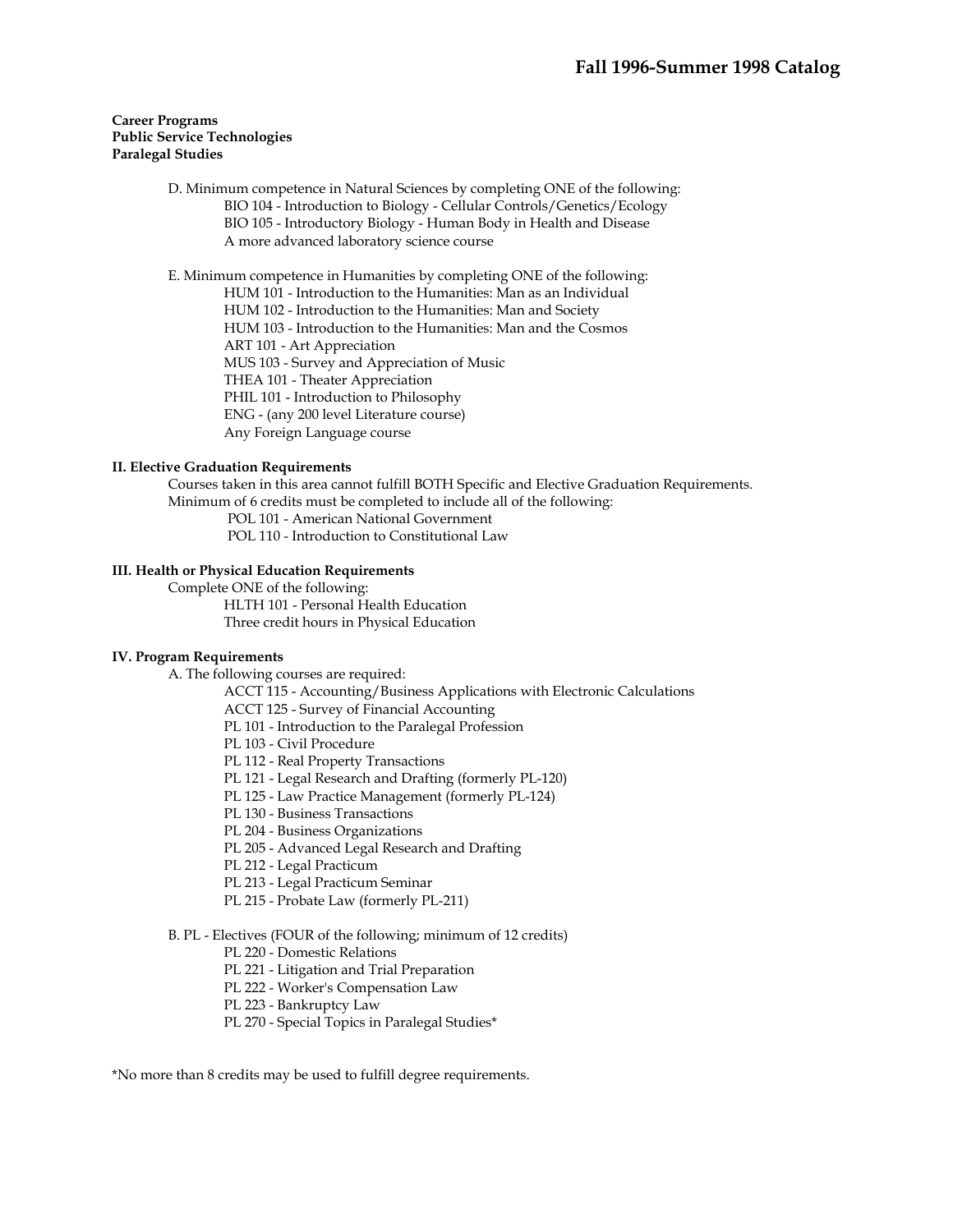**Career Programs**
**Public Service Technologies**
**Paralegal Studies**

D. Minimum competence in Natural Sciences by completing ONE of the following:
- BIO 104 - Introduction to Biology - Cellular Controls/Genetics/Ecology
- BIO 105 - Introductory Biology - Human Body in Health and Disease
- A more advanced laboratory science course

E. Minimum competence in Humanities by completing ONE of the following:
- HUM 101 - Introduction to the Humanities: Man as an Individual
- HUM 102 - Introduction to the Humanities: Man and Society
- HUM 103 - Introduction to the Humanities: Man and the Cosmos
- ART 101 - Art Appreciation
- MUS 103 - Survey and Appreciation of Music
- THEA 101 - Theater Appreciation
- PHIL 101 - Introduction to Philosophy
- ENG - (any 200 level Literature course)
- Any Foreign Language course

### II. Elective Graduation Requirements

Courses taken in this area cannot fulfill BOTH Specific and Elective Graduation Requirements.
Minimum of 6 credits must be completed to include all of the following:
- POL 101 - American National Government
- POL 110 - Introduction to Constitutional Law

### III. Health or Physical Education Requirements

Complete ONE of the following:
- HLTH 101 - Personal Health Education
- Three credit hours in Physical Education

### IV. Program Requirements

A. The following courses are required:
- ACCT 115 - Accounting/Business Applications with Electronic Calculations
- ACCT 125 - Survey of Financial Accounting
- PL 101 - Introduction to the Paralegal Profession
- PL 103 - Civil Procedure
- PL 112 - Real Property Transactions
- PL 121 - Legal Research and Drafting (formerly PL-120)
- PL 125 - Law Practice Management (formerly PL-124)
- PL 130 - Business Transactions
- PL 204 - Business Organizations
- PL 205 - Advanced Legal Research and Drafting
- PL 212 - Legal Practicum
- PL 213 - Legal Practicum Seminar
- PL 215 - Probate Law (formerly PL-211)

B. PL - Electives (FOUR of the following; minimum of 12 credits)
- PL 220 - Domestic Relations
- PL 221 - Litigation and Trial Preparation
- PL 222 - Worker's Compensation Law
- PL 223 - Bankruptcy Law
- PL 270 - Special Topics in Paralegal Studies*

*No more than 8 credits may be used to fulfill degree requirements.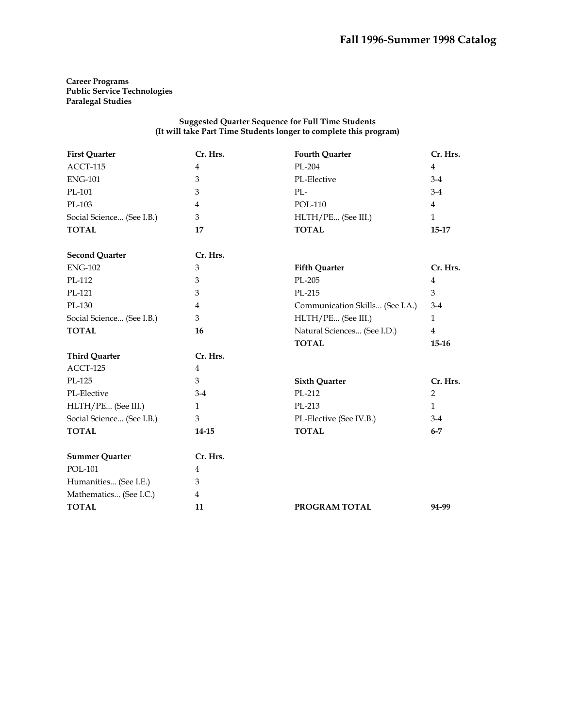**Career Programs**
**Public Service Technologies**
**Paralegal Studies**

**Suggested Quarter Sequence for Full Time Students**
**(It will take Part Time Students longer to complete this program)**

| **First Quarter** | **Cr. Hrs.** |
|---|---|
| ACCT-115 | 4 |
| ENG-101 | 3 |
| PL-101 | 3 |
| PL-103 | 4 |
| Social Science... (See I.B.) | 3 |
| **TOTAL** | **17** |

| **Second Quarter** | **Cr. Hrs.** |
|---|---|
| ENG-102 | 3 |
| PL-112 | 3 |
| PL-121 | 3 |
| PL-130 | 4 |
| Social Science... (See I.B.) | 3 |
| **TOTAL** | **16** |

| **Third Quarter** | **Cr. Hrs.** |
|---|---|
| ACCT-125 | 4 |
| PL-125 | 3 |
| PL-Elective | 3-4 |
| HLTH/PE... (See III.) | 1 |
| Social Science... (See I.B.) | 3 |
| **TOTAL** | **14-15** |

| **Summer Quarter** | **Cr. Hrs.** |
|---|---|
| POL-101 | 4 |
| Humanities... (See I.E.) | 3 |
| Mathematics... (See I.C.) | 4 |
| **TOTAL** | **11** |

| **Fourth Quarter** | **Cr. Hrs.** |
|---|---|
| PL-204 | 4 |
| PL-Elective | 3-4 |
| PL- | 3-4 |
| POL-110 | 4 |
| HLTH/PE... (See III.) | 1 |
| **TOTAL** | **15-17** |

| **Fifth Quarter** | **Cr. Hrs.** |
|---|---|
| PL-205 | 4 |
| PL-215 | 3 |
| Communication Skills... (See I.A.) | 3-4 |
| HLTH/PE... (See III.) | 1 |
| Natural Sciences... (See I.D.) | 4 |
| **TOTAL** | **15-16** |

| **Sixth Quarter** | **Cr. Hrs.** |
|---|---|
| PL-212 | 2 |
| PL-213 | 1 |
| PL-Elective (See IV.B.) | 3-4 |
| **TOTAL** | **6-7** |

**PROGRAM TOTAL** **94-99**